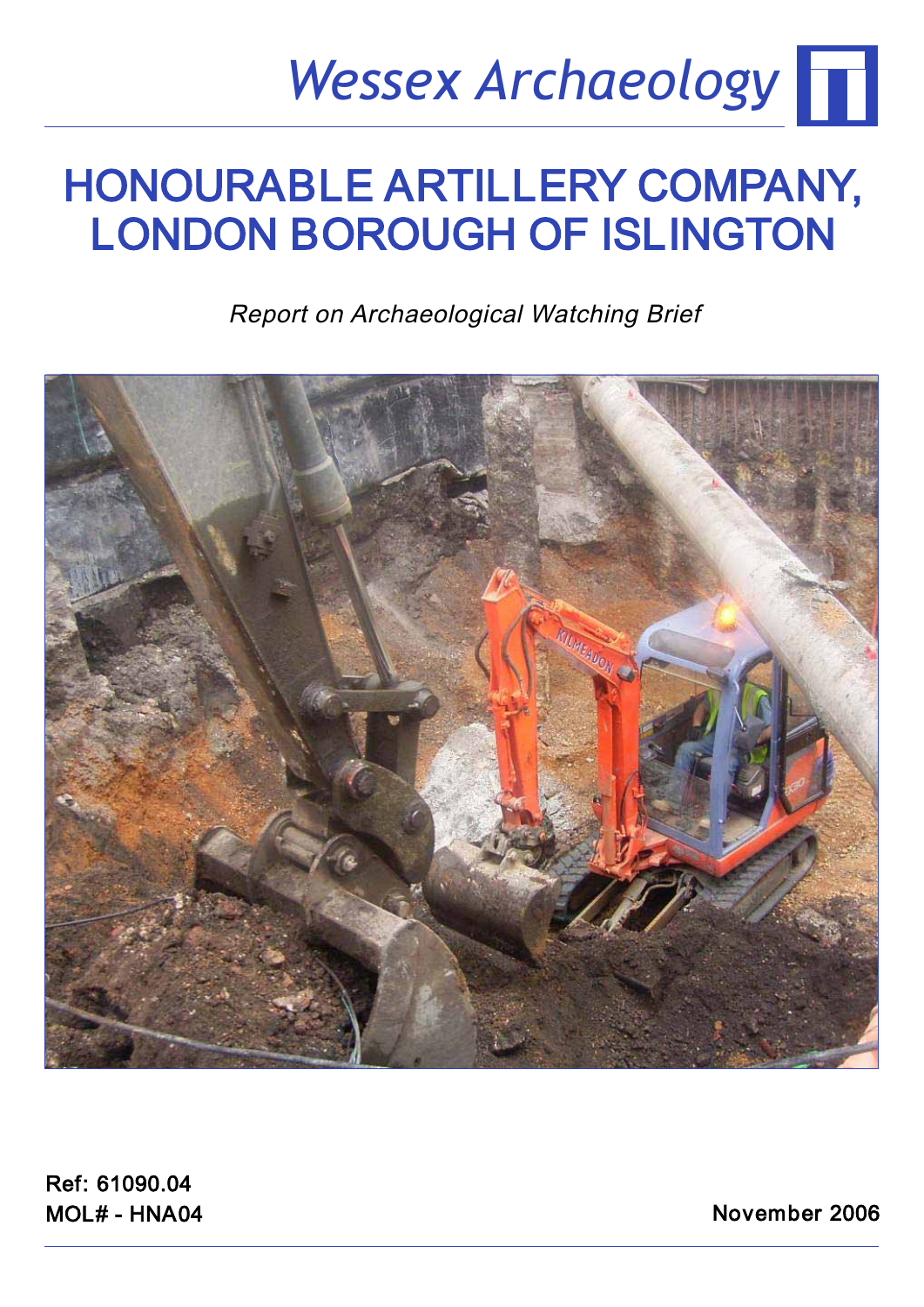Wessex Archaeology

# HONOURABLE ARTILLERY COMPANY, LONDON BOROUGH OF ISLINGTON

*Report on Archaeological Watching Brief*

**Ref: 61090.04**
**MOL# - HNA04**

**November 2006**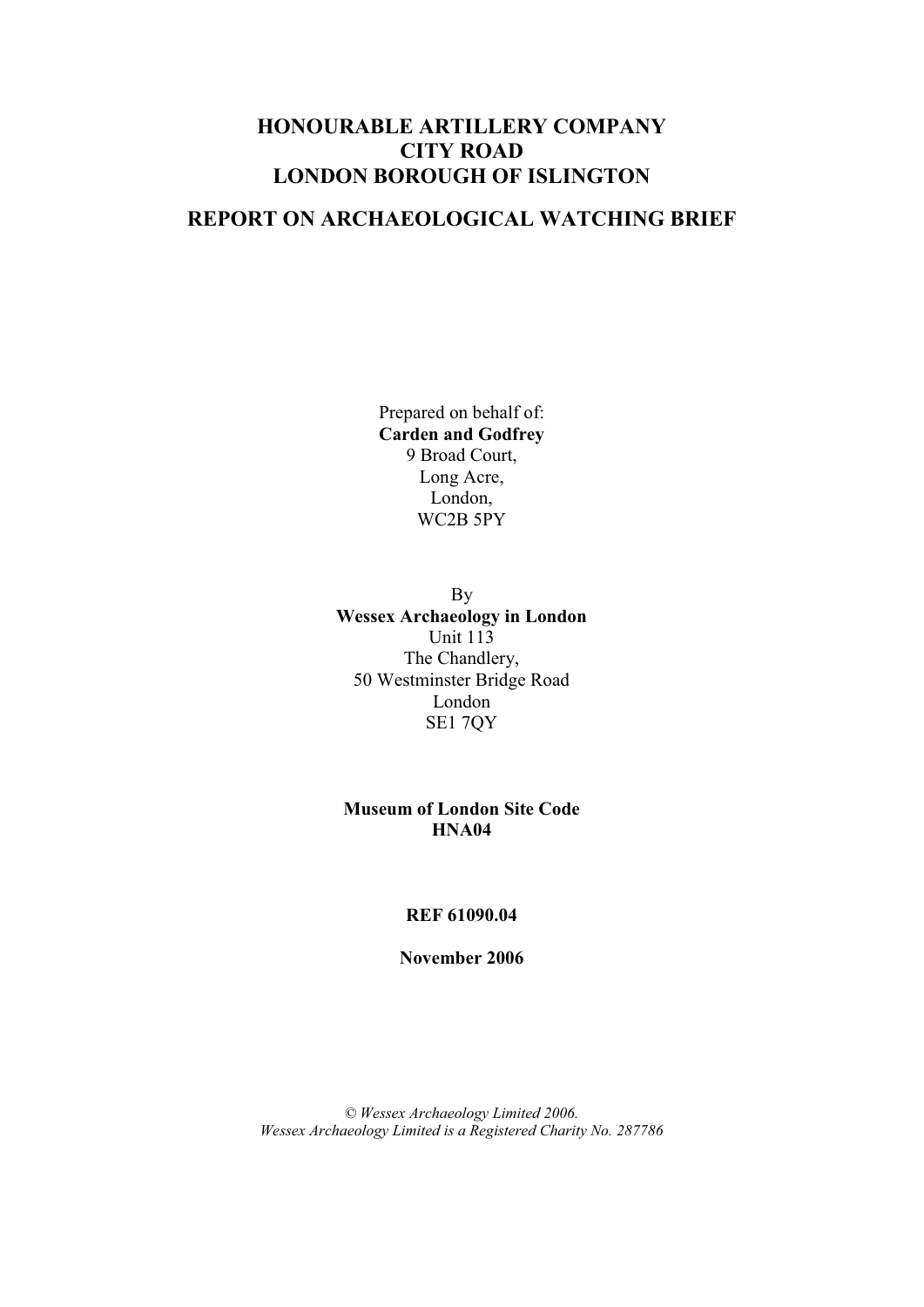# HONOURABLE ARTILLERY COMPANY
# CITY ROAD
# LONDON BOROUGH OF ISLINGTON

## REPORT ON ARCHAEOLOGICAL WATCHING BRIEF

Prepared on behalf of:
**Carden and Godfrey**
9 Broad Court,
Long Acre,
London,
WC2B 5PY

By
**Wessex Archaeology in London**
Unit 113
The Chandlery,
50 Westminster Bridge Road
London
SE1 7QY

**Museum of London Site Code**
**HNA04**

**REF 61090.04**

**November 2006**

*© Wessex Archaeology Limited 2006.*
*Wessex Archaeology Limited is a Registered Charity No. 287786*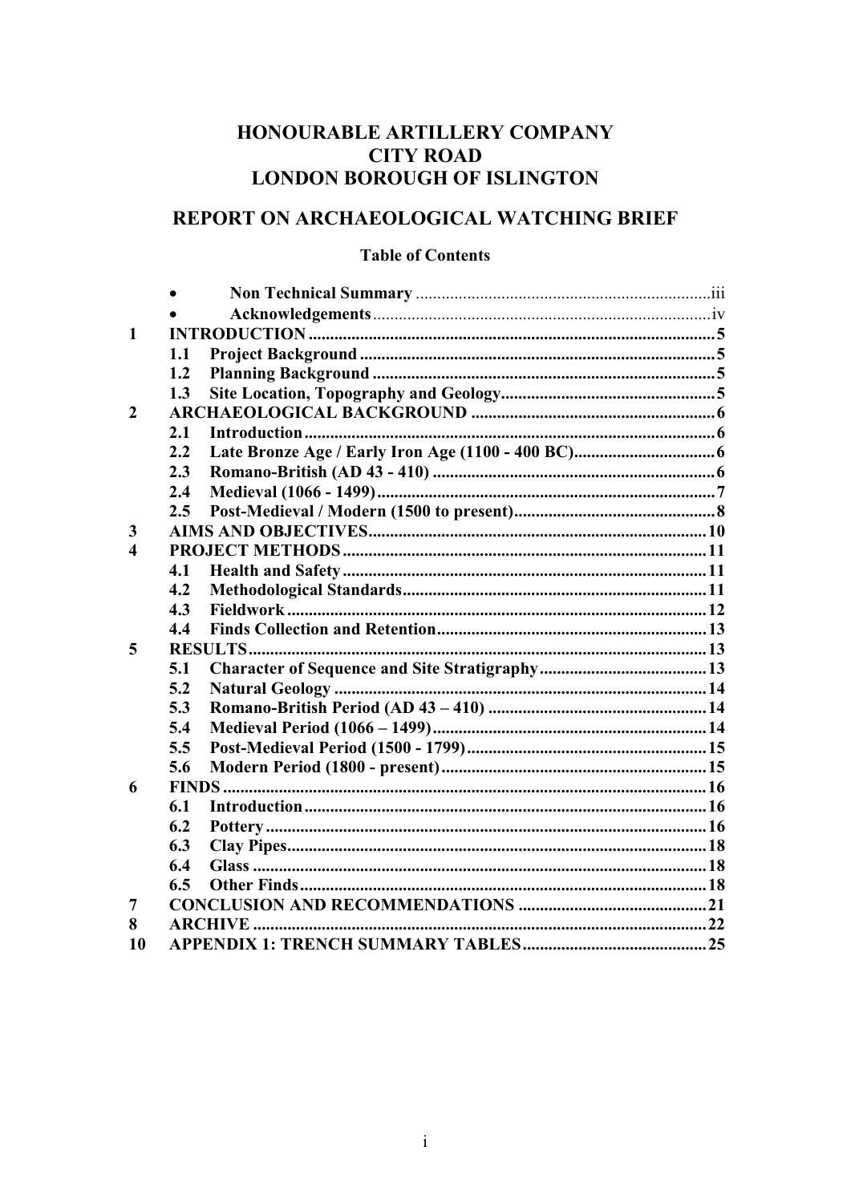# HONOURABLE ARTILLERY COMPANY
# CITY ROAD
# LONDON BOROUGH OF ISLINGTON

## REPORT ON ARCHAEOLOGICAL WATCHING BRIEF

### Table of Contents

- **Non Technical Summary** .......... iii
- **Acknowledgements** .......... iv

**1 INTRODUCTION** .......... 5
- **1.1 Project Background** .......... 5
- **1.2 Planning Background** .......... 5
- **1.3 Site Location, Topography and Geology** .......... 5

**2 ARCHAEOLOGICAL BACKGROUND** .......... 6
- **2.1 Introduction** .......... 6
- **2.2 Late Bronze Age / Early Iron Age (1100 - 400 BC)** .......... 6
- **2.3 Romano-British (AD 43 - 410)** .......... 6
- **2.4 Medieval (1066 - 1499)** .......... 7
- **2.5 Post-Medieval / Modern (1500 to present)** .......... 8

**3 AIMS AND OBJECTIVES** .......... 10

**4 PROJECT METHODS** .......... 11
- **4.1 Health and Safety** .......... 11
- **4.2 Methodological Standards** .......... 11
- **4.3 Fieldwork** .......... 12
- **4.4 Finds Collection and Retention** .......... 13

**5 RESULTS** .......... 13
- **5.1 Character of Sequence and Site Stratigraphy** .......... 13
- **5.2 Natural Geology** .......... 14
- **5.3 Romano-British Period (AD 43 – 410)** .......... 14
- **5.4 Medieval Period (1066 – 1499)** .......... 14
- **5.5 Post-Medieval Period (1500 - 1799)** .......... 15
- **5.6 Modern Period (1800 - present)** .......... 15

**6 FINDS** .......... 16
- **6.1 Introduction** .......... 16
- **6.2 Pottery** .......... 16
- **6.3 Clay Pipes** .......... 18
- **6.4 Glass** .......... 18
- **6.5 Other Finds** .......... 18

**7 CONCLUSION AND RECOMMENDATIONS** .......... 21

**8 ARCHIVE** .......... 22

**10 APPENDIX 1: TRENCH SUMMARY TABLES** .......... 25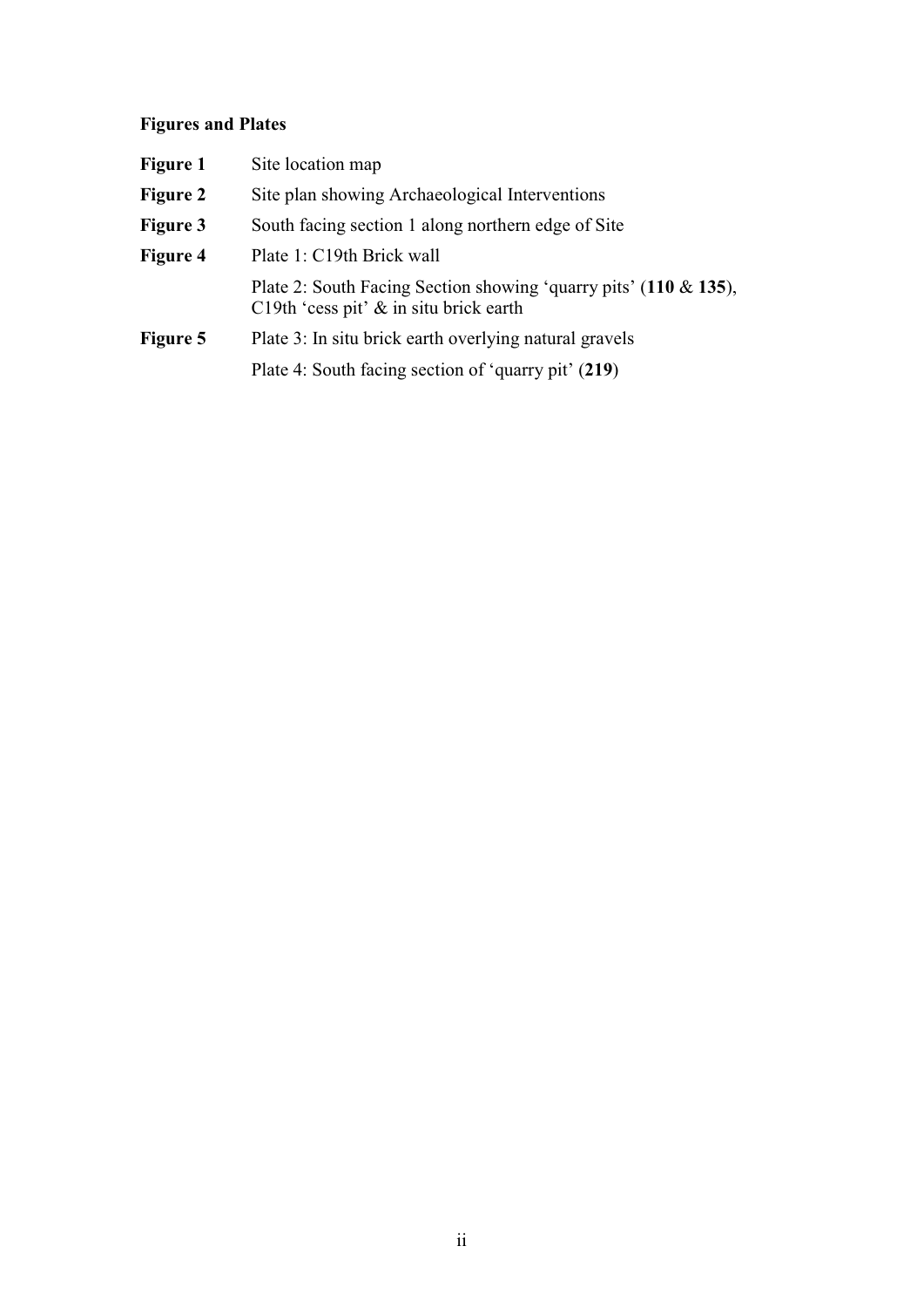**Figures and Plates**

| | |
|---|---|
| **Figure 1** | Site location map |
| **Figure 2** | Site plan showing Archaeological Interventions |
| **Figure 3** | South facing section 1 along northern edge of Site |
| **Figure 4** | Plate 1: C19th Brick wall |
| | Plate 2: South Facing Section showing 'quarry pits' (**110** & **135**), C19th 'cess pit' & in situ brick earth |
| **Figure 5** | Plate 3: In situ brick earth overlying natural gravels |
| | Plate 4: South facing section of 'quarry pit' (**219**) |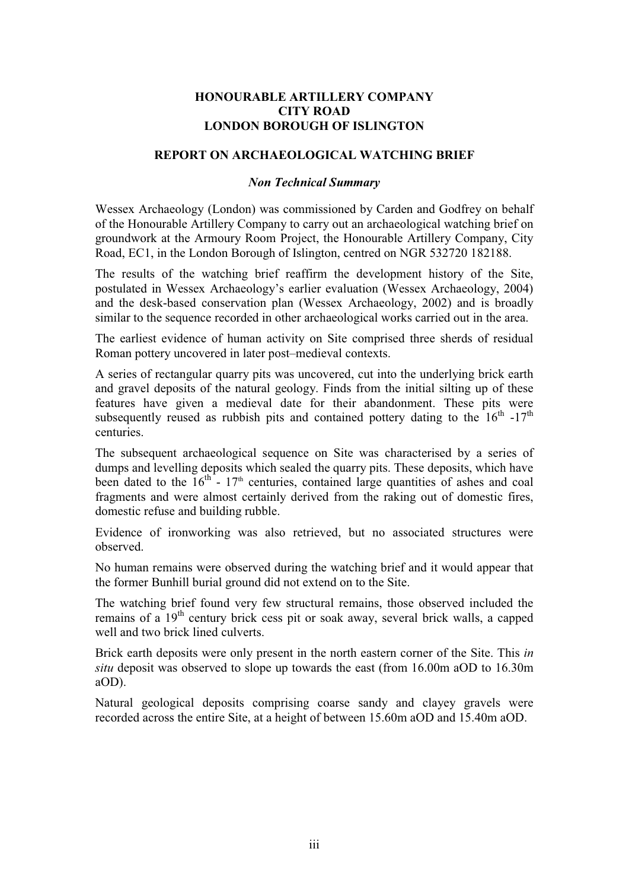# HONOURABLE ARTILLERY COMPANY
# CITY ROAD
# LONDON BOROUGH OF ISLINGTON

## REPORT ON ARCHAEOLOGICAL WATCHING BRIEF

### *Non Technical Summary*

Wessex Archaeology (London) was commissioned by Carden and Godfrey on behalf of the Honourable Artillery Company to carry out an archaeological watching brief on groundwork at the Armoury Room Project, the Honourable Artillery Company, City Road, EC1, in the London Borough of Islington, centred on NGR 532720 182188.

The results of the watching brief reaffirm the development history of the Site, postulated in Wessex Archaeology's earlier evaluation (Wessex Archaeology, 2004) and the desk-based conservation plan (Wessex Archaeology, 2002) and is broadly similar to the sequence recorded in other archaeological works carried out in the area.

The earliest evidence of human activity on Site comprised three sherds of residual Roman pottery uncovered in later post–medieval contexts.

A series of rectangular quarry pits was uncovered, cut into the underlying brick earth and gravel deposits of the natural geology. Finds from the initial silting up of these features have given a medieval date for their abandonment. These pits were subsequently reused as rubbish pits and contained pottery dating to the 16th -17th centuries.

The subsequent archaeological sequence on Site was characterised by a series of dumps and levelling deposits which sealed the quarry pits. These deposits, which have been dated to the 16th - 17th centuries, contained large quantities of ashes and coal fragments and were almost certainly derived from the raking out of domestic fires, domestic refuse and building rubble.

Evidence of ironworking was also retrieved, but no associated structures were observed.

No human remains were observed during the watching brief and it would appear that the former Bunhill burial ground did not extend on to the Site.

The watching brief found very few structural remains, those observed included the remains of a 19th century brick cess pit or soak away, several brick walls, a capped well and two brick lined culverts.

Brick earth deposits were only present in the north eastern corner of the Site. This *in situ* deposit was observed to slope up towards the east (from 16.00m aOD to 16.30m aOD).

Natural geological deposits comprising coarse sandy and clayey gravels were recorded across the entire Site, at a height of between 15.60m aOD and 15.40m aOD.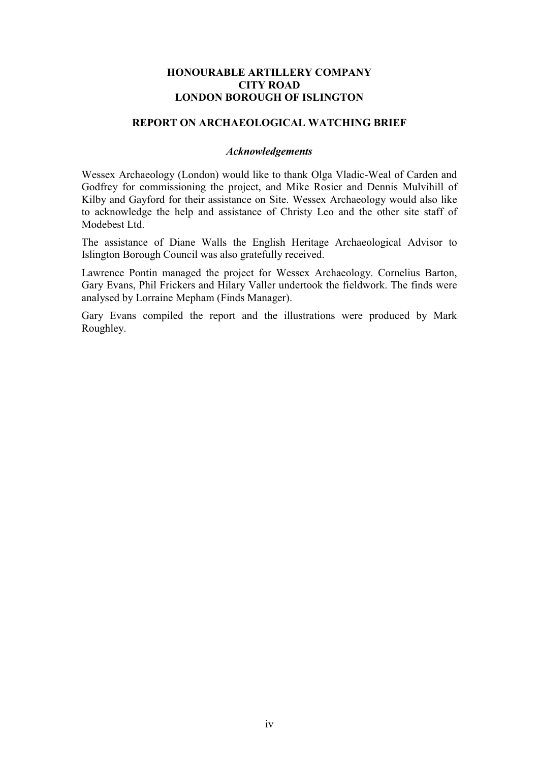**HONOURABLE ARTILLERY COMPANY**
**CITY ROAD**
**LONDON BOROUGH OF ISLINGTON**

**REPORT ON ARCHAEOLOGICAL WATCHING BRIEF**

### *Acknowledgements*

Wessex Archaeology (London) would like to thank Olga Vladic-Weal of Carden and Godfrey for commissioning the project, and Mike Rosier and Dennis Mulvihill of Kilby and Gayford for their assistance on Site. Wessex Archaeology would also like to acknowledge the help and assistance of Christy Leo and the other site staff of Modebest Ltd.

The assistance of Diane Walls the English Heritage Archaeological Advisor to Islington Borough Council was also gratefully received.

Lawrence Pontin managed the project for Wessex Archaeology. Cornelius Barton, Gary Evans, Phil Frickers and Hilary Valler undertook the fieldwork. The finds were analysed by Lorraine Mepham (Finds Manager).

Gary Evans compiled the report and the illustrations were produced by Mark Roughley.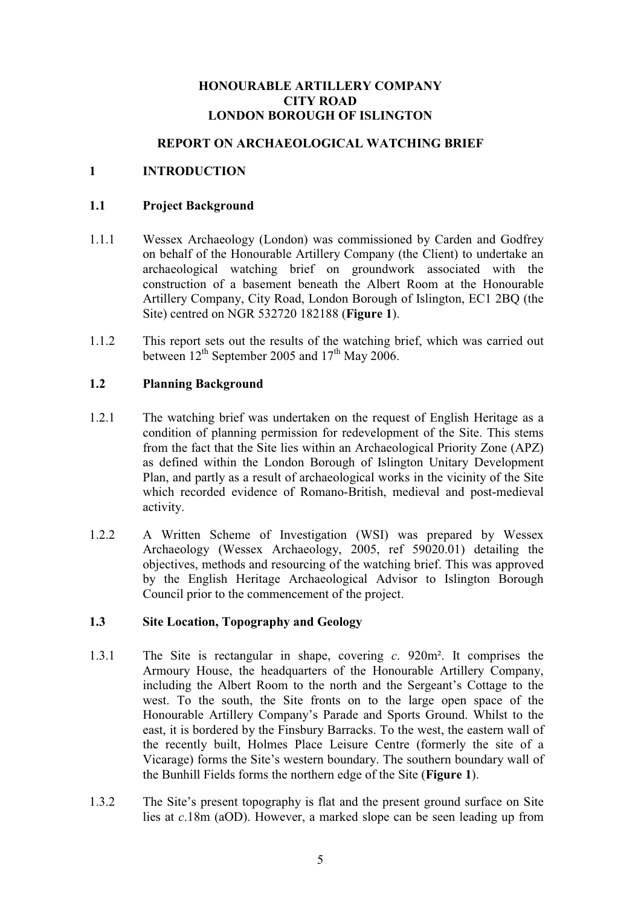**HONOURABLE ARTILLERY COMPANY**
**CITY ROAD**
**LONDON BOROUGH OF ISLINGTON**

**REPORT ON ARCHAEOLOGICAL WATCHING BRIEF**

# 1 INTRODUCTION

## 1.1 Project Background

1.1.1 Wessex Archaeology (London) was commissioned by Carden and Godfrey on behalf of the Honourable Artillery Company (the Client) to undertake an archaeological watching brief on groundwork associated with the construction of a basement beneath the Albert Room at the Honourable Artillery Company, City Road, London Borough of Islington, EC1 2BQ (the Site) centred on NGR 532720 182188 (**Figure 1**).

1.1.2 This report sets out the results of the watching brief, which was carried out between 12th September 2005 and 17th May 2006.

## 1.2 Planning Background

1.2.1 The watching brief was undertaken on the request of English Heritage as a condition of planning permission for redevelopment of the Site. This stems from the fact that the Site lies within an Archaeological Priority Zone (APZ) as defined within the London Borough of Islington Unitary Development Plan, and partly as a result of archaeological works in the vicinity of the Site which recorded evidence of Romano-British, medieval and post-medieval activity.

1.2.2 A Written Scheme of Investigation (WSI) was prepared by Wessex Archaeology (Wessex Archaeology, 2005, ref 59020.01) detailing the objectives, methods and resourcing of the watching brief. This was approved by the English Heritage Archaeological Advisor to Islington Borough Council prior to the commencement of the project.

## 1.3 Site Location, Topography and Geology

1.3.1 The Site is rectangular in shape, covering *c*. 920m². It comprises the Armoury House, the headquarters of the Honourable Artillery Company, including the Albert Room to the north and the Sergeant's Cottage to the west. To the south, the Site fronts on to the large open space of the Honourable Artillery Company's Parade and Sports Ground. Whilst to the east, it is bordered by the Finsbury Barracks. To the west, the eastern wall of the recently built, Holmes Place Leisure Centre (formerly the site of a Vicarage) forms the Site's western boundary. The southern boundary wall of the Bunhill Fields forms the northern edge of the Site (**Figure 1**).

1.3.2 The Site's present topography is flat and the present ground surface on Site lies at *c*.18m (aOD). However, a marked slope can be seen leading up from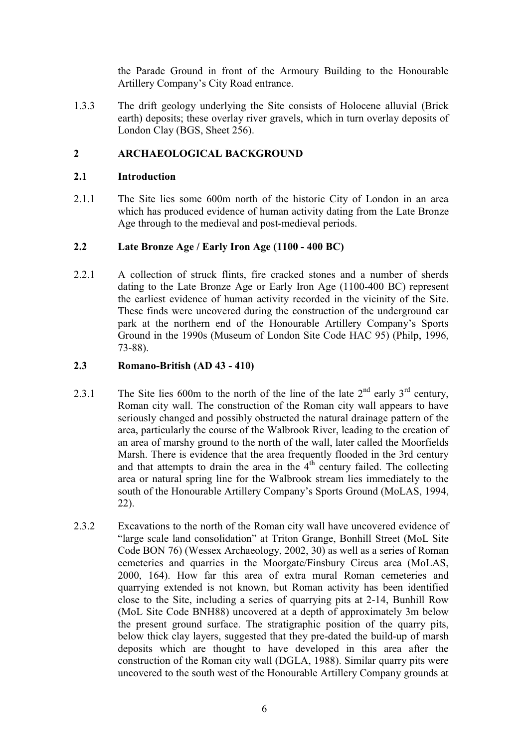the Parade Ground in front of the Armoury Building to the Honourable Artillery Company's City Road entrance.

1.3.3 The drift geology underlying the Site consists of Holocene alluvial (Brick earth) deposits; these overlay river gravels, which in turn overlay deposits of London Clay (BGS, Sheet 256).

## 2 ARCHAEOLOGICAL BACKGROUND

### 2.1 Introduction

2.1.1 The Site lies some 600m north of the historic City of London in an area which has produced evidence of human activity dating from the Late Bronze Age through to the medieval and post-medieval periods.

### 2.2 Late Bronze Age / Early Iron Age (1100 - 400 BC)

2.2.1 A collection of struck flints, fire cracked stones and a number of sherds dating to the Late Bronze Age or Early Iron Age (1100-400 BC) represent the earliest evidence of human activity recorded in the vicinity of the Site. These finds were uncovered during the construction of the underground car park at the northern end of the Honourable Artillery Company's Sports Ground in the 1990s (Museum of London Site Code HAC 95) (Philp, 1996, 73-88).

### 2.3 Romano-British (AD 43 - 410)

2.3.1 The Site lies 600m to the north of the line of the late 2nd early 3rd century, Roman city wall. The construction of the Roman city wall appears to have seriously changed and possibly obstructed the natural drainage pattern of the area, particularly the course of the Walbrook River, leading to the creation of an area of marshy ground to the north of the wall, later called the Moorfields Marsh. There is evidence that the area frequently flooded in the 3rd century and that attempts to drain the area in the 4th century failed. The collecting area or natural spring line for the Walbrook stream lies immediately to the south of the Honourable Artillery Company's Sports Ground (MoLAS, 1994, 22).

2.3.2 Excavations to the north of the Roman city wall have uncovered evidence of "large scale land consolidation" at Triton Grange, Bonhill Street (MoL Site Code BON 76) (Wessex Archaeology, 2002, 30) as well as a series of Roman cemeteries and quarries in the Moorgate/Finsbury Circus area (MoLAS, 2000, 164). How far this area of extra mural Roman cemeteries and quarrying extended is not known, but Roman activity has been identified close to the Site, including a series of quarrying pits at 2-14, Bunhill Row (MoL Site Code BNH88) uncovered at a depth of approximately 3m below the present ground surface. The stratigraphic position of the quarry pits, below thick clay layers, suggested that they pre-dated the build-up of marsh deposits which are thought to have developed in this area after the construction of the Roman city wall (DGLA, 1988). Similar quarry pits were uncovered to the south west of the Honourable Artillery Company grounds at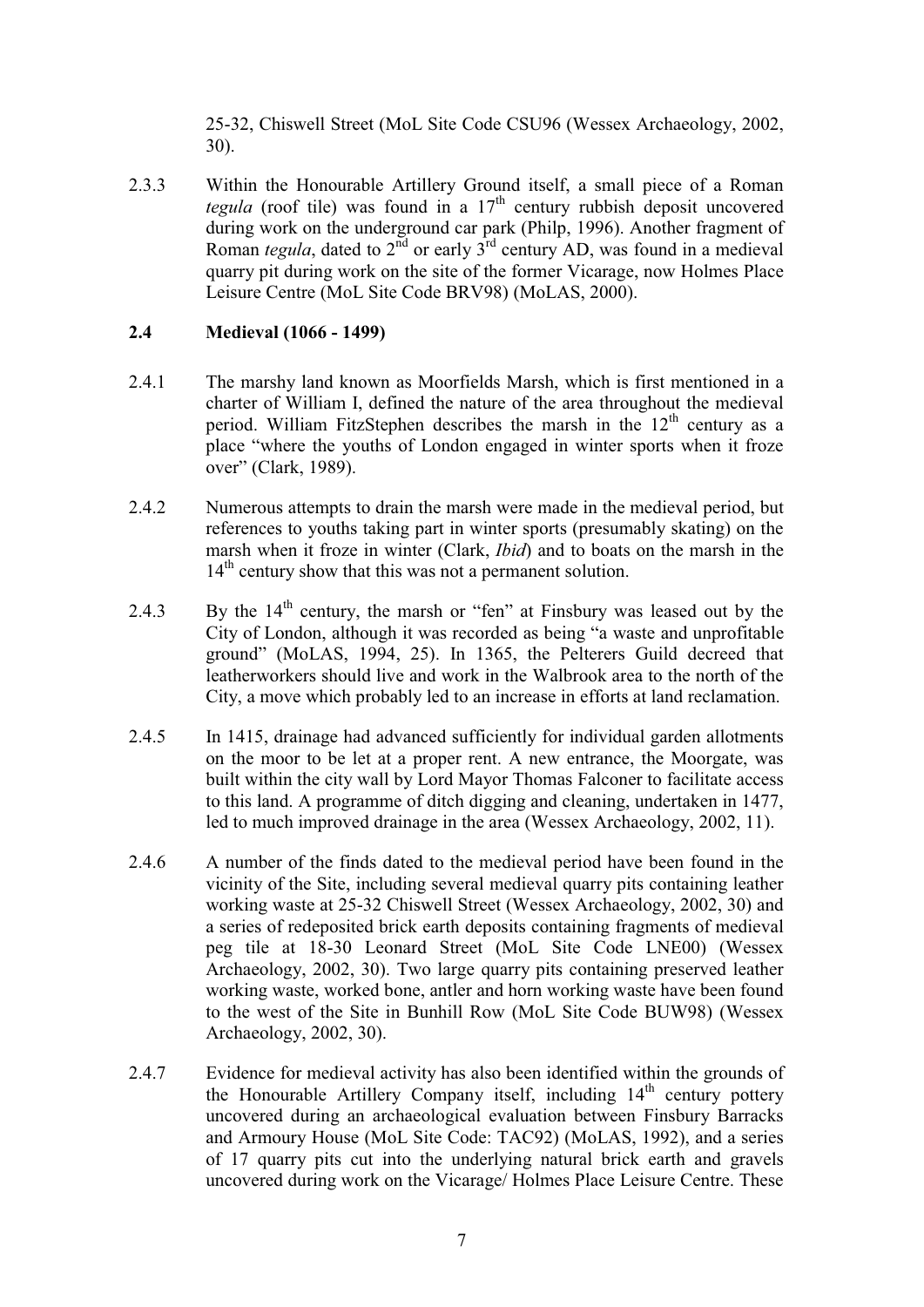25-32, Chiswell Street (MoL Site Code CSU96 (Wessex Archaeology, 2002, 30).

2.3.3 Within the Honourable Artillery Ground itself, a small piece of a Roman *tegula* (roof tile) was found in a 17th century rubbish deposit uncovered during work on the underground car park (Philp, 1996). Another fragment of Roman *tegula*, dated to 2nd or early 3rd century AD, was found in a medieval quarry pit during work on the site of the former Vicarage, now Holmes Place Leisure Centre (MoL Site Code BRV98) (MoLAS, 2000).

### 2.4 Medieval (1066 - 1499)

2.4.1 The marshy land known as Moorfields Marsh, which is first mentioned in a charter of William I, defined the nature of the area throughout the medieval period. William FitzStephen describes the marsh in the 12th century as a place "where the youths of London engaged in winter sports when it froze over" (Clark, 1989).

2.4.2 Numerous attempts to drain the marsh were made in the medieval period, but references to youths taking part in winter sports (presumably skating) on the marsh when it froze in winter (Clark, *Ibid*) and to boats on the marsh in the 14th century show that this was not a permanent solution.

2.4.3 By the 14th century, the marsh or "fen" at Finsbury was leased out by the City of London, although it was recorded as being "a waste and unprofitable ground" (MoLAS, 1994, 25). In 1365, the Pelterers Guild decreed that leatherworkers should live and work in the Walbrook area to the north of the City, a move which probably led to an increase in efforts at land reclamation.

2.4.5 In 1415, drainage had advanced sufficiently for individual garden allotments on the moor to be let at a proper rent. A new entrance, the Moorgate, was built within the city wall by Lord Mayor Thomas Falconer to facilitate access to this land. A programme of ditch digging and cleaning, undertaken in 1477, led to much improved drainage in the area (Wessex Archaeology, 2002, 11).

2.4.6 A number of the finds dated to the medieval period have been found in the vicinity of the Site, including several medieval quarry pits containing leather working waste at 25-32 Chiswell Street (Wessex Archaeology, 2002, 30) and a series of redeposited brick earth deposits containing fragments of medieval peg tile at 18-30 Leonard Street (MoL Site Code LNE00) (Wessex Archaeology, 2002, 30). Two large quarry pits containing preserved leather working waste, worked bone, antler and horn working waste have been found to the west of the Site in Bunhill Row (MoL Site Code BUW98) (Wessex Archaeology, 2002, 30).

2.4.7 Evidence for medieval activity has also been identified within the grounds of the Honourable Artillery Company itself, including 14th century pottery uncovered during an archaeological evaluation between Finsbury Barracks and Armoury House (MoL Site Code: TAC92) (MoLAS, 1992), and a series of 17 quarry pits cut into the underlying natural brick earth and gravels uncovered during work on the Vicarage/ Holmes Place Leisure Centre. These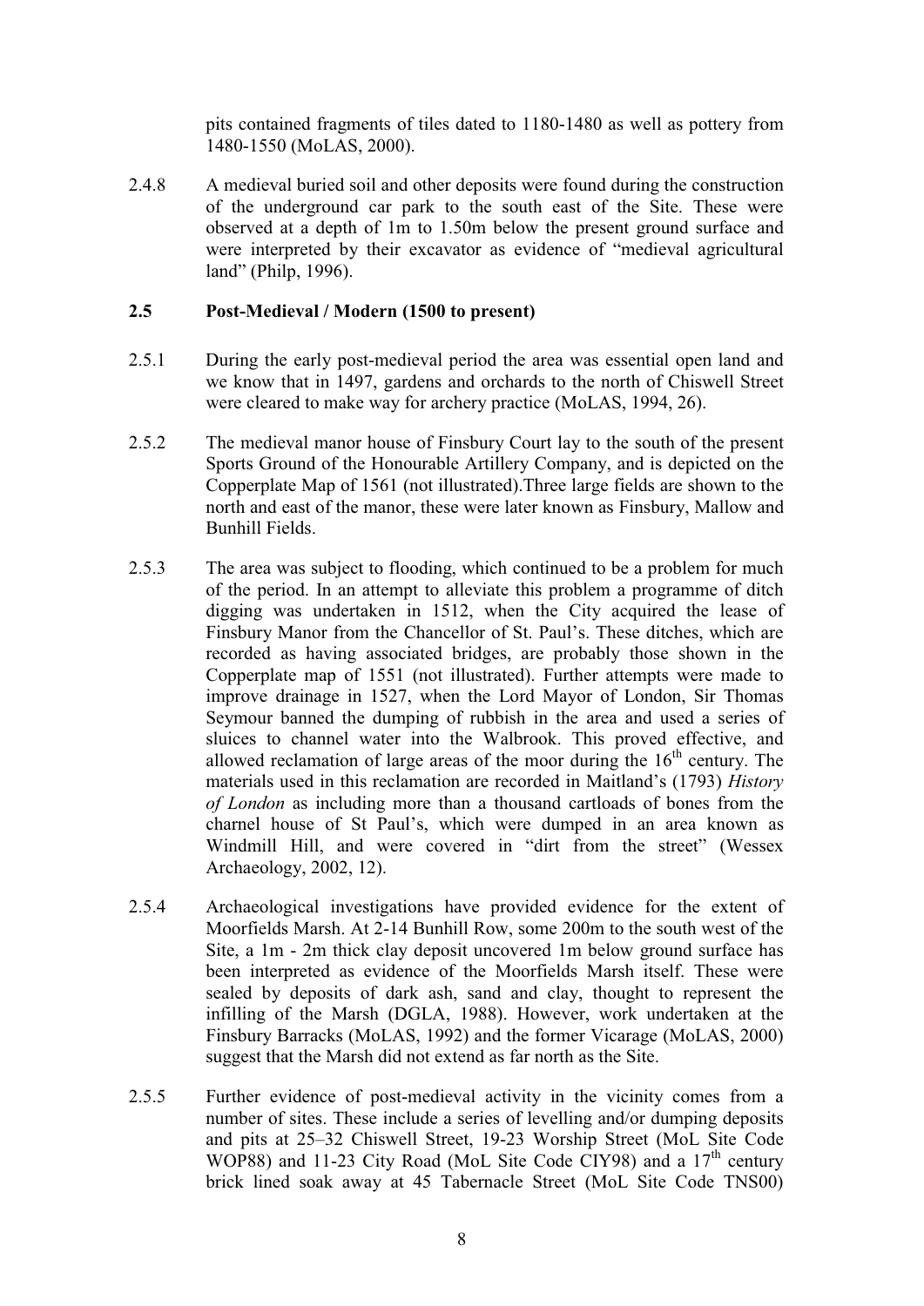pits contained fragments of tiles dated to 1180-1480 as well as pottery from 1480-1550 (MoLAS, 2000).

2.4.8 A medieval buried soil and other deposits were found during the construction of the underground car park to the south east of the Site. These were observed at a depth of 1m to 1.50m below the present ground surface and were interpreted by their excavator as evidence of "medieval agricultural land" (Philp, 1996).

### 2.5 Post-Medieval / Modern (1500 to present)

2.5.1 During the early post-medieval period the area was essential open land and we know that in 1497, gardens and orchards to the north of Chiswell Street were cleared to make way for archery practice (MoLAS, 1994, 26).

2.5.2 The medieval manor house of Finsbury Court lay to the south of the present Sports Ground of the Honourable Artillery Company, and is depicted on the Copperplate Map of 1561 (not illustrated).Three large fields are shown to the north and east of the manor, these were later known as Finsbury, Mallow and Bunhill Fields.

2.5.3 The area was subject to flooding, which continued to be a problem for much of the period. In an attempt to alleviate this problem a programme of ditch digging was undertaken in 1512, when the City acquired the lease of Finsbury Manor from the Chancellor of St. Paul's. These ditches, which are recorded as having associated bridges, are probably those shown in the Copperplate map of 1551 (not illustrated). Further attempts were made to improve drainage in 1527, when the Lord Mayor of London, Sir Thomas Seymour banned the dumping of rubbish in the area and used a series of sluices to channel water into the Walbrook. This proved effective, and allowed reclamation of large areas of the moor during the 16th century. The materials used in this reclamation are recorded in Maitland's (1793) *History of London* as including more than a thousand cartloads of bones from the charnel house of St Paul's, which were dumped in an area known as Windmill Hill, and were covered in "dirt from the street" (Wessex Archaeology, 2002, 12).

2.5.4 Archaeological investigations have provided evidence for the extent of Moorfields Marsh. At 2-14 Bunhill Row, some 200m to the south west of the Site, a 1m - 2m thick clay deposit uncovered 1m below ground surface has been interpreted as evidence of the Moorfields Marsh itself. These were sealed by deposits of dark ash, sand and clay, thought to represent the infilling of the Marsh (DGLA, 1988). However, work undertaken at the Finsbury Barracks (MoLAS, 1992) and the former Vicarage (MoLAS, 2000) suggest that the Marsh did not extend as far north as the Site.

2.5.5 Further evidence of post-medieval activity in the vicinity comes from a number of sites. These include a series of levelling and/or dumping deposits and pits at 25–32 Chiswell Street, 19-23 Worship Street (MoL Site Code WOP88) and 11-23 City Road (MoL Site Code CIY98) and a 17th century brick lined soak away at 45 Tabernacle Street (MoL Site Code TNS00)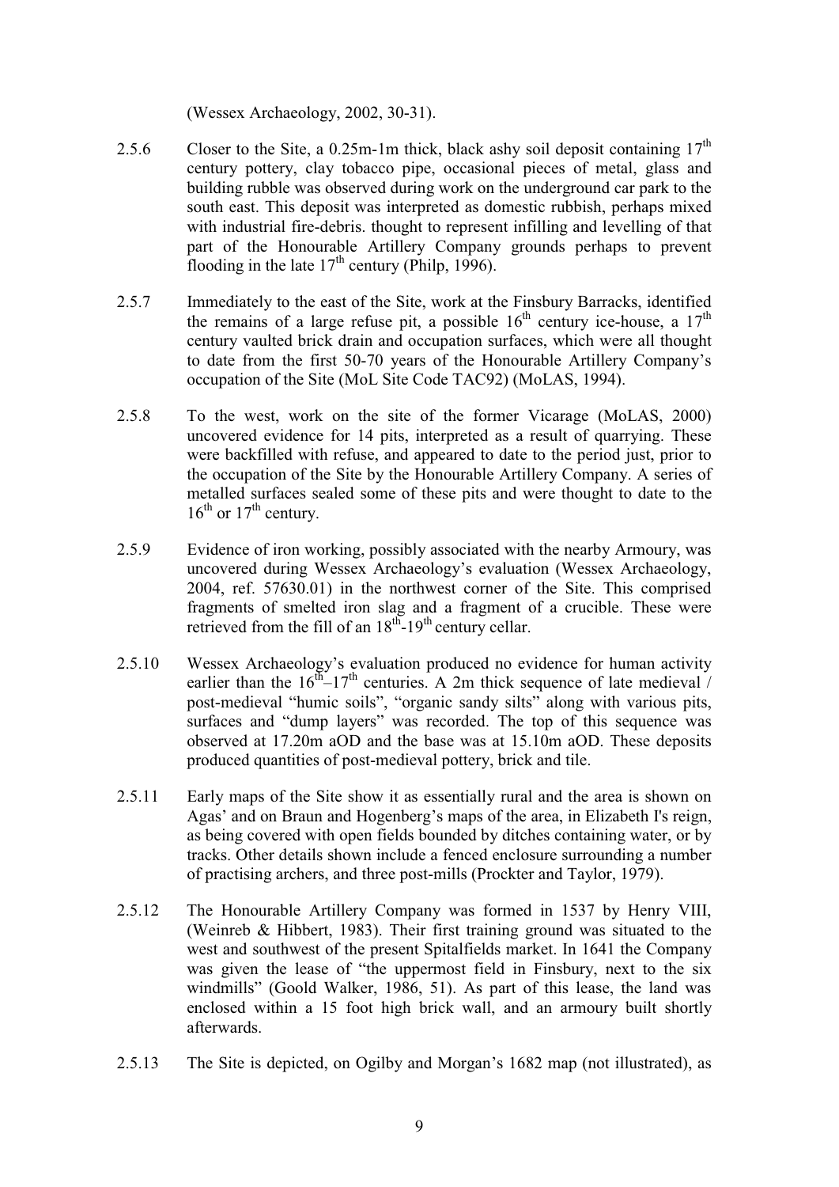(Wessex Archaeology, 2002, 30-31).

2.5.6 Closer to the Site, a 0.25m-1m thick, black ashy soil deposit containing 17th century pottery, clay tobacco pipe, occasional pieces of metal, glass and building rubble was observed during work on the underground car park to the south east. This deposit was interpreted as domestic rubbish, perhaps mixed with industrial fire-debris. thought to represent infilling and levelling of that part of the Honourable Artillery Company grounds perhaps to prevent flooding in the late 17th century (Philp, 1996).

2.5.7 Immediately to the east of the Site, work at the Finsbury Barracks, identified the remains of a large refuse pit, a possible 16th century ice-house, a 17th century vaulted brick drain and occupation surfaces, which were all thought to date from the first 50-70 years of the Honourable Artillery Company's occupation of the Site (MoL Site Code TAC92) (MoLAS, 1994).

2.5.8 To the west, work on the site of the former Vicarage (MoLAS, 2000) uncovered evidence for 14 pits, interpreted as a result of quarrying. These were backfilled with refuse, and appeared to date to the period just, prior to the occupation of the Site by the Honourable Artillery Company. A series of metalled surfaces sealed some of these pits and were thought to date to the 16th or 17th century.

2.5.9 Evidence of iron working, possibly associated with the nearby Armoury, was uncovered during Wessex Archaeology's evaluation (Wessex Archaeology, 2004, ref. 57630.01) in the northwest corner of the Site. This comprised fragments of smelted iron slag and a fragment of a crucible. These were retrieved from the fill of an 18th-19th century cellar.

2.5.10 Wessex Archaeology's evaluation produced no evidence for human activity earlier than the 16th–17th centuries. A 2m thick sequence of late medieval / post-medieval "humic soils", "organic sandy silts" along with various pits, surfaces and "dump layers" was recorded. The top of this sequence was observed at 17.20m aOD and the base was at 15.10m aOD. These deposits produced quantities of post-medieval pottery, brick and tile.

2.5.11 Early maps of the Site show it as essentially rural and the area is shown on Agas' and on Braun and Hogenberg's maps of the area, in Elizabeth I's reign, as being covered with open fields bounded by ditches containing water, or by tracks. Other details shown include a fenced enclosure surrounding a number of practising archers, and three post-mills (Prockter and Taylor, 1979).

2.5.12 The Honourable Artillery Company was formed in 1537 by Henry VIII, (Weinreb & Hibbert, 1983). Their first training ground was situated to the west and southwest of the present Spitalfields market. In 1641 the Company was given the lease of "the uppermost field in Finsbury, next to the six windmills" (Goold Walker, 1986, 51). As part of this lease, the land was enclosed within a 15 foot high brick wall, and an armoury built shortly afterwards.

2.5.13 The Site is depicted, on Ogilby and Morgan's 1682 map (not illustrated), as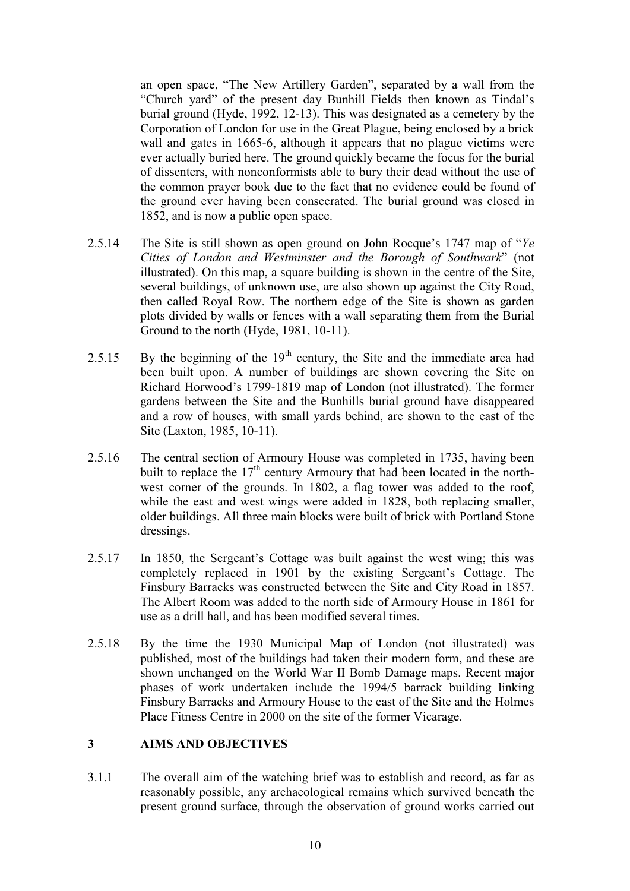an open space, "The New Artillery Garden", separated by a wall from the "Church yard" of the present day Bunhill Fields then known as Tindal's burial ground (Hyde, 1992, 12-13). This was designated as a cemetery by the Corporation of London for use in the Great Plague, being enclosed by a brick wall and gates in 1665-6, although it appears that no plague victims were ever actually buried here. The ground quickly became the focus for the burial of dissenters, with nonconformists able to bury their dead without the use of the common prayer book due to the fact that no evidence could be found of the ground ever having been consecrated. The burial ground was closed in 1852, and is now a public open space.

2.5.14 The Site is still shown as open ground on John Rocque's 1747 map of "*Ye Cities of London and Westminster and the Borough of Southwark*" (not illustrated). On this map, a square building is shown in the centre of the Site, several buildings, of unknown use, are also shown up against the City Road, then called Royal Row. The northern edge of the Site is shown as garden plots divided by walls or fences with a wall separating them from the Burial Ground to the north (Hyde, 1981, 10-11).

2.5.15 By the beginning of the 19th century, the Site and the immediate area had been built upon. A number of buildings are shown covering the Site on Richard Horwood's 1799-1819 map of London (not illustrated). The former gardens between the Site and the Bunhills burial ground have disappeared and a row of houses, with small yards behind, are shown to the east of the Site (Laxton, 1985, 10-11).

2.5.16 The central section of Armoury House was completed in 1735, having been built to replace the 17th century Armoury that had been located in the north-west corner of the grounds. In 1802, a flag tower was added to the roof, while the east and west wings were added in 1828, both replacing smaller, older buildings. All three main blocks were built of brick with Portland Stone dressings.

2.5.17 In 1850, the Sergeant's Cottage was built against the west wing; this was completely replaced in 1901 by the existing Sergeant's Cottage. The Finsbury Barracks was constructed between the Site and City Road in 1857. The Albert Room was added to the north side of Armoury House in 1861 for use as a drill hall, and has been modified several times.

2.5.18 By the time the 1930 Municipal Map of London (not illustrated) was published, most of the buildings had taken their modern form, and these are shown unchanged on the World War II Bomb Damage maps. Recent major phases of work undertaken include the 1994/5 barrack building linking Finsbury Barracks and Armoury House to the east of the Site and the Holmes Place Fitness Centre in 2000 on the site of the former Vicarage.

## 3 AIMS AND OBJECTIVES

3.1.1 The overall aim of the watching brief was to establish and record, as far as reasonably possible, any archaeological remains which survived beneath the present ground surface, through the observation of ground works carried out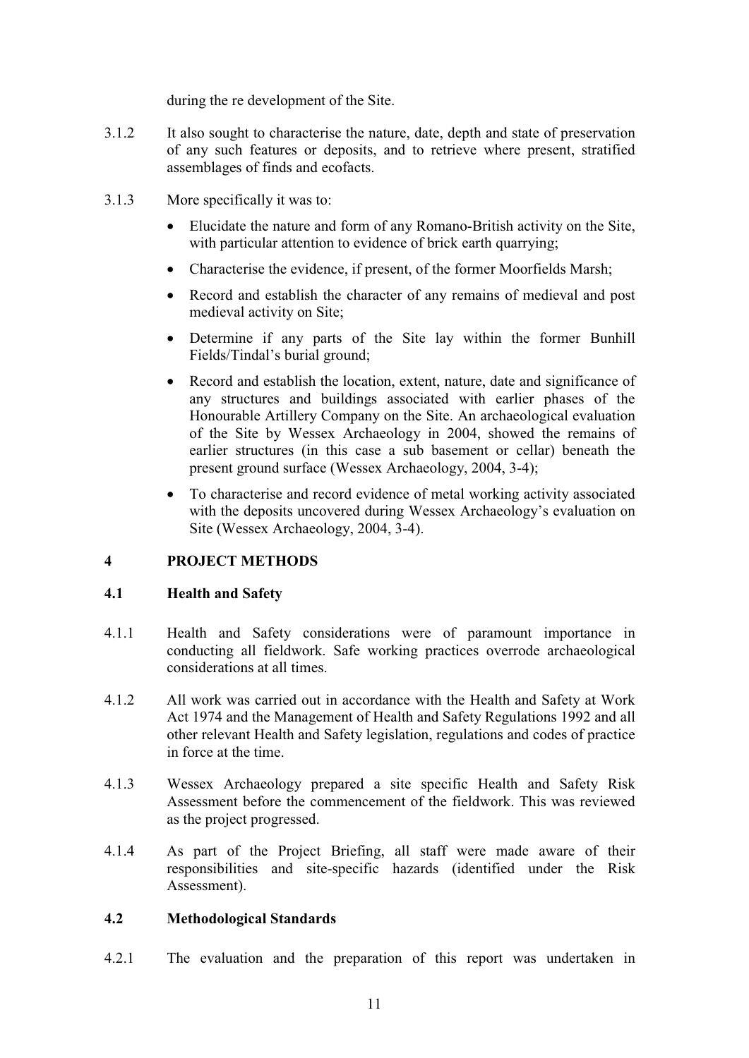during the re development of the Site.

3.1.2 It also sought to characterise the nature, date, depth and state of preservation of any such features or deposits, and to retrieve where present, stratified assemblages of finds and ecofacts.

3.1.3 More specifically it was to:

- Elucidate the nature and form of any Romano-British activity on the Site, with particular attention to evidence of brick earth quarrying;
- Characterise the evidence, if present, of the former Moorfields Marsh;
- Record and establish the character of any remains of medieval and post medieval activity on Site;
- Determine if any parts of the Site lay within the former Bunhill Fields/Tindal's burial ground;
- Record and establish the location, extent, nature, date and significance of any structures and buildings associated with earlier phases of the Honourable Artillery Company on the Site. An archaeological evaluation of the Site by Wessex Archaeology in 2004, showed the remains of earlier structures (in this case a sub basement or cellar) beneath the present ground surface (Wessex Archaeology, 2004, 3-4);
- To characterise and record evidence of metal working activity associated with the deposits uncovered during Wessex Archaeology's evaluation on Site (Wessex Archaeology, 2004, 3-4).

## 4 PROJECT METHODS

### 4.1 Health and Safety

4.1.1 Health and Safety considerations were of paramount importance in conducting all fieldwork. Safe working practices overrode archaeological considerations at all times.

4.1.2 All work was carried out in accordance with the Health and Safety at Work Act 1974 and the Management of Health and Safety Regulations 1992 and all other relevant Health and Safety legislation, regulations and codes of practice in force at the time.

4.1.3 Wessex Archaeology prepared a site specific Health and Safety Risk Assessment before the commencement of the fieldwork. This was reviewed as the project progressed.

4.1.4 As part of the Project Briefing, all staff were made aware of their responsibilities and site-specific hazards (identified under the Risk Assessment).

### 4.2 Methodological Standards

4.2.1 The evaluation and the preparation of this report was undertaken in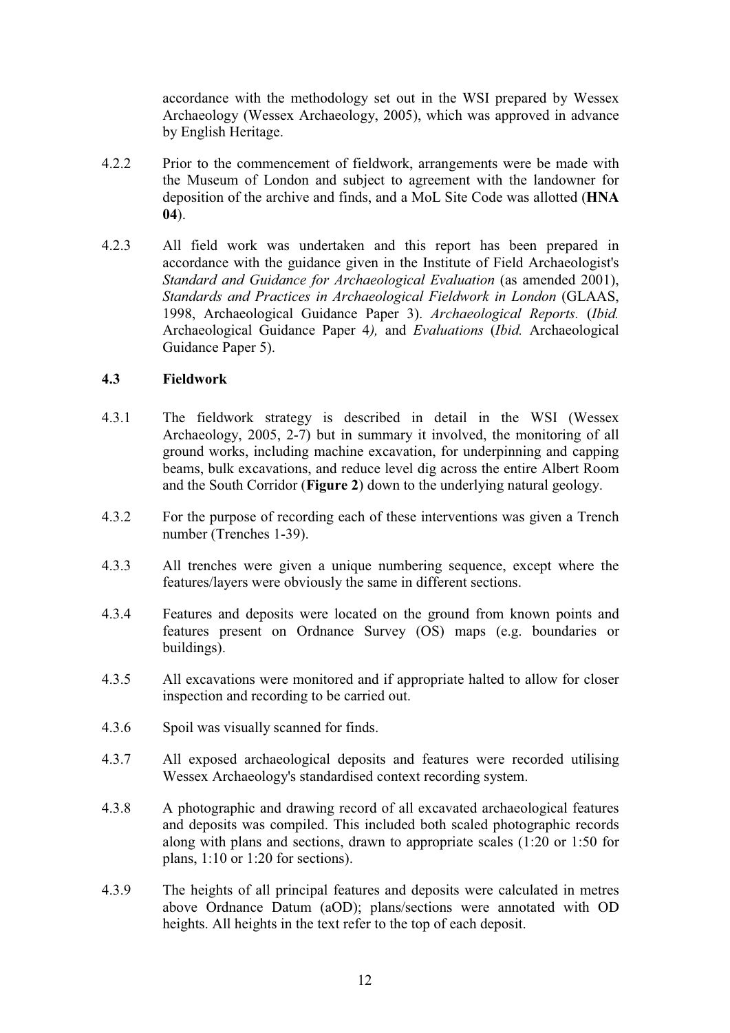accordance with the methodology set out in the WSI prepared by Wessex Archaeology (Wessex Archaeology, 2005), which was approved in advance by English Heritage.

4.2.2 Prior to the commencement of fieldwork, arrangements were be made with the Museum of London and subject to agreement with the landowner for deposition of the archive and finds, and a MoL Site Code was allotted (**HNA 04**).

4.2.3 All field work was undertaken and this report has been prepared in accordance with the guidance given in the Institute of Field Archaeologist's *Standard and Guidance for Archaeological Evaluation* (as amended 2001), *Standards and Practices in Archaeological Fieldwork in London* (GLAAS, 1998, Archaeological Guidance Paper 3). *Archaeological Reports.* (*Ibid.* Archaeological Guidance Paper 4*),* and *Evaluations* (*Ibid.* Archaeological Guidance Paper 5).

### 4.3 Fieldwork

4.3.1 The fieldwork strategy is described in detail in the WSI (Wessex Archaeology, 2005, 2-7) but in summary it involved, the monitoring of all ground works, including machine excavation, for underpinning and capping beams, bulk excavations, and reduce level dig across the entire Albert Room and the South Corridor (**Figure 2**) down to the underlying natural geology.

4.3.2 For the purpose of recording each of these interventions was given a Trench number (Trenches 1-39).

4.3.3 All trenches were given a unique numbering sequence, except where the features/layers were obviously the same in different sections.

4.3.4 Features and deposits were located on the ground from known points and features present on Ordnance Survey (OS) maps (e.g. boundaries or buildings).

4.3.5 All excavations were monitored and if appropriate halted to allow for closer inspection and recording to be carried out.

4.3.6 Spoil was visually scanned for finds.

4.3.7 All exposed archaeological deposits and features were recorded utilising Wessex Archaeology's standardised context recording system.

4.3.8 A photographic and drawing record of all excavated archaeological features and deposits was compiled. This included both scaled photographic records along with plans and sections, drawn to appropriate scales (1:20 or 1:50 for plans, 1:10 or 1:20 for sections).

4.3.9 The heights of all principal features and deposits were calculated in metres above Ordnance Datum (aOD); plans/sections were annotated with OD heights. All heights in the text refer to the top of each deposit.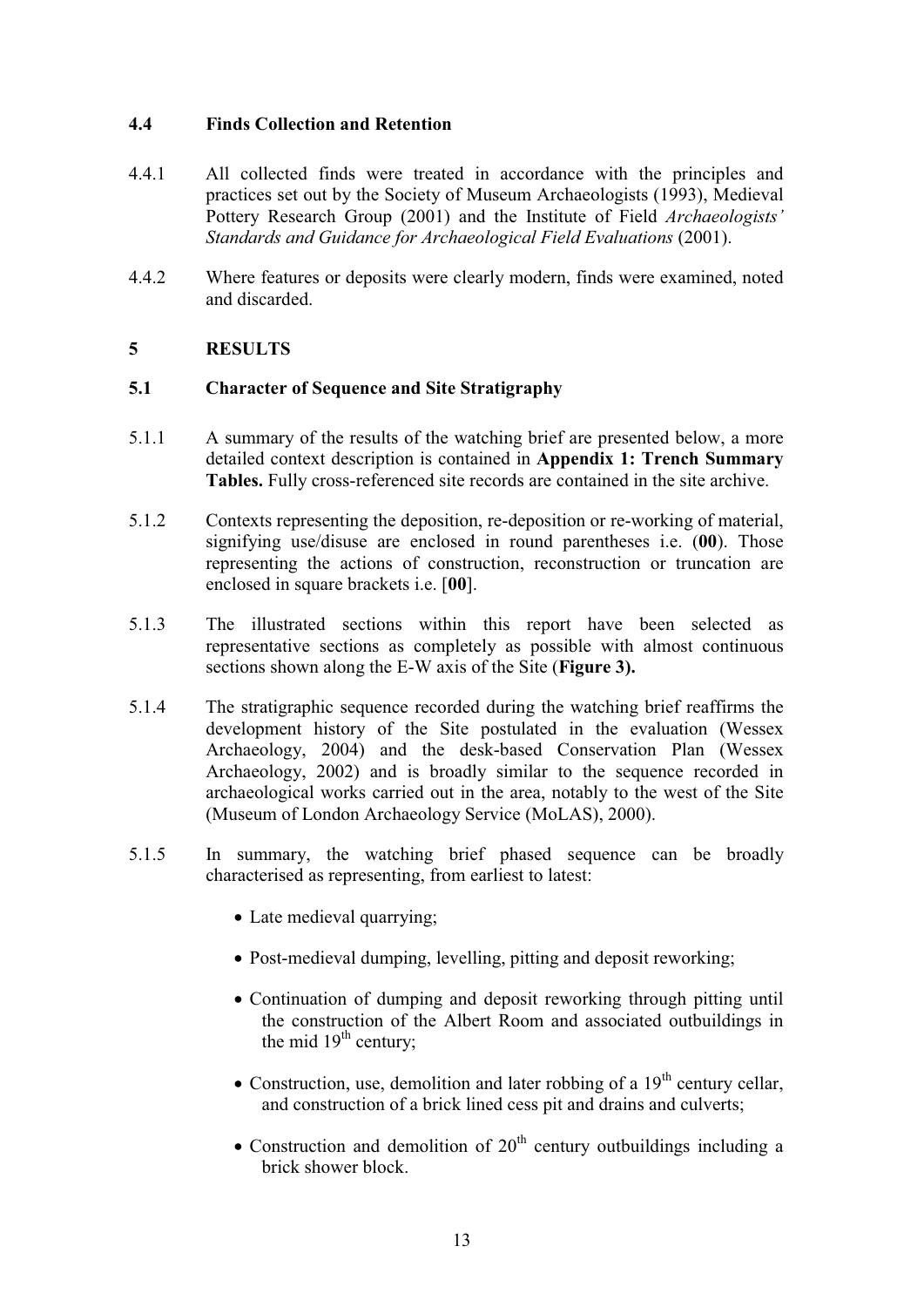### 4.4 Finds Collection and Retention

4.4.1 All collected finds were treated in accordance with the principles and practices set out by the Society of Museum Archaeologists (1993), Medieval Pottery Research Group (2001) and the Institute of Field *Archaeologists' Standards and Guidance for Archaeological Field Evaluations* (2001).

4.4.2 Where features or deposits were clearly modern, finds were examined, noted and discarded.

## 5 RESULTS

### 5.1 Character of Sequence and Site Stratigraphy

5.1.1 A summary of the results of the watching brief are presented below, a more detailed context description is contained in **Appendix 1: Trench Summary Tables.** Fully cross-referenced site records are contained in the site archive.

5.1.2 Contexts representing the deposition, re-deposition or re-working of material, signifying use/disuse are enclosed in round parentheses i.e. (**00**). Those representing the actions of construction, reconstruction or truncation are enclosed in square brackets i.e. [**00**].

5.1.3 The illustrated sections within this report have been selected as representative sections as completely as possible with almost continuous sections shown along the E-W axis of the Site (**Figure 3).**

5.1.4 The stratigraphic sequence recorded during the watching brief reaffirms the development history of the Site postulated in the evaluation (Wessex Archaeology, 2004) and the desk-based Conservation Plan (Wessex Archaeology, 2002) and is broadly similar to the sequence recorded in archaeological works carried out in the area, notably to the west of the Site (Museum of London Archaeology Service (MoLAS), 2000).

5.1.5 In summary, the watching brief phased sequence can be broadly characterised as representing, from earliest to latest:

- Late medieval quarrying;
- Post-medieval dumping, levelling, pitting and deposit reworking;
- Continuation of dumping and deposit reworking through pitting until the construction of the Albert Room and associated outbuildings in the mid 19th century;
- Construction, use, demolition and later robbing of a 19th century cellar, and construction of a brick lined cess pit and drains and culverts;
- Construction and demolition of 20th century outbuildings including a brick shower block.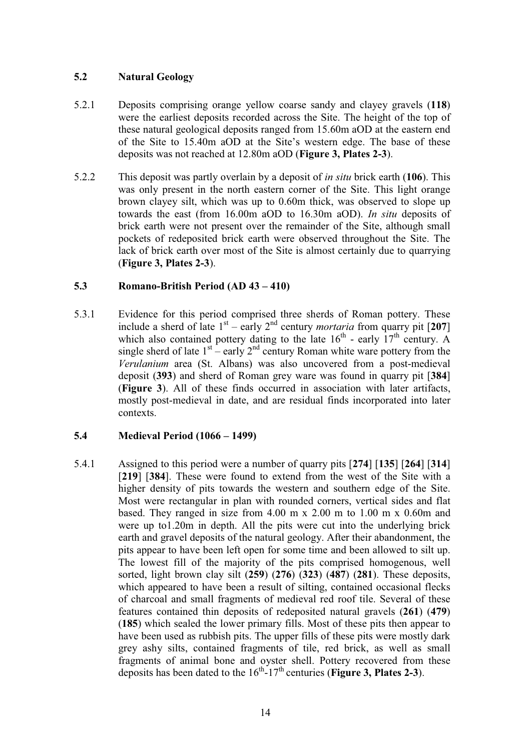## 5.2 Natural Geology

5.2.1 Deposits comprising orange yellow coarse sandy and clayey gravels (**118**) were the earliest deposits recorded across the Site. The height of the top of these natural geological deposits ranged from 15.60m aOD at the eastern end of the Site to 15.40m aOD at the Site's western edge. The base of these deposits was not reached at 12.80m aOD (**Figure 3, Plates 2-3**).

5.2.2 This deposit was partly overlain by a deposit of *in situ* brick earth (**106**). This was only present in the north eastern corner of the Site. This light orange brown clayey silt, which was up to 0.60m thick, was observed to slope up towards the east (from 16.00m aOD to 16.30m aOD). *In situ* deposits of brick earth were not present over the remainder of the Site, although small pockets of redeposited brick earth were observed throughout the Site. The lack of brick earth over most of the Site is almost certainly due to quarrying (**Figure 3, Plates 2-3**).

## 5.3 Romano-British Period (AD 43 – 410)

5.3.1 Evidence for this period comprised three sherds of Roman pottery. These include a sherd of late 1st – early 2nd century *mortaria* from quarry pit [**207**] which also contained pottery dating to the late 16th - early 17th century. A single sherd of late 1st – early 2nd century Roman white ware pottery from the *Verulanium* area (St. Albans) was also uncovered from a post-medieval deposit (**393**) and sherd of Roman grey ware was found in quarry pit [**384**] (**Figure 3**). All of these finds occurred in association with later artifacts, mostly post-medieval in date, and are residual finds incorporated into later contexts.

## 5.4 Medieval Period (1066 – 1499)

5.4.1 Assigned to this period were a number of quarry pits [**274**] [**135**] [**264**] [**314**] [**219**] [**384**]. These were found to extend from the west of the Site with a higher density of pits towards the western and southern edge of the Site. Most were rectangular in plan with rounded corners, vertical sides and flat based. They ranged in size from 4.00 m x 2.00 m to 1.00 m x 0.60m and were up to1.20m in depth. All the pits were cut into the underlying brick earth and gravel deposits of the natural geology. After their abandonment, the pits appear to have been left open for some time and been allowed to silt up. The lowest fill of the majority of the pits comprised homogenous, well sorted, light brown clay silt (**259**) (**276**) (**323**) (**487**) (**281**). These deposits, which appeared to have been a result of silting, contained occasional flecks of charcoal and small fragments of medieval red roof tile. Several of these features contained thin deposits of redeposited natural gravels (**261**) (**479**) (**185**) which sealed the lower primary fills. Most of these pits then appear to have been used as rubbish pits. The upper fills of these pits were mostly dark grey ashy silts, contained fragments of tile, red brick, as well as small fragments of animal bone and oyster shell. Pottery recovered from these deposits has been dated to the 16th-17th centuries (**Figure 3, Plates 2-3**).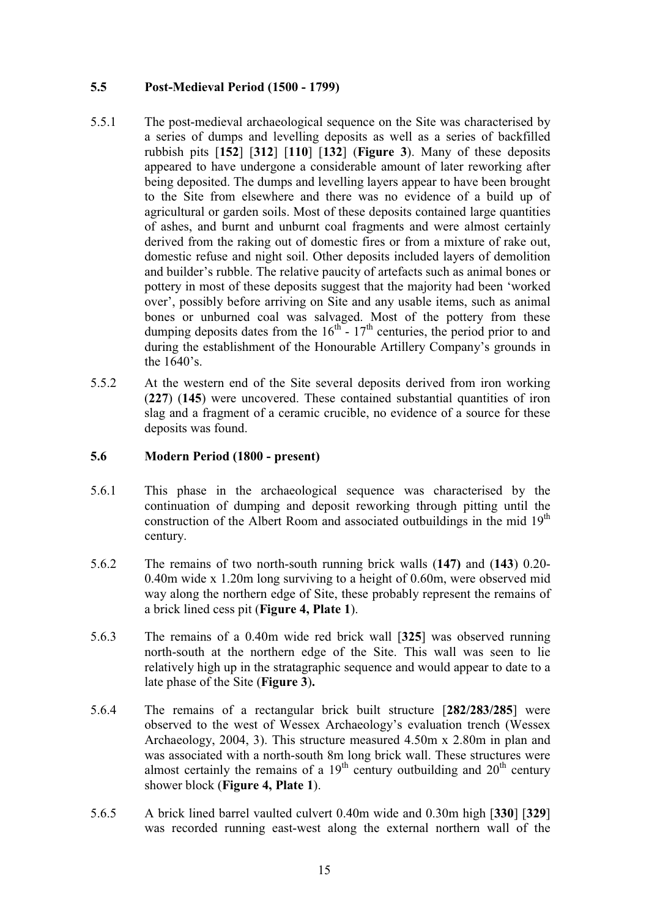### 5.5 Post-Medieval Period (1500 - 1799)

5.5.1 The post-medieval archaeological sequence on the Site was characterised by a series of dumps and levelling deposits as well as a series of backfilled rubbish pits [**152**] [**312**] [**110**] [**132**] (**Figure 3**). Many of these deposits appeared to have undergone a considerable amount of later reworking after being deposited. The dumps and levelling layers appear to have been brought to the Site from elsewhere and there was no evidence of a build up of agricultural or garden soils. Most of these deposits contained large quantities of ashes, and burnt and unburnt coal fragments and were almost certainly derived from the raking out of domestic fires or from a mixture of rake out, domestic refuse and night soil. Other deposits included layers of demolition and builder's rubble. The relative paucity of artefacts such as animal bones or pottery in most of these deposits suggest that the majority had been 'worked over', possibly before arriving on Site and any usable items, such as animal bones or unburned coal was salvaged. Most of the pottery from these dumping deposits dates from the $16^{th}$ - $17^{th}$ centuries, the period prior to and during the establishment of the Honourable Artillery Company's grounds in the 1640's.

5.5.2 At the western end of the Site several deposits derived from iron working (**227**) (**145**) were uncovered. These contained substantial quantities of iron slag and a fragment of a ceramic crucible, no evidence of a source for these deposits was found.

### 5.6 Modern Period (1800 - present)

5.6.1 This phase in the archaeological sequence was characterised by the continuation of dumping and deposit reworking through pitting until the construction of the Albert Room and associated outbuildings in the mid $19^{th}$ century.

5.6.2 The remains of two north-south running brick walls (**147)** and (**143**) 0.20-0.40m wide x 1.20m long surviving to a height of 0.60m, were observed mid way along the northern edge of Site, these probably represent the remains of a brick lined cess pit (**Figure 4, Plate 1**).

5.6.3 The remains of a 0.40m wide red brick wall [**325**] was observed running north-south at the northern edge of the Site. This wall was seen to lie relatively high up in the stratagraphic sequence and would appear to date to a late phase of the Site (**Figure 3).**

5.6.4 The remains of a rectangular brick built structure [**282/283/285**] were observed to the west of Wessex Archaeology's evaluation trench (Wessex Archaeology, 2004, 3). This structure measured 4.50m x 2.80m in plan and was associated with a north-south 8m long brick wall. These structures were almost certainly the remains of a $19^{th}$ century outbuilding and $20^{th}$ century shower block (**Figure 4, Plate 1**).

5.6.5 A brick lined barrel vaulted culvert 0.40m wide and 0.30m high [**330**] [**329**] was recorded running east-west along the external northern wall of the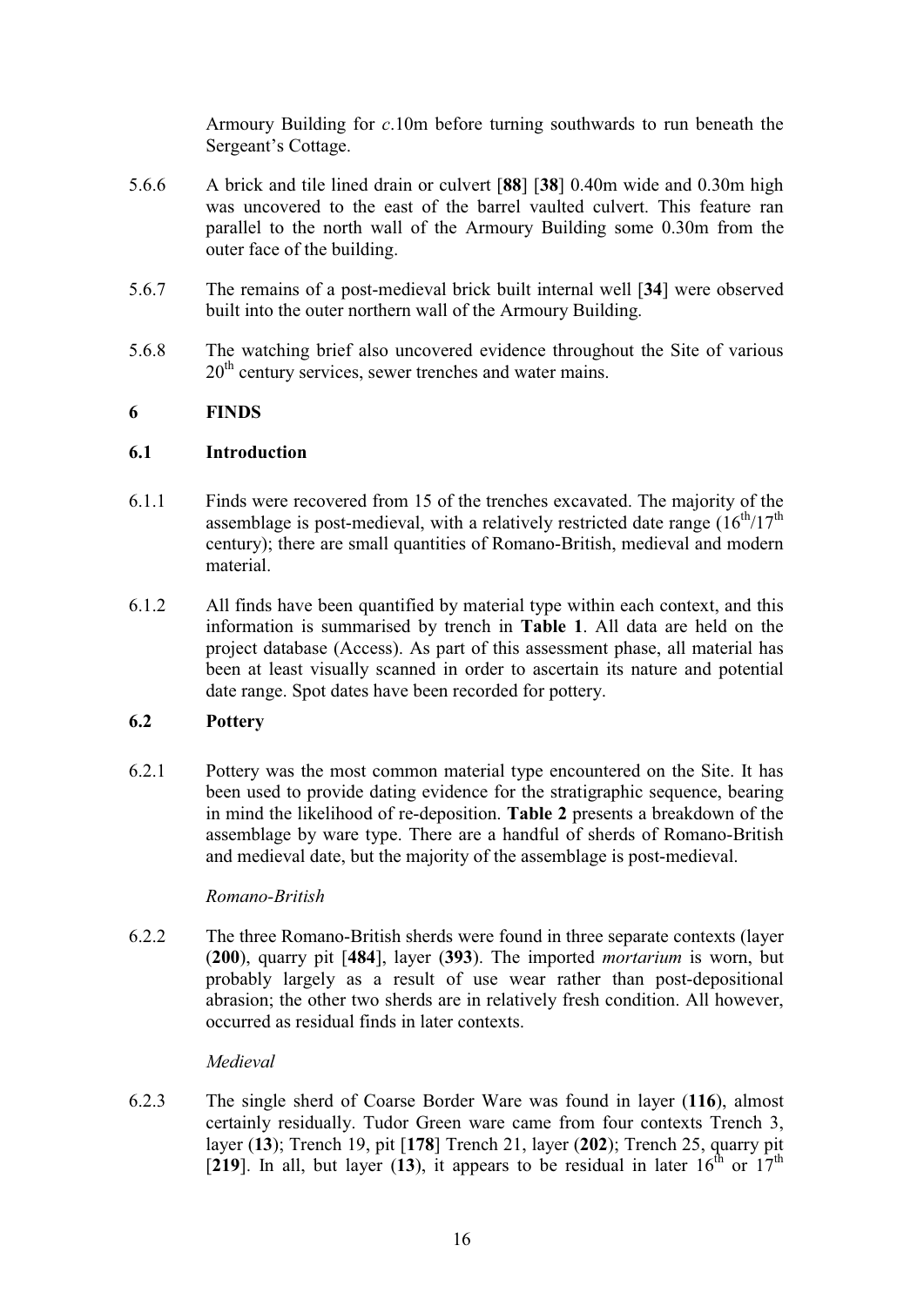Armoury Building for *c*.10m before turning southwards to run beneath the Sergeant's Cottage.

5.6.6 A brick and tile lined drain or culvert [**88**] [**38**] 0.40m wide and 0.30m high was uncovered to the east of the barrel vaulted culvert. This feature ran parallel to the north wall of the Armoury Building some 0.30m from the outer face of the building.

5.6.7 The remains of a post-medieval brick built internal well [**34**] were observed built into the outer northern wall of the Armoury Building.

5.6.8 The watching brief also uncovered evidence throughout the Site of various 20th century services, sewer trenches and water mains.

## 6 FINDS

### 6.1 Introduction

6.1.1 Finds were recovered from 15 of the trenches excavated. The majority of the assemblage is post-medieval, with a relatively restricted date range (16th/17th century); there are small quantities of Romano-British, medieval and modern material.

6.1.2 All finds have been quantified by material type within each context, and this information is summarised by trench in **Table 1**. All data are held on the project database (Access). As part of this assessment phase, all material has been at least visually scanned in order to ascertain its nature and potential date range. Spot dates have been recorded for pottery.

### 6.2 Pottery

6.2.1 Pottery was the most common material type encountered on the Site. It has been used to provide dating evidence for the stratigraphic sequence, bearing in mind the likelihood of re-deposition. **Table 2** presents a breakdown of the assemblage by ware type. There are a handful of sherds of Romano-British and medieval date, but the majority of the assemblage is post-medieval.

*Romano-British*

6.2.2 The three Romano-British sherds were found in three separate contexts (layer (**200**), quarry pit [**484**], layer (**393**). The imported *mortarium* is worn, but probably largely as a result of use wear rather than post-depositional abrasion; the other two sherds are in relatively fresh condition. All however, occurred as residual finds in later contexts.

*Medieval*

6.2.3 The single sherd of Coarse Border Ware was found in layer (**116**), almost certainly residually. Tudor Green ware came from four contexts Trench 3, layer (**13**); Trench 19, pit [**178**] Trench 21, layer (**202**); Trench 25, quarry pit [**219**]. In all, but layer (**13**), it appears to be residual in later 16th or 17th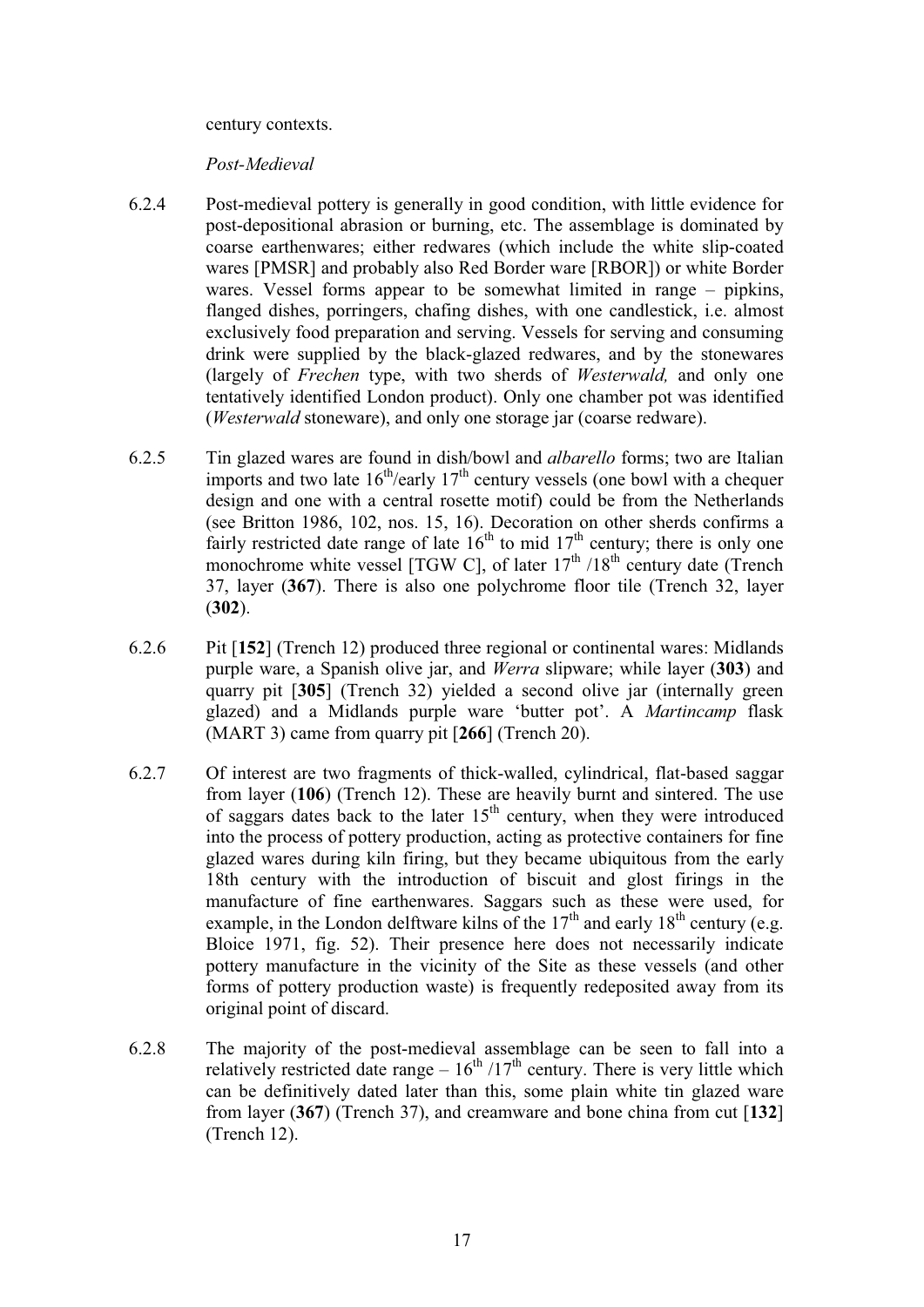century contexts.

*Post-Medieval*

6.2.4 Post-medieval pottery is generally in good condition, with little evidence for post-depositional abrasion or burning, etc. The assemblage is dominated by coarse earthenwares; either redwares (which include the white slip-coated wares [PMSR] and probably also Red Border ware [RBOR]) or white Border wares. Vessel forms appear to be somewhat limited in range – pipkins, flanged dishes, porringers, chafing dishes, with one candlestick, i.e. almost exclusively food preparation and serving. Vessels for serving and consuming drink were supplied by the black-glazed redwares, and by the stonewares (largely of *Frechen* type, with two sherds of *Westerwald,* and only one tentatively identified London product). Only one chamber pot was identified (*Westerwald* stoneware), and only one storage jar (coarse redware).

6.2.5 Tin glazed wares are found in dish/bowl and *albarello* forms; two are Italian imports and two late 16th/early 17th century vessels (one bowl with a chequer design and one with a central rosette motif) could be from the Netherlands (see Britton 1986, 102, nos. 15, 16). Decoration on other sherds confirms a fairly restricted date range of late 16th to mid 17th century; there is only one monochrome white vessel [TGW C], of later 17th /18th century date (Trench 37, layer (**367**). There is also one polychrome floor tile (Trench 32, layer (**302**).

6.2.6 Pit [**152**] (Trench 12) produced three regional or continental wares: Midlands purple ware, a Spanish olive jar, and *Werra* slipware; while layer (**303**) and quarry pit [**305**] (Trench 32) yielded a second olive jar (internally green glazed) and a Midlands purple ware 'butter pot'. A *Martincamp* flask (MART 3) came from quarry pit [**266**] (Trench 20).

6.2.7 Of interest are two fragments of thick-walled, cylindrical, flat-based saggar from layer (**106**) (Trench 12). These are heavily burnt and sintered. The use of saggars dates back to the later 15th century, when they were introduced into the process of pottery production, acting as protective containers for fine glazed wares during kiln firing, but they became ubiquitous from the early 18th century with the introduction of biscuit and glost firings in the manufacture of fine earthenwares. Saggars such as these were used, for example, in the London delftware kilns of the 17th and early 18th century (e.g. Bloice 1971, fig. 52). Their presence here does not necessarily indicate pottery manufacture in the vicinity of the Site as these vessels (and other forms of pottery production waste) is frequently redeposited away from its original point of discard.

6.2.8 The majority of the post-medieval assemblage can be seen to fall into a relatively restricted date range – 16th /17th century. There is very little which can be definitively dated later than this, some plain white tin glazed ware from layer (**367**) (Trench 37), and creamware and bone china from cut [**132**] (Trench 12).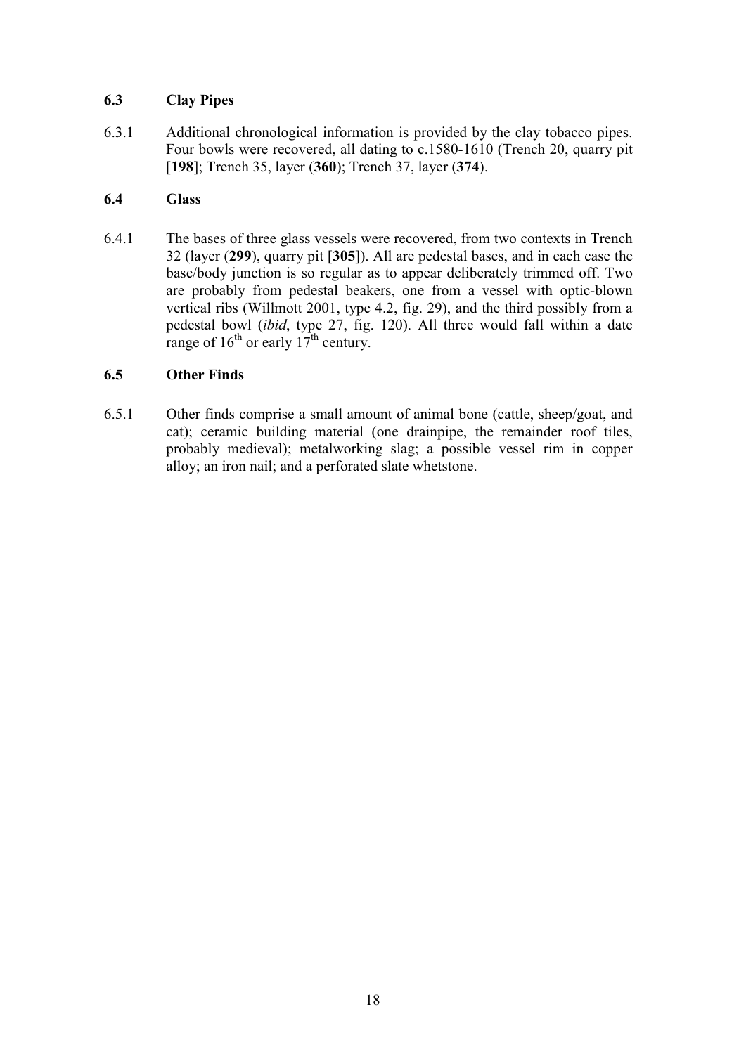### 6.3 Clay Pipes

6.3.1 Additional chronological information is provided by the clay tobacco pipes. Four bowls were recovered, all dating to c.1580-1610 (Trench 20, quarry pit [**198**]; Trench 35, layer (**360**); Trench 37, layer (**374**).

### 6.4 Glass

6.4.1 The bases of three glass vessels were recovered, from two contexts in Trench 32 (layer (**299**), quarry pit [**305**]). All are pedestal bases, and in each case the base/body junction is so regular as to appear deliberately trimmed off. Two are probably from pedestal beakers, one from a vessel with optic-blown vertical ribs (Willmott 2001, type 4.2, fig. 29), and the third possibly from a pedestal bowl (*ibid*, type 27, fig. 120). All three would fall within a date range of 16th or early 17th century.

### 6.5 Other Finds

6.5.1 Other finds comprise a small amount of animal bone (cattle, sheep/goat, and cat); ceramic building material (one drainpipe, the remainder roof tiles, probably medieval); metalworking slag; a possible vessel rim in copper alloy; an iron nail; and a perforated slate whetstone.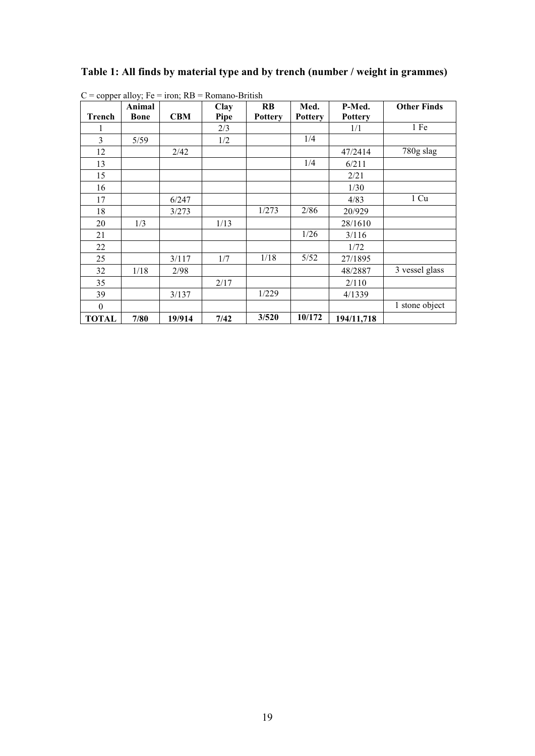**Table 1: All finds by material type and by trench (number / weight in grammes)**

C = copper alloy; Fe = iron; RB = Romano-British

| Trench | Animal Bone | CBM | Clay Pipe | RB Pottery | Med. Pottery | P-Med. Pottery | Other Finds |
|---|---|---|---|---|---|---|---|
| 1 | | | 2/3 | | | 1/1 | 1 Fe |
| 3 | 5/59 | | 1/2 | | 1/4 | | |
| 12 | | 2/42 | | | | 47/2414 | 780g slag |
| 13 | | | | | 1/4 | 6/211 | |
| 15 | | | | | | 2/21 | |
| 16 | | | | | | 1/30 | |
| 17 | | 6/247 | | | | 4/83 | 1 Cu |
| 18 | | 3/273 | | 1/273 | 2/86 | 20/929 | |
| 20 | 1/3 | | 1/13 | | | 28/1610 | |
| 21 | | | | | 1/26 | 3/116 | |
| 22 | | | | | | 1/72 | |
| 25 | | 3/117 | 1/7 | 1/18 | 5/52 | 27/1895 | |
| 32 | 1/18 | 2/98 | | | | 48/2887 | 3 vessel glass |
| 35 | | | 2/17 | | | 2/110 | |
| 39 | | 3/137 | | 1/229 | | 4/1339 | |
| 0 | | | | | | | 1 stone object |
| **TOTAL** | **7/80** | **19/914** | **7/42** | **3/520** | **10/172** | **194/11,718** | |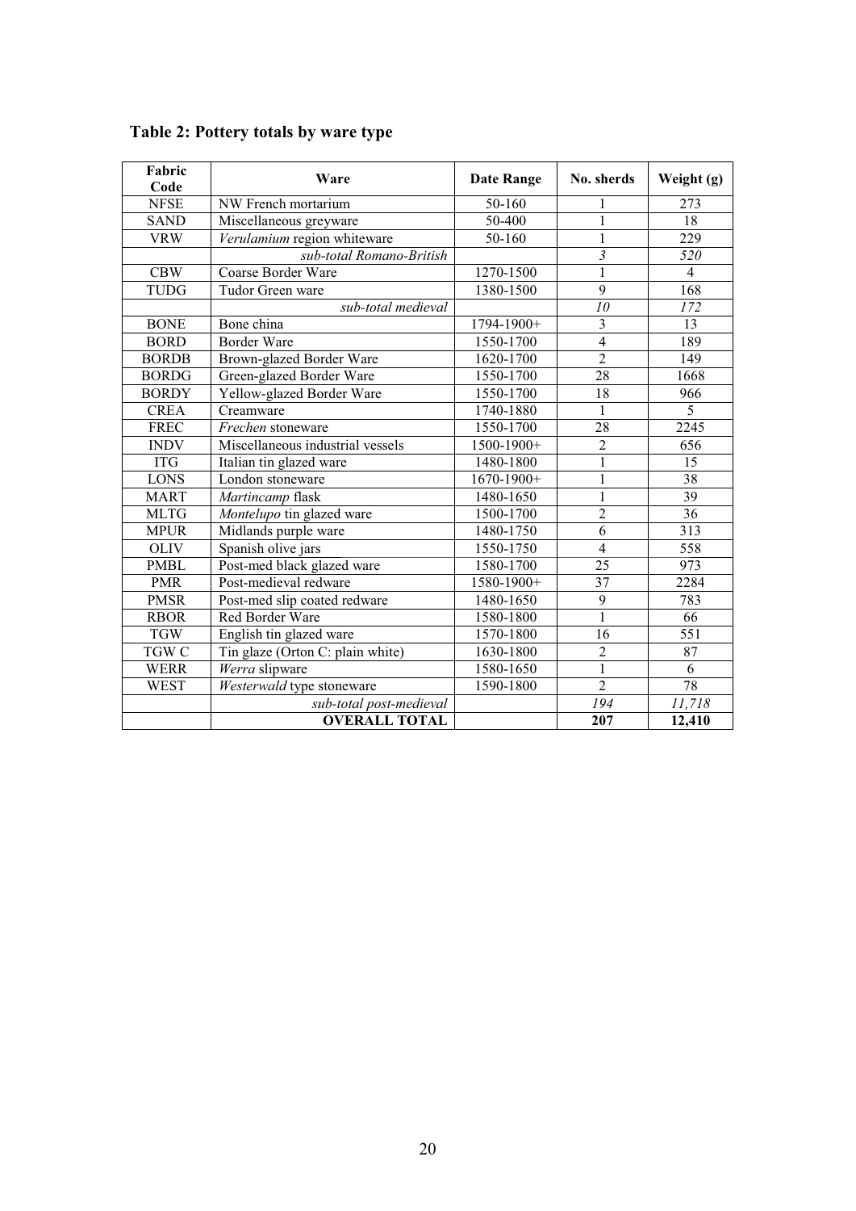**Table 2: Pottery totals by ware type**

| Fabric Code | Ware | Date Range | No. sherds | Weight (g) |
|---|---|---|---|---|
| NFSE | NW French mortarium | 50-160 | 1 | 273 |
| SAND | Miscellaneous greyware | 50-400 | 1 | 18 |
| VRW | *Verulamium* region whiteware | 50-160 | 1 | 229 |
| | *sub-total Romano-British* | | *3* | *520* |
| CBW | Coarse Border Ware | 1270-1500 | 1 | 4 |
| TUDG | Tudor Green ware | 1380-1500 | 9 | 168 |
| | *sub-total medieval* | | *10* | *172* |
| BONE | Bone china | 1794-1900+ | 3 | 13 |
| BORD | Border Ware | 1550-1700 | 4 | 189 |
| BORDB | Brown-glazed Border Ware | 1620-1700 | 2 | 149 |
| BORDG | Green-glazed Border Ware | 1550-1700 | 28 | 1668 |
| BORDY | Yellow-glazed Border Ware | 1550-1700 | 18 | 966 |
| CREA | Creamware | 1740-1880 | 1 | 5 |
| FREC | *Frechen* stoneware | 1550-1700 | 28 | 2245 |
| INDV | Miscellaneous industrial vessels | 1500-1900+ | 2 | 656 |
| ITG | Italian tin glazed ware | 1480-1800 | 1 | 15 |
| LONS | London stoneware | 1670-1900+ | 1 | 38 |
| MART | *Martincamp* flask | 1480-1650 | 1 | 39 |
| MLTG | *Montelupo* tin glazed ware | 1500-1700 | 2 | 36 |
| MPUR | Midlands purple ware | 1480-1750 | 6 | 313 |
| OLIV | Spanish olive jars | 1550-1750 | 4 | 558 |
| PMBL | Post-med black glazed ware | 1580-1700 | 25 | 973 |
| PMR | Post-medieval redware | 1580-1900+ | 37 | 2284 |
| PMSR | Post-med slip coated redware | 1480-1650 | 9 | 783 |
| RBOR | Red Border Ware | 1580-1800 | 1 | 66 |
| TGW | English tin glazed ware | 1570-1800 | 16 | 551 |
| TGW C | Tin glaze (Orton C: plain white) | 1630-1800 | 2 | 87 |
| WERR | *Werra* slipware | 1580-1650 | 1 | 6 |
| WEST | *Westerwald* type stoneware | 1590-1800 | 2 | 78 |
| | *sub-total post-medieval* | | *194* | *11,718* |
| | **OVERALL TOTAL** | | **207** | **12,410** |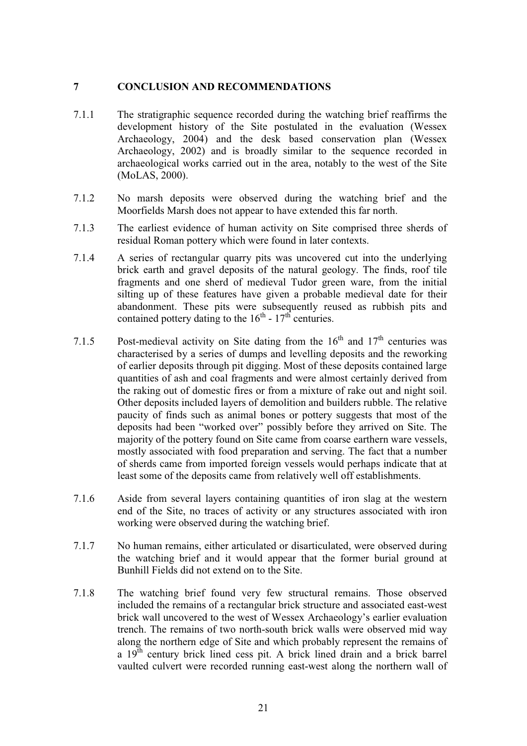## 7 CONCLUSION AND RECOMMENDATIONS

7.1.1 The stratigraphic sequence recorded during the watching brief reaffirms the development history of the Site postulated in the evaluation (Wessex Archaeology, 2004) and the desk based conservation plan (Wessex Archaeology, 2002) and is broadly similar to the sequence recorded in archaeological works carried out in the area, notably to the west of the Site (MoLAS, 2000).

7.1.2 No marsh deposits were observed during the watching brief and the Moorfields Marsh does not appear to have extended this far north.

7.1.3 The earliest evidence of human activity on Site comprised three sherds of residual Roman pottery which were found in later contexts.

7.1.4 A series of rectangular quarry pits was uncovered cut into the underlying brick earth and gravel deposits of the natural geology. The finds, roof tile fragments and one sherd of medieval Tudor green ware, from the initial silting up of these features have given a probable medieval date for their abandonment. These pits were subsequently reused as rubbish pits and contained pottery dating to the 16th - 17th centuries.

7.1.5 Post-medieval activity on Site dating from the 16th and 17th centuries was characterised by a series of dumps and levelling deposits and the reworking of earlier deposits through pit digging. Most of these deposits contained large quantities of ash and coal fragments and were almost certainly derived from the raking out of domestic fires or from a mixture of rake out and night soil. Other deposits included layers of demolition and builders rubble. The relative paucity of finds such as animal bones or pottery suggests that most of the deposits had been "worked over" possibly before they arrived on Site. The majority of the pottery found on Site came from coarse earthern ware vessels, mostly associated with food preparation and serving. The fact that a number of sherds came from imported foreign vessels would perhaps indicate that at least some of the deposits came from relatively well off establishments.

7.1.6 Aside from several layers containing quantities of iron slag at the western end of the Site, no traces of activity or any structures associated with iron working were observed during the watching brief.

7.1.7 No human remains, either articulated or disarticulated, were observed during the watching brief and it would appear that the former burial ground at Bunhill Fields did not extend on to the Site.

7.1.8 The watching brief found very few structural remains. Those observed included the remains of a rectangular brick structure and associated east-west brick wall uncovered to the west of Wessex Archaeology's earlier evaluation trench. The remains of two north-south brick walls were observed mid way along the northern edge of Site and which probably represent the remains of a 19th century brick lined cess pit. A brick lined drain and a brick barrel vaulted culvert were recorded running east-west along the northern wall of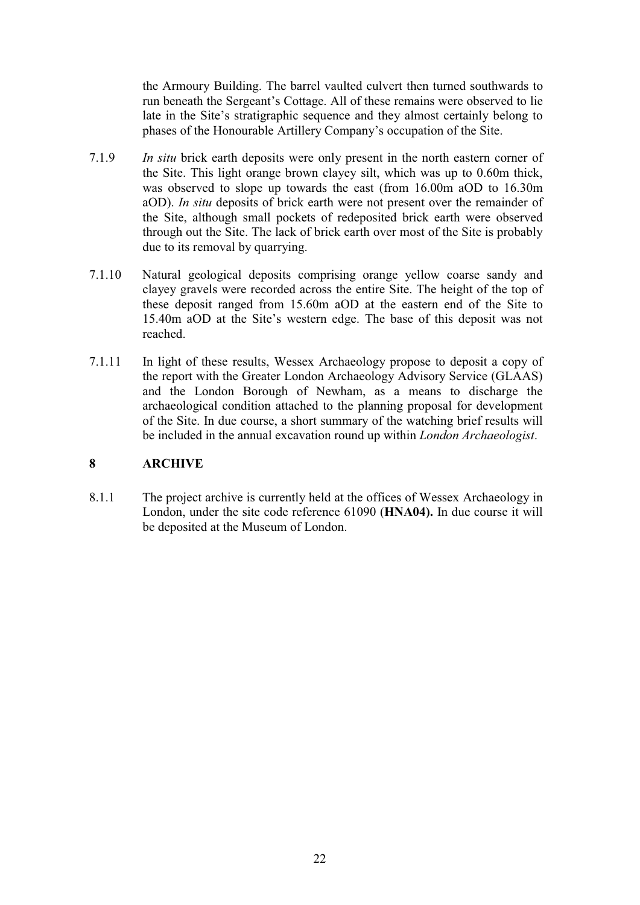the Armoury Building. The barrel vaulted culvert then turned southwards to run beneath the Sergeant's Cottage. All of these remains were observed to lie late in the Site's stratigraphic sequence and they almost certainly belong to phases of the Honourable Artillery Company's occupation of the Site.

7.1.9 *In situ* brick earth deposits were only present in the north eastern corner of the Site. This light orange brown clayey silt, which was up to 0.60m thick, was observed to slope up towards the east (from 16.00m aOD to 16.30m aOD). *In situ* deposits of brick earth were not present over the remainder of the Site, although small pockets of redeposited brick earth were observed through out the Site. The lack of brick earth over most of the Site is probably due to its removal by quarrying.

7.1.10 Natural geological deposits comprising orange yellow coarse sandy and clayey gravels were recorded across the entire Site. The height of the top of these deposit ranged from 15.60m aOD at the eastern end of the Site to 15.40m aOD at the Site's western edge. The base of this deposit was not reached.

7.1.11 In light of these results, Wessex Archaeology propose to deposit a copy of the report with the Greater London Archaeology Advisory Service (GLAAS) and the London Borough of Newham, as a means to discharge the archaeological condition attached to the planning proposal for development of the Site. In due course, a short summary of the watching brief results will be included in the annual excavation round up within *London Archaeologist*.

## 8 ARCHIVE

8.1.1 The project archive is currently held at the offices of Wessex Archaeology in London, under the site code reference 61090 (**HNA04).** In due course it will be deposited at the Museum of London.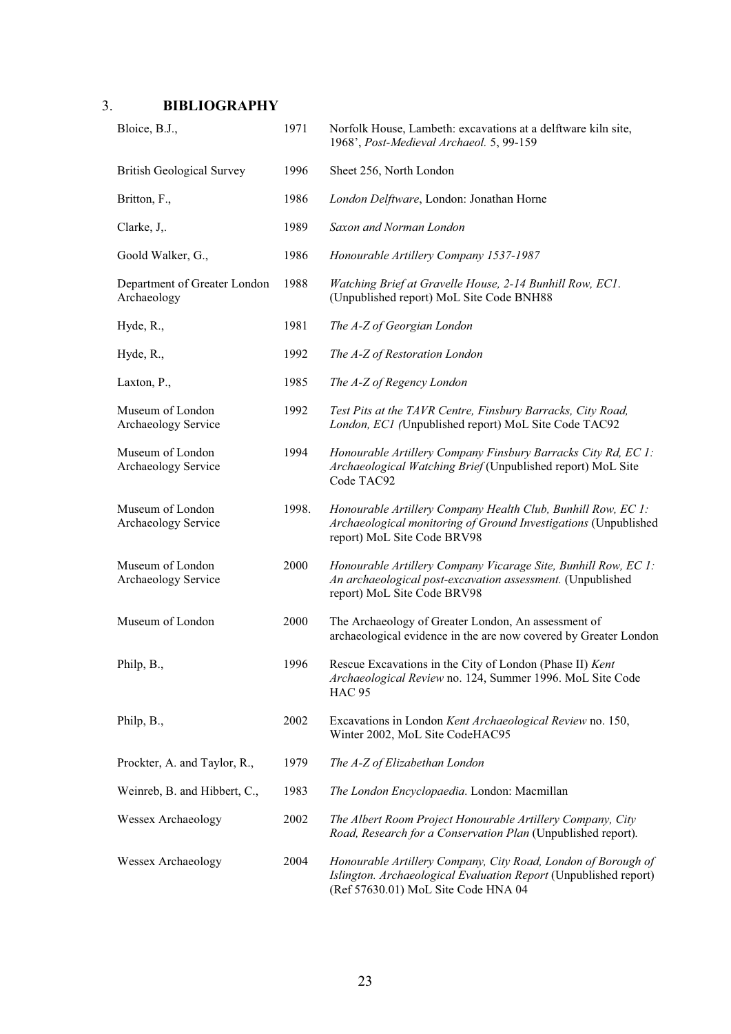## 3. BIBLIOGRAPHY

| | | |
|---|---|---|
| Bloice, B.J., | 1971 | Norfolk House, Lambeth: excavations at a delftware kiln site, 1968', *Post-Medieval Archaeol.* 5, 99-159 |
| British Geological Survey | 1996 | Sheet 256, North London |
| Britton, F., | 1986 | *London Delftware*, London: Jonathan Horne |
| Clarke, J,. | 1989 | *Saxon and Norman London* |
| Goold Walker, G., | 1986 | *Honourable Artillery Company 1537-1987* |
| Department of Greater London Archaeology | 1988 | *Watching Brief at Gravelle House, 2-14 Bunhill Row, EC1*. (Unpublished report) MoL Site Code BNH88 |
| Hyde, R., | 1981 | *The A-Z of Georgian London* |
| Hyde, R., | 1992 | *The A-Z of Restoration London* |
| Laxton, P., | 1985 | *The A-Z of Regency London* |
| Museum of London Archaeology Service | 1992 | *Test Pits at the TAVR Centre, Finsbury Barracks, City Road, London, EC1 (*Unpublished report) MoL Site Code TAC92 |
| Museum of London Archaeology Service | 1994 | *Honourable Artillery Company Finsbury Barracks City Rd, EC 1: Archaeological Watching Brief* (Unpublished report) MoL Site Code TAC92 |
| Museum of London Archaeology Service | 1998. | *Honourable Artillery Company Health Club, Bunhill Row, EC 1: Archaeological monitoring of Ground Investigations* (Unpublished report) MoL Site Code BRV98 |
| Museum of London Archaeology Service | 2000 | *Honourable Artillery Company Vicarage Site, Bunhill Row, EC 1: An archaeological post-excavation assessment.* (Unpublished report) MoL Site Code BRV98 |
| Museum of London | 2000 | The Archaeology of Greater London, An assessment of archaeological evidence in the are now covered by Greater London |
| Philp, B., | 1996 | Rescue Excavations in the City of London (Phase II) *Kent Archaeological Review* no. 124, Summer 1996. MoL Site Code HAC 95 |
| Philp, B., | 2002 | Excavations in London *Kent Archaeological Review* no. 150, Winter 2002, MoL Site CodeHAC95 |
| Prockter, A. and Taylor, R., | 1979 | *The A-Z of Elizabethan London* |
| Weinreb, B. and Hibbert, C., | 1983 | *The London Encyclopaedia*. London: Macmillan |
| Wessex Archaeology | 2002 | *The Albert Room Project Honourable Artillery Company, City Road, Research for a Conservation Plan* (Unpublished report). |
| Wessex Archaeology | 2004 | *Honourable Artillery Company, City Road, London of Borough of Islington. Archaeological Evaluation Report* (Unpublished report) (Ref 57630.01) MoL Site Code HNA 04 |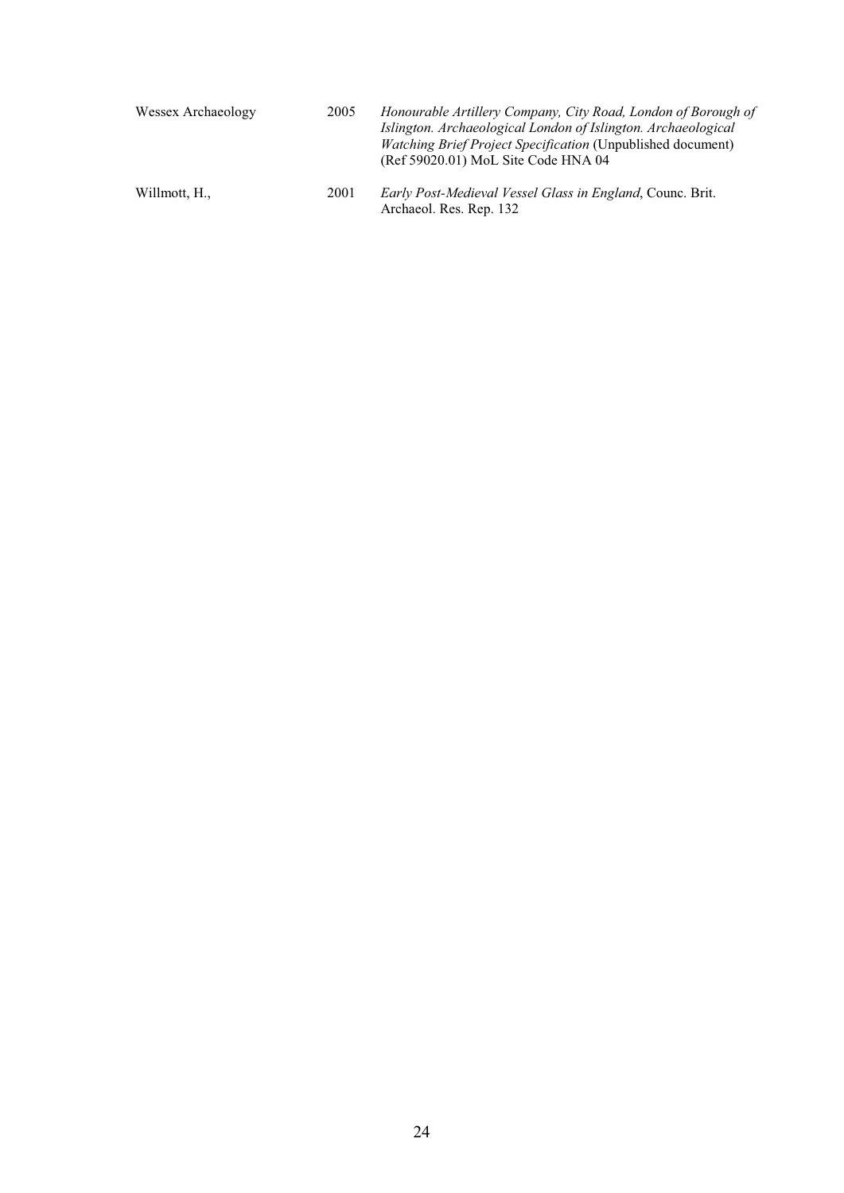Wessex Archaeology 2005 *Honourable Artillery Company, City Road, London of Borough of Islington. Archaeological London of Islington. Archaeological Watching Brief Project Specification* (Unpublished document) (Ref 59020.01) MoL Site Code HNA 04

Willmott, H., 2001 *Early Post-Medieval Vessel Glass in England*, Counc. Brit. Archaeol. Res. Rep. 132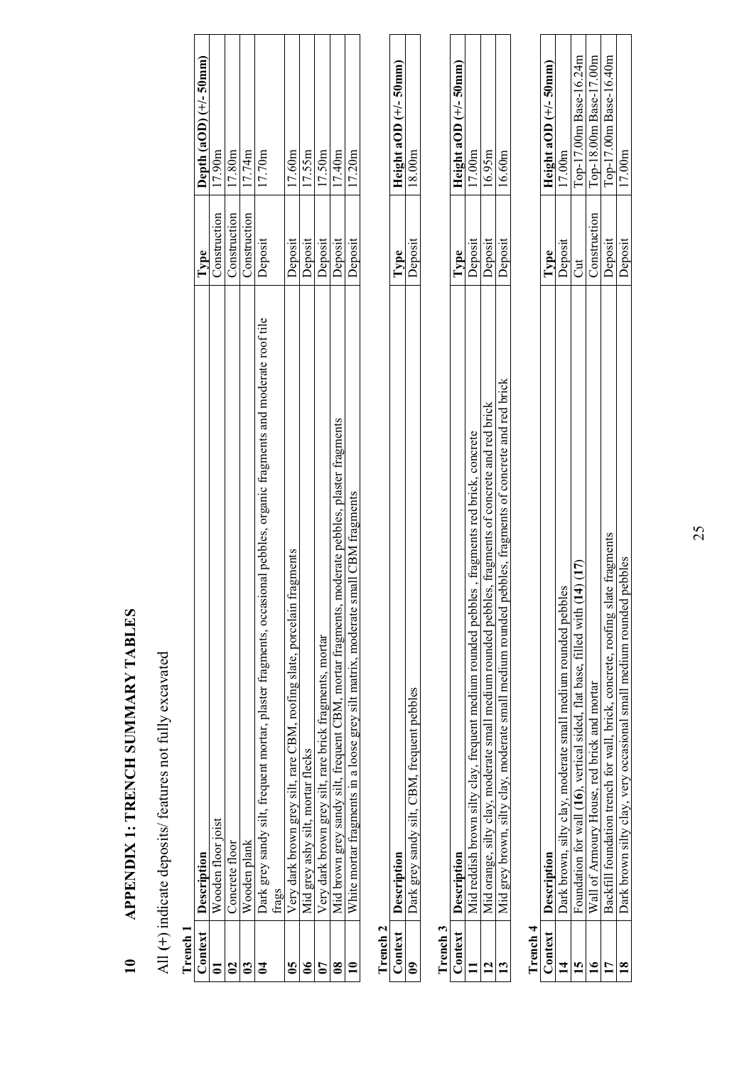# 10 APPENDIX 1: TRENCH SUMMARY TABLES

All (+) indicate deposits/ features not fully excavated

**Trench 1**

| Context | Description | Type | Depth (aOD) (+/- 50mm) |
|---|---|---|---|
| 01 | Wooden floor joist | Construction | 17.90m |
| 02 | Concrete floor | Construction | 17.80m |
| 03 | Wooden plank | Construction | 17.74m |
| 04 | Dark grey sandy silt, frequent mortar, plaster fragments, occasional pebbles, organic fragments and moderate roof tile frags | Deposit | 17.70m |
| 05 | Very dark brown grey silt, rare CBM, roofing slate, porcelain fragments | Deposit | 17.60m |
| 06 | Mid grey ashy silt, mortar flecks | Deposit | 17.55m |
| 07 | Very dark brown grey silt, rare brick fragments, mortar | Deposit | 17.50m |
| 08 | Mid brown grey sandy silt, frequent CBM, mortar fragments, moderate pebbles, plaster fragments | Deposit | 17.40m |
| 10 | White mortar fragments in a loose grey silt matrix, moderate small CBM fragments | Deposit | 17.20m |

**Trench 2**

| Context | Description | Type | Height aOD (+/- 50mm) |
|---|---|---|---|
| 09 | Dark grey sandy silt, CBM, frequent pebbles | Deposit | 18.00m |

**Trench 3**

| Context | Description | Type | Height aOD (+/- 50mm) |
|---|---|---|---|
| 11 | Mid reddish brown silty clay, frequent medium rounded pebbles , fragments red brick, concrete | Deposit | 17.00m |
| 12 | Mid orange, silty clay, moderate small medium rounded pebbles, fragments of concrete and red brick | Deposit | 16.95m |
| 13 | Mid grey brown, silty clay, moderate small medium rounded pebbles, fragments of concrete and red brick | Deposit | 16.60m |

**Trench 4**

| Context | Description | Type | Height aOD (+/- 50mm) |
|---|---|---|---|
| 14 | Dark brown, silty clay, moderate small medium rounded pebbles | Deposit | 17.00m |
| 15 | Foundation for wall (**16**), vertical sided, flat base, filled with (**14**) (**17**) | Cut | Top-17.00m Base-16.24m |
| 16 | Wall of Armoury House, red brick and mortar | Construction | Top-18.00m Base-17.00m |
| 17 | Backfill foundation trench for wall, brick, concrete, roofing slate fragments | Deposit | Top-17.00m Base-16.40m |
| 18 | Dark brown silty clay, very occasional small medium rounded pebbles | Deposit | 17.00m |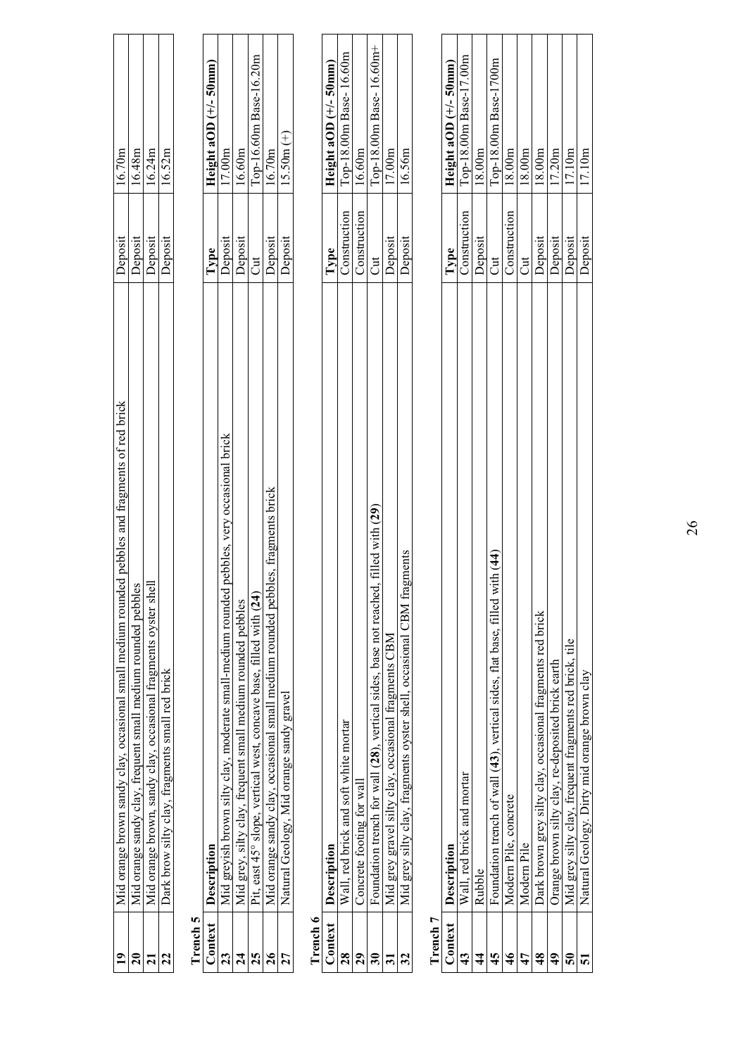| Context | Description | Type | Height aOD (+/- 50mm) |
|---|---|---|---|
| **19** | Mid orange brown sandy clay, occasional small medium rounded pebbles and fragments of red brick | Deposit | 16.70m |
| **20** | Mid orange sandy clay, frequent small medium rounded pebbles | Deposit | 16.48m |
| **21** | Mid orange brown, sandy clay, occasional fragments oyster shell | Deposit | 16.24m |
| **22** | Dark brow silty clay, fragments small red brick | Deposit | 16.52m |

**Trench 5**

| Context | Description | Type | Height aOD (+/- 50mm) |
|---|---|---|---|
| **23** | Mid greyish brown silty clay, moderate small-medium rounded pebbles, very occasional brick | Deposit | 17.00m |
| **24** | Mid grey, silty clay, frequent small medium rounded pebbles | Deposit | 16.60m |
| **25** | Pit, east 45° slope, vertical west, concave base, filled with **(24)** | Cut | Top-16.60m Base-16.20m |
| **26** | Mid orange sandy clay, occasional small medium rounded pebbles, fragments brick | Deposit | 16.70m |
| **27** | Natural Geology, Mid orange sandy gravel | Deposit | 15.50m (+) |

**Trench 6**

| Context | Description | Type | Height aOD (+/- 50mm) |
|---|---|---|---|
| **28** | Wall, red brick and soft white mortar | Construction | Top-18.00m Base- 16.60m |
| **29** | Concrete footing for wall | Construction | 16.60m |
| **30** | Foundation trench for wall **(28)**, vertical sides, base not reached, filled with **(29)** | Cut | Top-18.00m Base- 16.60m+ |
| **31** | Mid grey gravel silty clay, occasional fragments CBM | Deposit | 17.00m |
| **32** | Mid grey silty clay, fragments oyster shell, occasional CBM fragments | Deposit | 16.56m |

**Trench 7**

| Context | Description | Type | Height aOD (+/- 50mm) |
|---|---|---|---|
| **43** | Wall, red brick and mortar | Construction | Top-18.00m Base-17.00m |
| **44** | Rubble | Deposit | 18.00m |
| **45** | Foundation trench of wall **(43)**, vertical sides, flat base, filled with **(44)** | Cut | Top-18.00m Base-1700m |
| **46** | Modern Pile, concrete | Construction | 18.00m |
| **47** | Modern Pile | Cut | 18.00m |
| **48** | Dark brown grey silty clay, occasional fragments red brick | Deposit | 18.00m |
| **49** | Orange brown silty clay, re-deposited brick earth | Deposit | 17.20m |
| **50** | Mid grey silty clay, frequent fragments red brick, tile | Deposit | 17.10m |
| **51** | Natural Geology. Dirty mid orange brown clay | Deposit | 17.10m |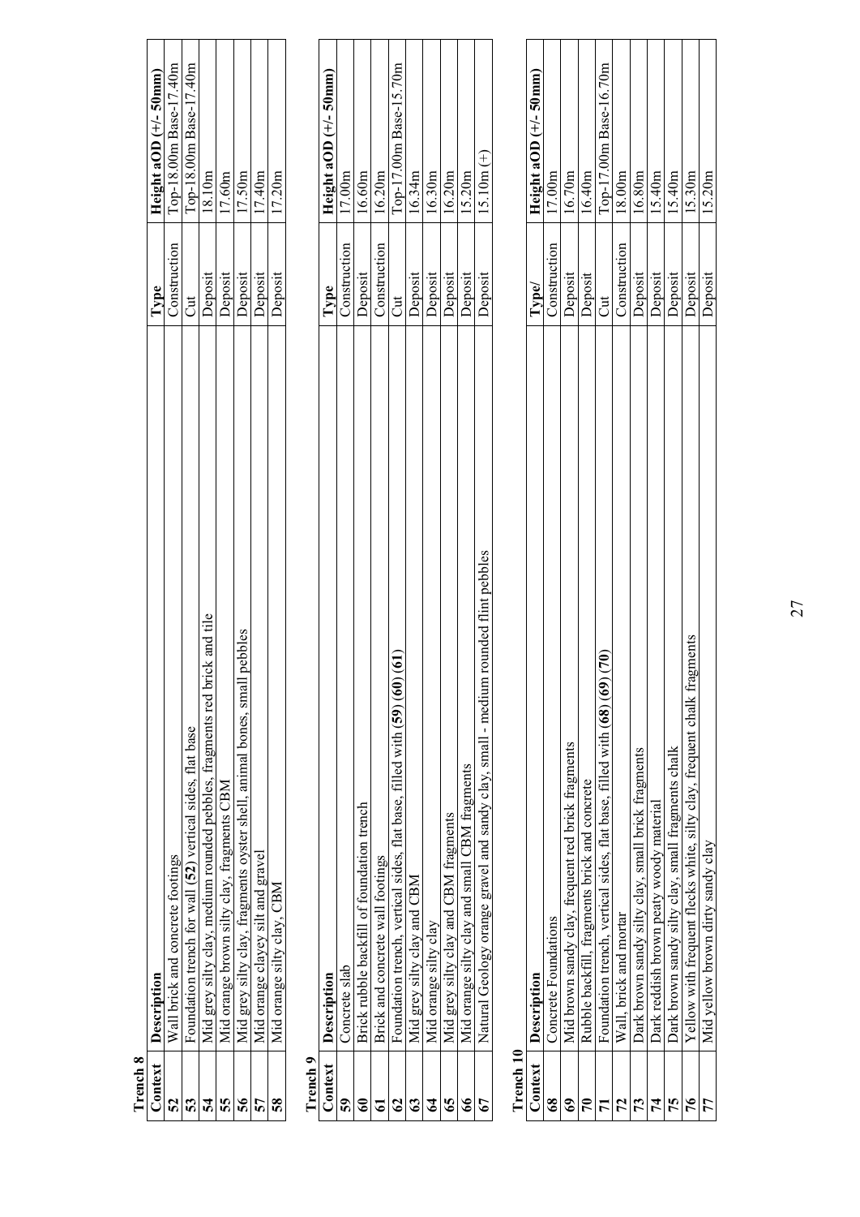**Trench 8**

| Context | Description | Type | Height aOD (+/- 50mm) |
|---|---|---|---|
| 52 | Wall brick and concrete footings | Construction | Top-18.00m Base-17.40m |
| 53 | Foundation trench for wall (52) vertical sides, flat base | Cut | Top-18.00m Base-17.40m |
| 54 | Mid grey silty clay, medium rounded pebbles, fragments red brick and tile | Deposit | 18.10m |
| 55 | Mid orange brown silty clay, fragments CBM | Deposit | 17.60m |
| 56 | Mid grey silty clay, fragments oyster shell, animal bones, small pebbles | Deposit | 17.50m |
| 57 | Mid orange clayey silt and gravel | Deposit | 17.40m |
| 58 | Mid orange silty clay, CBM | Deposit | 17.20m |

**Trench 9**

| Context | Description | Type | Height aOD (+/- 50mm) |
|---|---|---|---|
| 59 | Concrete slab | Construction | 17.00m |
| 60 | Brick rubble backfill of foundation trench | Deposit | 16.60m |
| 61 | Brick and concrete wall footings | Construction | 16.20m |
| 62 | Foundation trench, vertical sides, flat base, filled with (59) (60) (61) | Cut | Top-17.00m Base-15.70m |
| 63 | Mid grey silty clay and CBM | Deposit | 16.34m |
| 64 | Mid orange silty clay | Deposit | 16.30m |
| 65 | Mid grey silty clay and CBM fragments | Deposit | 16.20m |
| 66 | Mid orange silty clay and small CBM fragments | Deposit | 15.20m |
| 67 | Natural Geology orange gravel and sandy clay, small - medium rounded flint pebbles | Deposit | 15.10m (+) |

**Trench 10**

| Context | Description | Type/ | Height aOD (+/- 50mm) |
|---|---|---|---|
| 68 | Concrete Foundations | Construction | 17.00m |
| 69 | Mid brown sandy clay, frequent red brick fragments | Deposit | 16.70m |
| 70 | Rubble backfill, fragments brick and concrete | Deposit | 16.40m |
| 71 | Foundation trench, vertical sides, flat base, filled with (68) (69) (70) | Cut | Top-17.00m Base-16.70m |
| 72 | Wall, brick and mortar | Construction | 18.00m |
| 73 | Dark brown sandy silty clay, small brick fragments | Deposit | 16.80m |
| 74 | Dark reddish brown peaty woody material | Deposit | 15.40m |
| 75 | Dark brown sandy silty clay, small fragments chalk | Deposit | 15.40m |
| 76 | Yellow with frequent flecks white, silty clay, frequent chalk fragments | Deposit | 15.30m |
| 77 | Mid yellow brown dirty sandy clay | Deposit | 15.20m |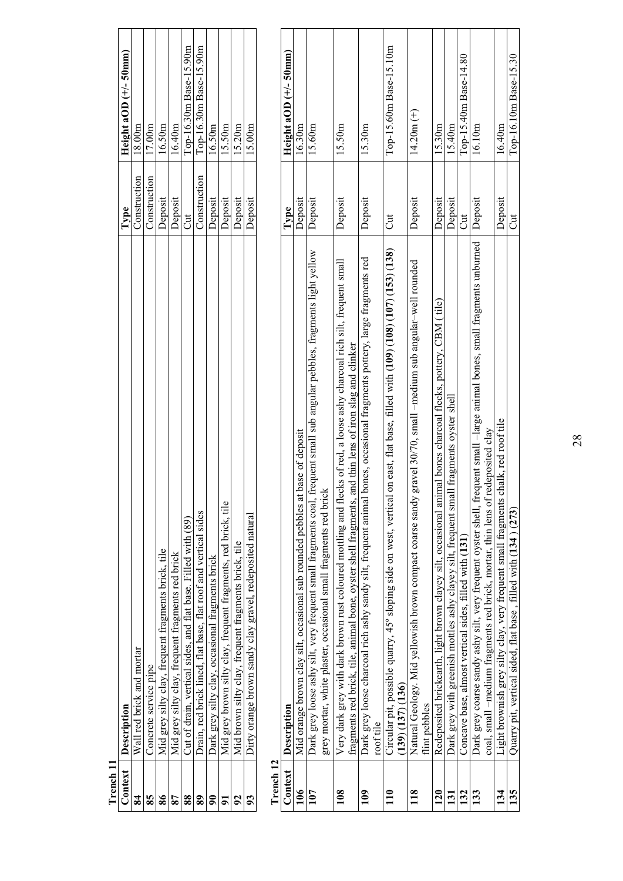**Trench 11**

| Context | Description | Type | Height aOD (+/- 50mm) |
|---|---|---|---|
| **84** | Wall red brick and mortar | Construction | 18.00m |
| **85** | Concrete service pipe | Construction | 17.00m |
| **86** | Mid grey silty clay, frequent fragments brick, tile | Deposit | 16.50m |
| **87** | Mid grey silty clay, frequent fragments red brick | Deposit | 16.40m |
| **88** | Cut of drain, vertical sides, and flat base. Filled with (89) | Cut | Top-16.30m Base-15.90m |
| **89** | Drain, red brick lined, flat base, flat roof and vertical sides | Construction | Top-16.30m Base-15.90m |
| **90** | Dark grey silty clay, occasional fragments brick | Deposit | 16.50m |
| **91** | Mid grey brown silty clay, frequent fragments, red brick, tile | Deposit | 15.50m |
| **92** | Mid brown silty clay, frequent fragments brick, tile | Deposit | 15.20m |
| **93** | Dirty orange brown sandy clay gravel, redeposited natural | Deposit | 15.00m |

**Trench 12**

| Context | Description | Type | Height aOD (+/- 50mm) |
|---|---|---|---|
| **106** | Mid orange brown clay silt, occasional sub rounded pebbles at base of deposit | Deposit | 16.30m |
| **107** | Dark grey loose ashy silt, very frequent small fragments coal, frequent small sub angular pebbles, fragments light yellow grey mortar, white plaster, occasional small fragments red brick | Deposit | 15.60m |
| **108** | Very dark grey with dark brown rust coloured mottling and flecks of red, a loose ashy charcoal rich silt, frequent small fragments red brick, tile, animal bone, oyster shell fragments, and thin lens of iron slag and clinker | Deposit | 15.50m |
| **109** | Dark grey loose charcoal rich ashy sandy silt, frequent animal bones, occasional fragments pottery, large fragments red roof tile | Deposit | 15.30m |
| **110** | Circular pit, possible quarry, 45º sloping side on west, vertical on east, flat base, filled with **(109) (108) (107) (153) (138) (139) (137) (136)** | Cut | Top-15.60m Base-15.10m |
| **118** | Natural Geology. Mid yellowish brown compact coarse sandy gravel 30/70, small –medium sub angular–well rounded flint pebbles | Deposit | 14.20m (+) |
| **120** | Redeposited brickearth, light brown clayey silt, occasional animal bones charcoal flecks, pottery, CBM ( tile) | Deposit | 15.30m |
| **131** | Dark grey with greenish mottles ashy clayey silt, frequent small fragments oyster shell | Deposit | 15.40m |
| **132** | Concave base, almost vertical sides, filled with **(131)** | Cut | Top-15.40m Base-14.80 |
| **133** | Dark grey coarse sandy ashy silt, very frequent oyster shell, frequent small –large animal bones, small fragments unburned coal, small –medium fragments red brick, mortar, thin lens of redeposited clay | Deposit | 16.10m |
| **134** | Light brownish grey silty clay, very frequent small fragments chalk, red roof tile | Deposit | 16.40m |
| **135** | Quarry pit, vertical sided, flat base , filled with **(134) (273)** | Cut | Top-16.10m Base-15.30 |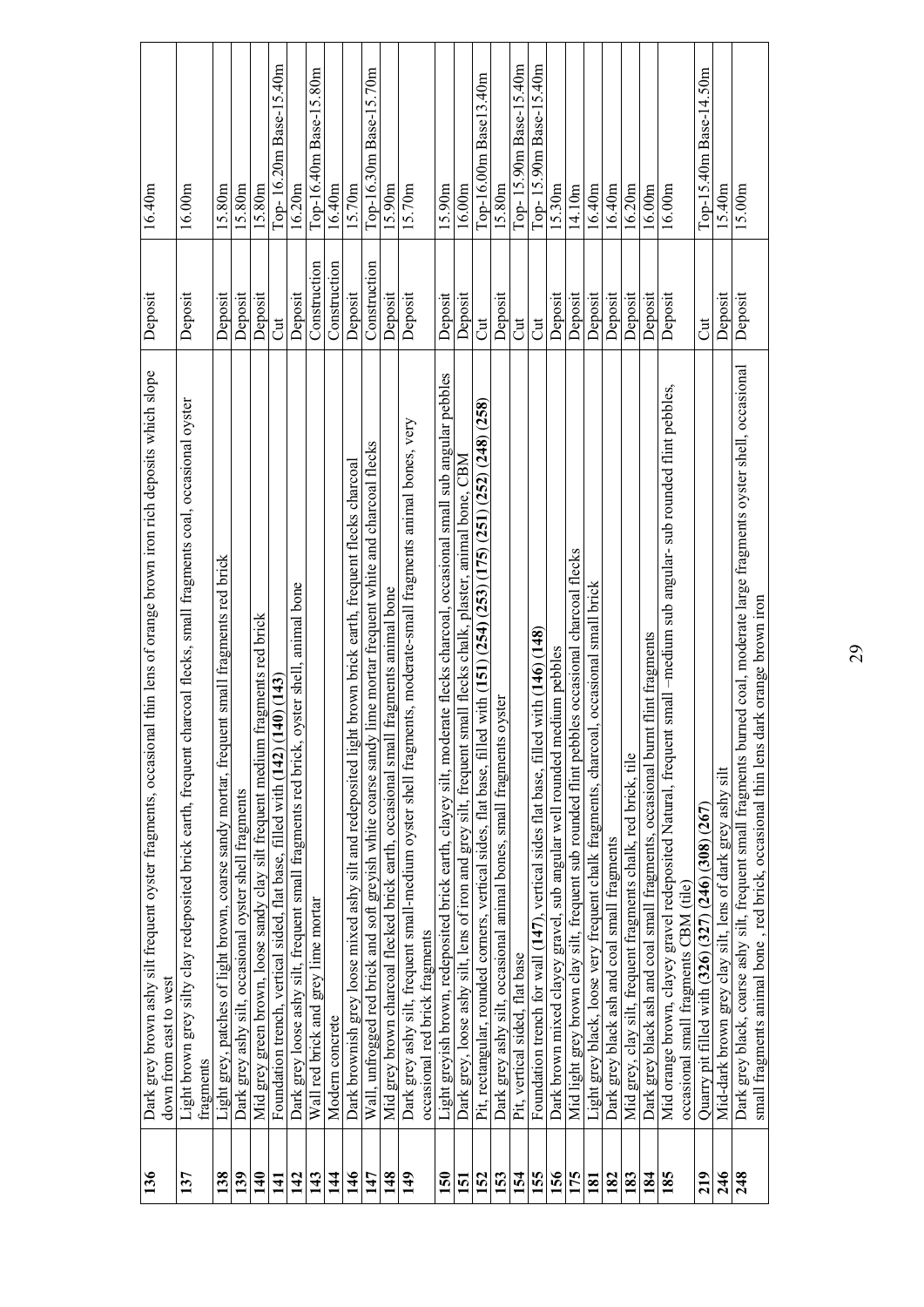| | | | |
|---|---|---|---|
| **136** | Dark grey brown ashy silt frequent oyster fragments, occasional thin lens of orange brown iron rich deposits which slope down from east to west | Deposit | 16.40m |
| **137** | Light brown grey silty clay redeposited brick earth, frequent charcoal flecks, small fragments coal, occasional oyster fragments | Deposit | 16.00m |
| **138** | Light grey, patches of light brown, coarse sandy mortar, frequent small fragments red brick | Deposit | 15.80m |
| **139** | Dark grey ashy silt, occasional oyster shell fragments | Deposit | 15.80m |
| **140** | Mid grey green brown, loose sandy clay silt frequent medium fragments red brick | Deposit | 15.80m |
| **141** | Foundation trench, vertical sided, flat base, filled with **(142)** **(140)** **(143)** | Cut | Top- 16.20m Base-15.40m |
| **142** | Dark grey loose ashy silt, frequent small fragments red brick, oyster shell, animal bone | Deposit | 16.20m |
| **143** | Wall red brick and grey lime mortar | Construction | Top-16.40m Base-15.80m |
| **144** | Modern concrete | Construction | 16.40m |
| **146** | Dark brownish grey loose mixed ashy silt and redeposited light brown brick earth, frequent flecks charcoal | Deposit | 15.70m |
| **147** | Wall, unfrogged red brick and soft greyish white coarse sandy lime mortar frequent white and charcoal flecks | Construction | Top-16.30m Base-15.70m |
| **148** | Mid grey brown charcoal flecked brick earth, occasional small fragments animal bone | Deposit | 15.90m |
| **149** | Dark grey ashy silt, frequent small-medium oyster shell fragments, moderate-small fragments animal bones, very occasional red brick fragments | Deposit | 15.70m |
| **150** | Light greyish brown, redeposited brick earth, clayey silt, moderate flecks charcoal, occasional small sub angular pebbles | Deposit | 15.90m |
| **151** | Dark grey, loose ashy silt, lens of iron and grey silt, frequent small flecks chalk, plaster, animal bone, CBM | Deposit | 16.00m |
| **152** | Pit, rectangular, rounded corners, vertical sides, flat base, filled with **(151)** **(254)** **(253)** **(175)** **(251)** **(252)** **(248)** **(258)** | Cut | Top-16.00m Base13.40m |
| **153** | Dark grey ashy silt, occasional animal bones, small fragments oyster | Deposit | 15.80m |
| **154** | Pit, vertical sided, flat base | Cut | Top- 15.90m Base-15.40m |
| **155** | Foundation trench for wall **(147)**, vertical sides flat base, filled with **(146)** **(148)** | Cut | Top- 15.90m Base-15.40m |
| **156** | Dark brown mixed clayey gravel, sub angular well rounded medium pebbles | Deposit | 15.30m |
| **175** | Mid light grey brown clay silt, frequent sub rounded flint pebbles occasional charcoal flecks | Deposit | 14.10m |
| **181** | Light grey black, loose very frequent chalk fragments, charcoal, occasional small brick | Deposit | 16.40m |
| **182** | Dark grey black ash and coal small fragments | Deposit | 16.40m |
| **183** | Mid grey, clay silt, frequent fragments chalk, red brick, tile | Deposit | 16.20m |
| **184** | Dark grey black ash and coal small fragments, occasional burnt flint fragments | Deposit | 16.00m |
| **185** | Mid orange brown, clayey gravel redeposited Natural, frequent small –medium sub angular- sub rounded flint pebbles, occasional small fragments CBM (tile) | Deposit | 16.00m |
| **219** | Quarry pit filled with **(326)** **(327)** **(246)** **(308)** **(267)** | Cut | Top-15.40m Base-14.50m |
| **246** | Mid-dark brown grey clay silt, lens of dark grey ashy silt | Deposit | 15.40m |
| **248** | Dark grey black, coarse ashy silt, frequent small fragments burned coal, moderate large fragments oyster shell, occasional small fragments animal bone , red brick, occasional thin lens dark orange brown iron | Deposit | 15.00m |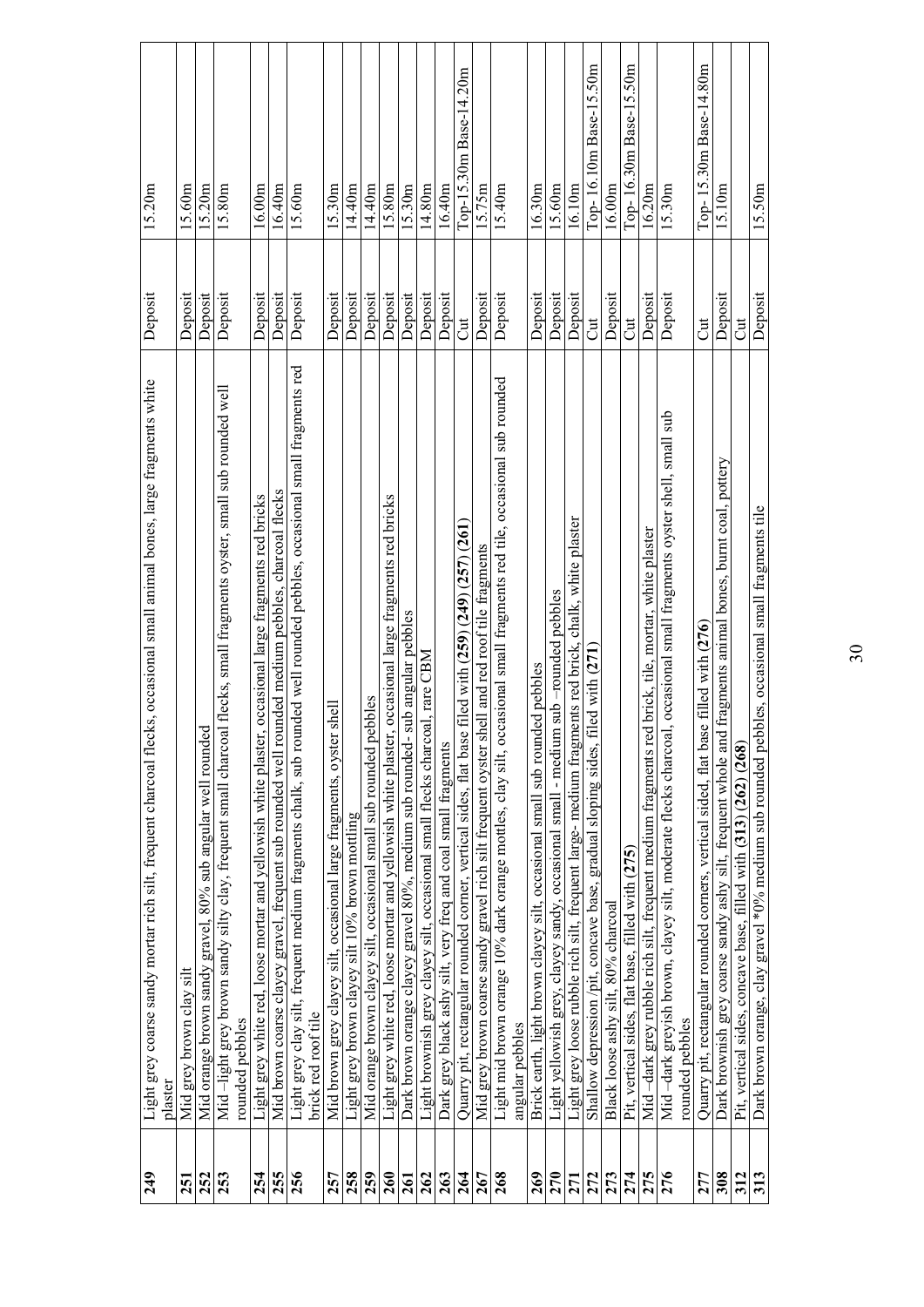| 249 | Light grey coarse sandy mortar rich silt, frequent charcoal flecks, occasional small animal bones, large fragments white plaster | Deposit | 15.20m |
|---|---|---|---|
| 251 | Mid grey brown clay silt | Deposit | 15.60m |
| 252 | Mid orange brown sandy gravel, 80% sub angular well rounded | Deposit | 15.20m |
| 253 | Mid –light grey brown sandy silty clay, frequent small charcoal flecks, small fragments oyster, small sub rounded well rounded pebbles | Deposit | 15.80m |
| 254 | Light grey white red, loose mortar and yellowish white plaster, occasional large fragments red bricks | Deposit | 16.00m |
| 255 | Mid brown coarse clayey gravel, frequent sub rounded well rounded medium pebbles, charcoal flecks | Deposit | 16.40m |
| 256 | Light grey clay silt, frequent medium fragments chalk, sub rounded well rounded pebbles, occasional small fragments red brick red roof tile | Deposit | 15.60m |
| 257 | Mid brown grey clayey silt, occasional large fragments, oyster shell | Deposit | 15.30m |
| 258 | Light grey brown clayey silt 10% brown mottling | Deposit | 14.40m |
| 259 | Mid orange brown clayey silt, occasional small sub rounded pebbles | Deposit | 14.40m |
| 260 | Light grey white red, loose mortar and yellowish white plaster, occasional large fragments red bricks | Deposit | 15.80m |
| 261 | Dark brown orange clayey gravel 80%, medium sub rounded- sub angular pebbles | Deposit | 15.30m |
| 262 | Light brownish grey clayey silt, occasional small flecks charcoal, rare CBM | Deposit | 14.80m |
| 263 | Dark grey black ashy silt, very freq and coal small fragments | Deposit | 16.40m |
| 264 | Quarry pit, rectangular rounded corner, vertical sides, flat base filed with **(259) (249) (257) (261)** | Cut | Top-15.30m Base-14.20m |
| 267 | Mid grey brown coarse sandy gravel rich silt frequent oyster shell and red roof tile fragments | Deposit | 15.75m |
| 268 | Light mid brown orange 10% dark orange mottles, clay silt, occasional small fragments red tile, occasional sub rounded angular pebbles | Deposit | 15.40m |
| 269 | Brick earth, light brown clayey silt, occasional small sub rounded pebbles | Deposit | 16.30m |
| 270 | Light yellowish grey, clayey sandy, occasional small - medium sub –rounded pebbles | Deposit | 15.60m |
| 271 | Light grey loose rubble rich silt, frequent large- medium fragments red brick, chalk, white plaster | Deposit | 16.10m |
| 272 | Shallow depression /pit, concave base, gradual sloping sides, filed with **(271)** | Cut | Top- 16.10m Base-15.50m |
| 273 | Black loose ashy silt, 80% charcoal | Deposit | 16.00m |
| 274 | Pit, vertical sides, flat base, filled with **(275)** | Cut | Top- 16.30m Base-15.50m |
| 275 | Mid –dark grey rubble rich silt, frequent medium fragments red brick, tile, mortar, white plaster | Deposit | 16.20m |
| 276 | Mid –dark greyish brown, clayey silt, moderate flecks charcoal, occasional small fragments oyster shell, small sub rounded pebbles | Deposit | 15.30m |
| 277 | Quarry pit, rectangular rounded corners, vertical sided, flat base filled with **(276)** | Cut | Top- 15.30m Base-14.80m |
| 308 | Dark brownish grey coarse sandy ashy silt, frequent whole and fragments animal bones, burnt coal, pottery | Deposit | 15.10m |
| 312 | Pit, vertical sides, concave base, filled with **(313) (262) (268)** | Cut | |
| 313 | Dark brown orange, clay gravel *0% medium sub rounded pebbles, occasional small fragments tile | Deposit | 15.50m |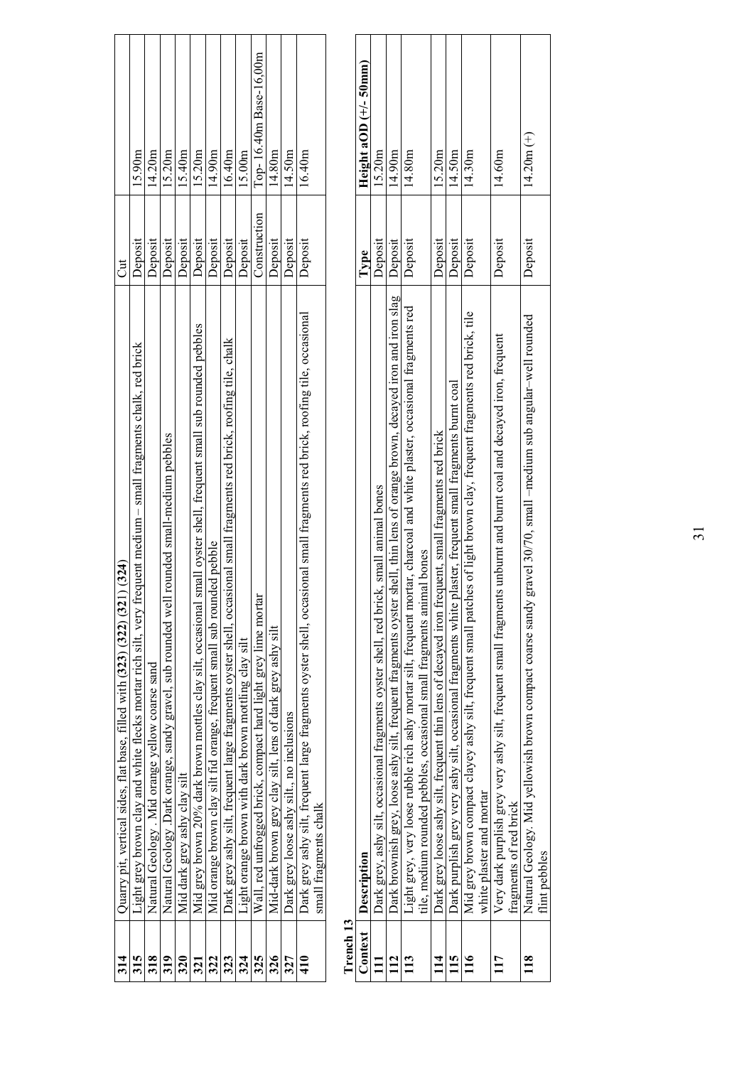| | | | |
|---|---|---|---|
| **314** | Quarry pit, vertical sides, flat base, filled with (**323**) (**322**) (**321**) (**324**) | Cut | |
| **315** | Light grey brown clay and white flecks mortar rich silt, very frequent medium – small fragments chalk, red brick | Deposit | 15.90m |
| **318** | Natural Geology . Mid orange yellow coarse sand | Deposit | 14.20m |
| **319** | Natural Geology .Dark orange, sandy gravel, sub rounded well rounded small-medium pebbles | Deposit | 15.20m |
| **320** | Mid dark grey ashy clay silt | Deposit | 15.40m |
| **321** | Mid grey brown 20% dark brown mottles clay silt, occasional small oyster shell, frequent small sub rounded pebbles | Deposit | 15.20m |
| **322** | Mid orange brown clay silt fid orange, frequent small sub rounded pebble | Deposit | 14.90m |
| **323** | Dark grey ashy silt, frequent large fragments oyster shell, occasional small fragments red brick, roofing tile, chalk | Deposit | 16.40m |
| **324** | Light orange brown with dark brown mottling clay silt | Deposit | 15.00m |
| **325** | Wall, red unfrogged brick, compact hard light grey lime mortar | Construction | Top- 16.40m Base-16,00m |
| **326** | Mid-dark brown grey clay silt, lens of dark grey ashy silt | Deposit | 14.80m |
| **327** | Dark grey loose ashy silt., no inclusions | Deposit | 14.50m |
| **410** | Dark grey ashy silt, frequent large fragments oyster shell, occasional small fragments red brick, roofing tile, occasional small fragments chalk | Deposit | 16.40m |

**Trench 13**

| Context | Description | Type | Height aOD (+/- 50mm) |
|---|---|---|---|
| **111** | Dark grey, ashy silt, occasional fragments oyster shell, red brick, small animal bones | Deposit | 15.20m |
| **112** | Dark brownish grey, loose ashy silt, frequent fragments oyster shell, thin lens of orange brown, decayed iron and iron slag | Deposit | 14.90m |
| **113** | Light grey, very loose rubble rich ashy mortar silt, frequent mortar, charcoal and white plaster, occasional fragments red tile, medium rounded pebbles, occasional small fragments animal bones | Deposit | 14.80m |
| **114** | Dark grey loose ashy silt, frequent thin lens of decayed iron frequent, small fragments red brick | Deposit | 15.20m |
| **115** | Dark purplish grey very ashy silt, occasional fragments white plaster, frequent small fragments burnt coal | Deposit | 14.50m |
| **116** | Mid grey brown compact clayey ashy silt, frequent small patches of light brown clay, frequent fragments red brick, tile white plaster and mortar | Deposit | 14.30m |
| **117** | Very dark purplish grey very ashy silt, frequent small fragments unburnt and burnt coal and decayed iron, frequent fragments of red brick | Deposit | 14.60m |
| **118** | Natural Geology. Mid yellowish brown compact coarse sandy gravel 30/70, small –medium sub angular–well rounded flint pebbles | Deposit | 14.20m (+) |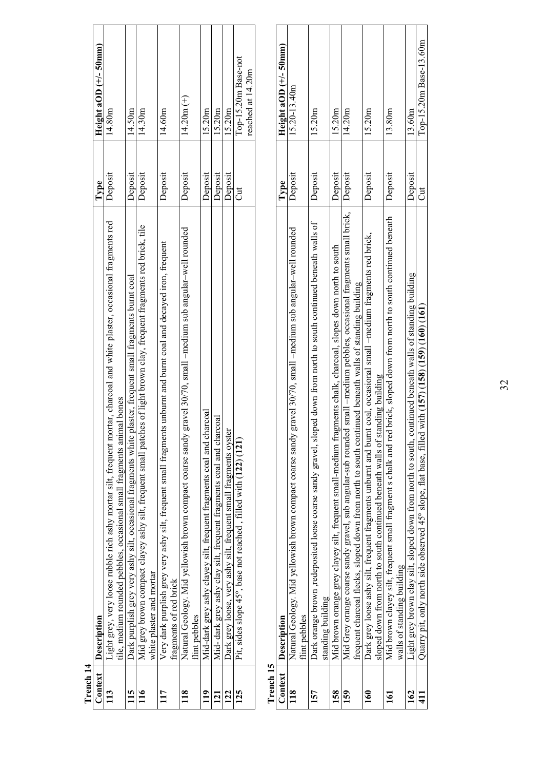**Trench 14**

| Context | Description | Type | Height aOD (+/- 50mm) |
|---|---|---|---|
| 113 | Light grey, very loose rubble rich ashy mortar silt, frequent mortar, charcoal and white plaster, occasional fragments red tile, medium rounded pebbles, occasional small fragments animal bones | Deposit | 14.80m |
| 115 | Dark purplish grey very ashy silt, occasional fragments white plaster, frequent small fragments burnt coal | Deposit | 14.50m |
| 116 | Mid grey brown compact clayey ashy silt, frequent small patches of light brown clay, frequent fragments red brick, tile white plaster and mortar | Deposit | 14.30m |
| 117 | Very dark purplish grey very ashy silt, frequent small fragments unburnt and burnt coal and decayed iron, frequent fragments of red brick | Deposit | 14.60m |
| 118 | Natural Geology. Mid yellowish brown compact coarse sandy gravel 30/70, small –medium sub angular–well rounded flint pebbles | Deposit | 14.20m (+) |
| 119 | Mid-dark grey ashy clayey silt, frequent fragments coal and charcoal | Deposit | 15.20m |
| 121 | Mid- dark grey ashy clay silt, frequent fragments coal and charcoal | Deposit | 15.20m |
| 122 | Dark grey loose, very ashy silt, frequent small fragments oyster | Deposit | 15.20m |
| 125 | Pit, sides slope 45°, base not reached , filled with **(122) (121)** | Cut | Top-15.20m Base-not reached at 14.20m |

**Trench 15**

| Context | Description | Type | Height aOD (+/- 50mm) |
|---|---|---|---|
| 118 | Natural Geology. Mid yellowish brown compact coarse sandy gravel 30/70, small –medium sub angular–well rounded flint pebbles | Deposit | 15.20-13.40m |
| 157 | Dark orange brown ,redeposited loose coarse sandy gravel, sloped down from north to south continued beneath walls of standing building | Deposit | 15.20m |
| 158 | Mid brown orange grey clayey silt, frequent small-medium fragments chalk, charcoal, slopes down north to south | Deposit | 15.20m |
| 159 | Mid Grey orange coarse sandy gravel, sub angular-sub rounded small –medium pebbles, occasional fragments small brick, frequent charcoal flecks, sloped down from north to south continued beneath walls of standing building | Deposit | 14.20m |
| 160 | Dark grey loose ashy silt, frequent fragments unburnt and burnt coal, occasional small –medium fragments red brick, sloped down from north to south continued beneath walls of standing building | Deposit | 15.20m |
| 161 | Mid brown clayey silt, frequent small fragment s chalk and red brick, sloped down from north to south continued beneath walls of standing building | Deposit | 13.80m |
| 162 | Light grey brown clay silt, sloped down from north to south, continued beneath walls of standing building | Deposit | 13.60m |
| 411 | Quarry pit, only north side observed 45° slope, flat base, filled with **(157) (158) (159) (160) (161)** | Cut | Top-15.20m Base-13.60m |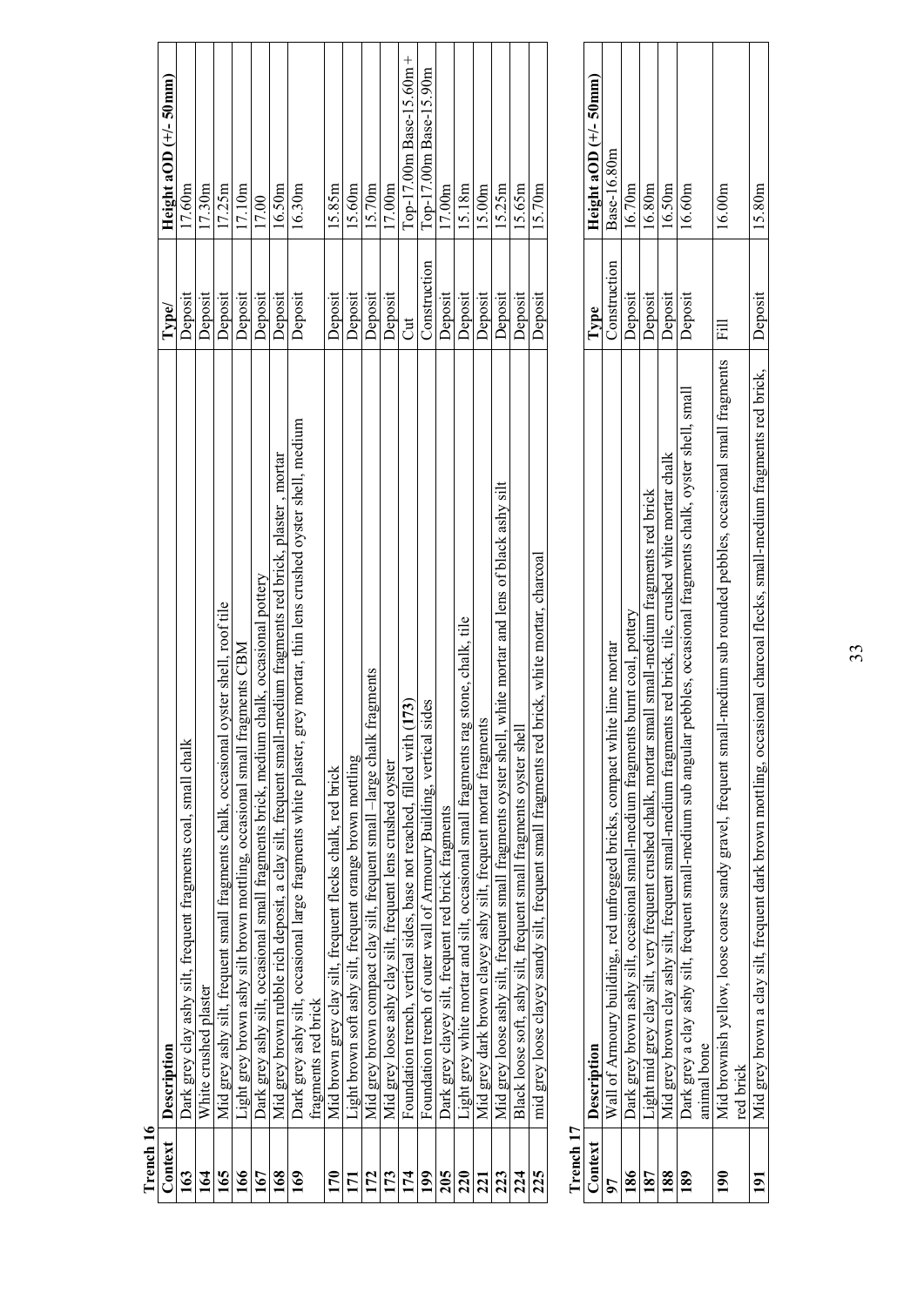**Trench 16**

| Context | Description | Type/ | Height aOD (+/- 50mm) |
|---|---|---|---|
| **163** | Dark grey clay ashy silt, frequent fragments coal, small chalk | Deposit | 17.60m |
| **164** | White crushed plaster | Deposit | 17.30m |
| **165** | Mid grey ashy silt, frequent small fragments chalk, occasional oyster shell, roof tile | Deposit | 17.25m |
| **166** | Light grey brown ashy silt brown mottling, occasional small fragments CBM | Deposit | 17.10m |
| **167** | Dark grey ashy silt, occasional small fragments brick, medium chalk, occasional pottery | Deposit | 17.00 |
| **168** | Mid grey brown rubble rich deposit, a clay silt, frequent small-medium fragments red brick, plaster , mortar | Deposit | 16.50m |
| **169** | Dark grey ashy silt, occasional large fragments white plaster, grey mortar, thin lens crushed oyster shell, medium fragments red brick | Deposit | 16.30m |
| **170** | Mid brown grey clay silt, frequent flecks chalk, red brick | Deposit | 15.85m |
| **171** | Light brown soft ashy silt, frequent orange brown mottling | Deposit | 15.60m |
| **172** | Mid grey brown compact clay silt, frequent small –large chalk fragments | Deposit | 15.70m |
| **173** | Mid grey loose ashy clay silt, frequent lens crushed oyster | Deposit | 17.00m |
| **174** | Foundation trench, vertical sides, base not reached, filled with **(173)** | Cut | Top-17.00m Base-15.60m + |
| **199** | Foundation trench of outer wall of Armoury Building, vertical sides | Construction | Top-17.00m Base-15.90m |
| **205** | Dark grey clayey silt, frequent red brick fragments | Deposit | 17.00m |
| **220** | Light grey white mortar and silt, occasional small fragments rag stone, chalk, tile | Deposit | 15.18m |
| **221** | Mid grey dark brown clayey ashy silt, frequent mortar fragments | Deposit | 15.00m |
| **223** | Mid grey loose ashy silt, frequent small fragments oyster shell, white mortar and lens of black ashy silt | Deposit | 15.25m |
| **224** | Black loose soft, ashy silt, frequent small fragments oyster shell | Deposit | 15.65m |
| **225** | mid grey loose clayey sandy silt, frequent small fragments red brick, white mortar, charcoal | Deposit | 15.70m |

**Trench 17**

| Context | Description | Type | Height aOD (+/- 50mm) |
|---|---|---|---|
| **97** | Wall of Armoury building,, red unfrogged bricks, compact white lime mortar | Construction | Base-16.80m |
| **186** | Dark grey brown ashy silt, occasional small-medium fragments burnt coal, pottery | Deposit | 16.70m |
| **187** | Light mid grey clay silt, very frequent crushed chalk, mortar small small-medium fragments red brick | Deposit | 16.80m |
| **188** | Mid grey brown clay ashy silt, frequent small-medium fragments red brick, tile, crushed white mortar chalk | Deposit | 16.50m |
| **189** | Dark grey a clay ashy silt, frequent small-medium sub angular pebbles, occasional fragments chalk, oyster shell, small animal bone | Deposit | 16.60m |
| **190** | Mid brownish yellow, loose coarse sandy gravel, frequent small-medium sub rounded pebbles, occasional small fragments red brick | Fill | 16.00m |
| **191** | Mid grey brown a clay silt, frequent dark brown mottling, occasional charcoal flecks, small-medium fragments red brick, | Deposit | 15.80m |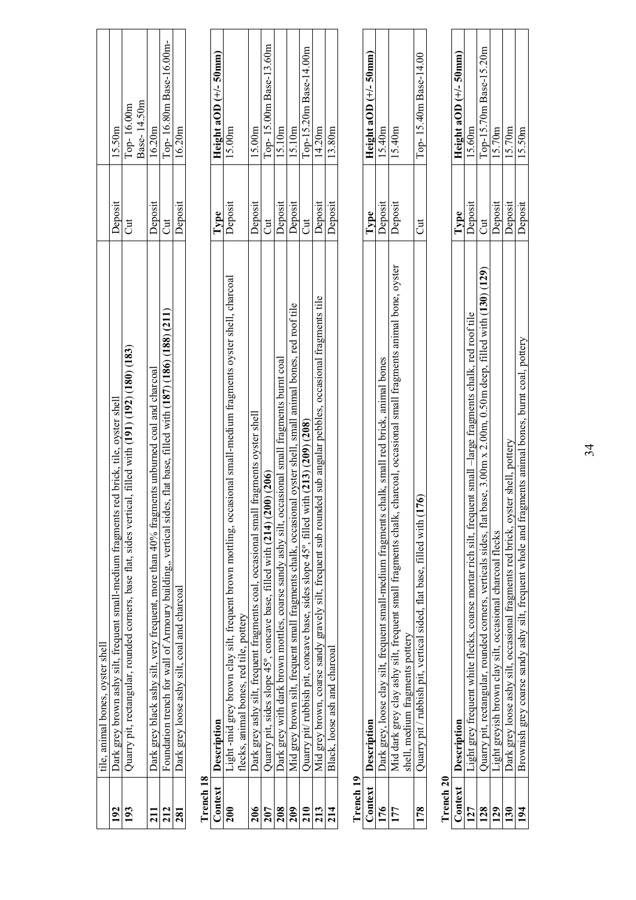| Context | Description | Type | Height aOD (+/- 50mm) |
|---|---|---|---|
| | tile, animal bones, oyster shell | | |
| **192** | Dark grey brown ashy silt, frequent small-medium fragments red brick, tile, oyster shell | Deposit | 15.50m |
| **193** | Quarry pit, rectangular, rounded corners, base flat, sides vertical, filled with **(191) (192) (180) (183)** | Cut | Top- 16.00m Base- 14.50m |
| **211** | Dark grey black ashy silt, very frequent, more than 40% fragments unburned coal and charcoal | Deposit | 16.20m |
| **212** | Foundation trench for wall of Armoury building,, vertical sides, flat base, filled with **(187) (186) (188) (211)** | Cut | Top- 16.80m Base-16.00m- |
| **281** | Dark grey loose ashy silt, coal and charcoal | Deposit | 16.20m |

**Trench 18**

| Context | Description | Type | Height aOD (+/- 50mm) |
|---|---|---|---|
| **200** | Light -mid grey brown clay silt, frequent brown mottling, occasional small-medium fragments oyster shell, charcoal flecks, animal bones, red tile, pottery | Deposit | 15.00m |
| **206** | Dark grey ashy silt, frequent fragments coal, occasional small fragments oyster shell | Deposit | 15.00m |
| **207** | Quarry pit, sides slope 45º, concave base, filled with **(214) (200) (206)** | Cut | Top- 15.00m Base-13.60m |
| **208** | Dark grey with dark brown mottles, coarse sandy ashy silt, occasional small fragments burnt coal | Deposit | 15.10m |
| **209** | Mid grey brown silt, frequent small fragments chalk, occasional oyster shell, small animal bones, red roof tile | Deposit | 15.10m |
| **210** | Quarry pit/ rubbish pit, concave base, sides slope 45º, filled with **(213) (209) (208)** | Cut | Top-15.20m Base-14.00m |
| **213** | Mid grey brown, coarse sandy gravely silt, frequent sub rounded sub angular pebbles, occasional fragments tile | Deposit | 14.20m |
| **214** | Black, loose ash and charcoal | Deposit | 13.80m |

**Trench 19**

| Context | Description | Type | Height aOD (+/- 50mm) |
|---|---|---|---|
| **176** | Dark grey, loose clay silt, frequent small-medium fragments chalk, small red brick, animal bones | Deposit | 15.40m |
| **177** | Mid dark grey clay ashy silt, frequent small fragments chalk, charcoal, occasional small fragments animal bone, oyster shell, medium fragments pottery | Deposit | 15.40m |
| **178** | Quarry pit / rubbish pit, vertical sided, flat base, filled with **(176)** | Cut | Top- 15.40m Base-14.00 |

**Trench 20**

| Context | Description | Type | Height aOD (+/- 50mm) |
|---|---|---|---|
| **127** | Light grey frequent white flecks, coarse mortar rich silt, frequent small –large fragments chalk, red roof tile | Deposit | 15.60m |
| **128** | Quarry pit, rectangular, rounded corners, verticals sides, flat base, 3.00m x 2.00m, 0.50m deep, filled with **(130) (129)** | Cut | Top-15.70m Base-15.20m |
| **129** | Light greyish brown clay silt, occasional charcoal flecks | Deposit | 15.70m |
| **130** | Dark grey loose ashy silt, occasional fragments red brick, oyster shell, pottery | Deposit | 15.70m |
| **194** | Brownish grey coarse sandy ashy silt, frequent whole and fragments animal bones, burnt coal, pottery | Deposit | 15.50m |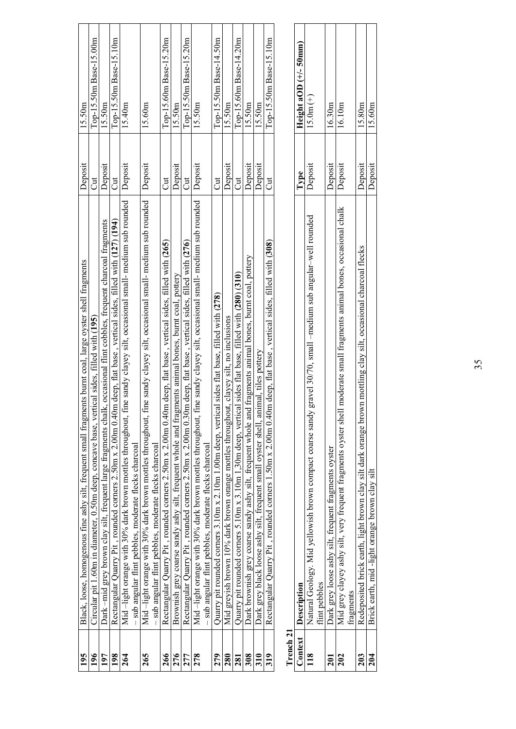| | | | |
|---|---|---|---|
| **195** | Black, loose, homogenous fine ashy silt, frequent small fragments burnt coal, large oyster shell fragments | Deposit | 15.50m |
| **196** | Circular pit 1.60m in diameter, 0.50m deep, concave base, vertical sides, filled with **(195)** | Cut | Top-15.50m Base-15.00m |
| **197** | Dark –mid grey brown clay silt, frequent large fragments chalk, occasional flint cobbles, frequent charcoal fragments | Deposit | 15.50m |
| **198** | Rectangular Quarry Pit , rounded corners 2.50m x 2.00m 0.40m deep, flat base , vertical sides, filled with **(127) (194)** | Cut | Top-15.50m Base-15.10m |
| **264** | Mid –light orange with 30% dark brown mottles throughout, fine sandy clayey silt, occasional small- medium sub rounded – sub angular flint pebbles, moderate flecks charcoal | Deposit | 15.40m |
| **265** | Mid –light orange with 30% dark brown mottles throughout, fine sandy clayey silt, occasional small- medium sub rounded – sub angular flint pebbles, moderate flecks charcoal | Deposit | 15.60m |
| **266** | Rectangular Quarry Pit , rounded corners 2.50m x 2.00m 0.40m deep, flat base , vertical sides, filled with **(265)** | Cut | Top-15.60m Base-15.20m |
| **276** | Brownish grey coarse sandy ashy silt, frequent whole and fragments animal bones, burnt coal, pottery | Deposit | 15.50m |
| **277** | Rectangular Quarry Pit , rounded corners 2.50m x 2.00m 0.30m deep, flat base , vertical sides, filled with **(276)** | Cut | Top-15.50m Base-15.20m |
| **278** | Mid –light orange with 30% dark brown mottles throughout, fine sandy clayey silt, occasional small- medium sub rounded – sub angular flint pebbles, moderate flecks charcoal | Deposit | 15.50m |
| **279** | Quarry pit rounded corners 3.10m x 2.10m 1.00m deep, vertical sides flat base, filled with **(278)** | Cut | Top-15.50m Base-14.50m |
| **280** | Mid greyish brown 10% dark brown orange mottles throughout, clayey silt, no inclusions | Deposit | 15.50m |
| **281** | Quarry pit rounded corners 5.10m x 3.10m 1,30m deep, vertical sides flat base, filled with **(280) (310)** | Cut | Top-15.60m Base-14.20m |
| **308** | Dark brownish grey coarse sandy ashy silt, frequent whole and fragments animal bones, burnt coal, pottery | Deposit | 15.50m |
| **310** | Dark grey black loose ashy silt, frequent small oyster shell, animal, tiles pottery | Deposit | 15.50m |
| **319** | Rectangular Quarry Pit , rounded corners 1.50m x 2.00m 0.40m deep, flat base , vertical sides, filled with **(308)** | Cut | Top-15.50m Base-15.10m |

**Trench 21**

| **Context** | **Description** | **Type** | **Height aOD (+/- 50mm)** |
|---|---|---|---|
| **118** | Natural Geology. Mid yellowish brown compact coarse sandy gravel 30/70, small –medium sub angular–well rounded flint pebbles | Deposit | 15.0m(+) |
| **201** | Dark grey loose ashy silt, frequent fragments oyster | Deposit | 16.30m |
| **202** | Mid grey clayey ashy silt, very frequent fragments oyster shell moderate small fragments animal bones, occasional chalk fragments | Deposit | 16.10m |
| **203** | Redeposited brick earth, light brown clay silt dark orange brown mottling clay silt, occasional charcoal flecks | Deposit | 15.80m |
| **204** | Brick earth, mid -light orange brown clay silt | Deposit | 15.60m |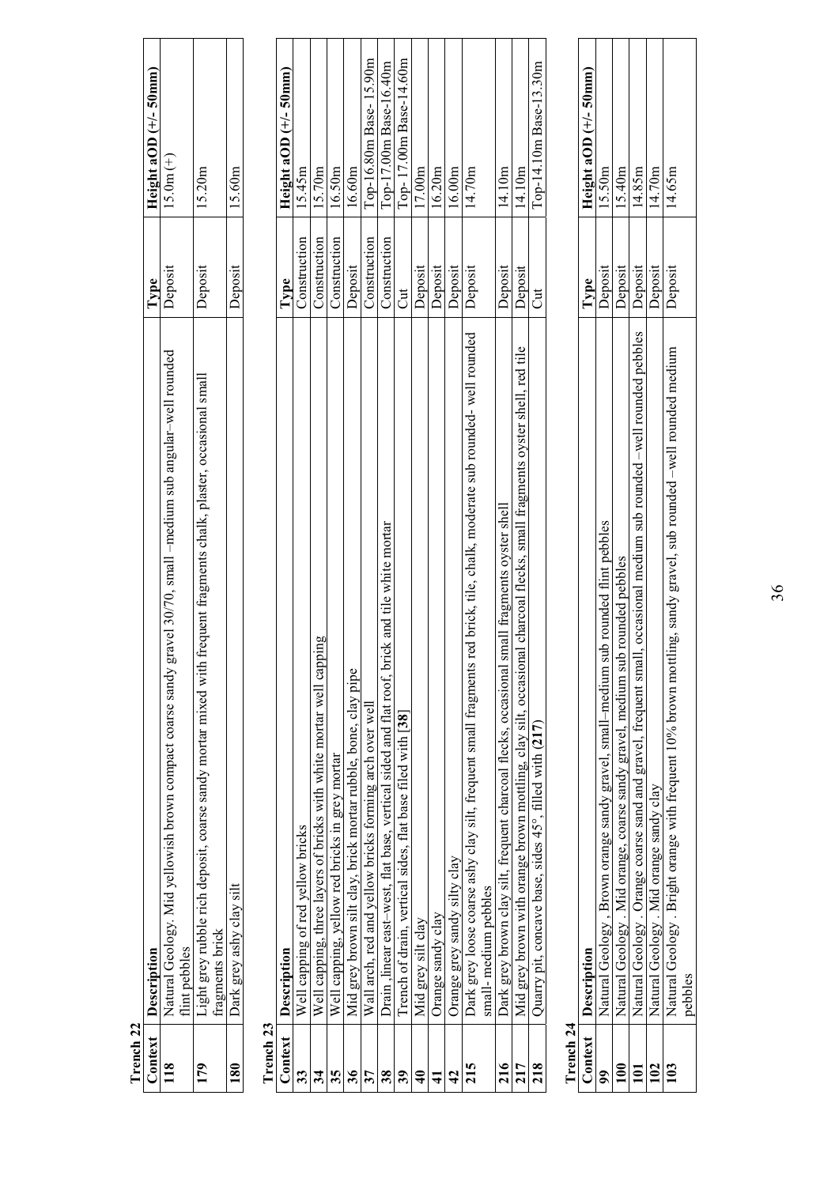**Trench 22**

| Context | Description | Type | Height aOD (+/- 50mm) |
|---|---|---|---|
| **118** | Natural Geology. Mid yellowish brown compact coarse sandy gravel 30/70, small –medium sub angular–well rounded flint pebbles | Deposit | 15.0m (+) |
| **179** | Light grey rubble rich deposit, coarse sandy mortar mixed with frequent fragments chalk, plaster, occasional small fragments brick | Deposit | 15.20m |
| **180** | Dark grey ashy clay silt | Deposit | 15.60m |

**Trench 23**

| Context | Description | Type | Height aOD (+/- 50mm) |
|---|---|---|---|
| **33** | Well capping of red yellow bricks | Construction | 15.45m |
| **34** | Well capping, three layers of bricks with white mortar well capping | Construction | 15.70m |
| **35** | Well capping, yellow red bricks in grey mortar | Construction | 16.50m |
| **36** | Mid grey brown silt clay, brick mortar rubble, bone, clay pipe | Deposit | 16.60m |
| **37** | Wall arch, red and yellow bricks forming arch over well | Construction | Top-16.80m Base- 15.90m |
| **38** | Drain ,linear east–west, flat base, vertical sided and flat roof, brick and tile white mortar | Construction | Top-17.00m Base-16.40m |
| **39** | Trench of drain, vertical sides, flat base filed with [38] | Cut | Top- 17.00m Base-14.60m |
| **40** | Mid grey silt clay | Deposit | 17.00m |
| **41** | Orange sandy clay | Deposit | 16.20m |
| **42** | Orange grey sandy silty clay | Deposit | 16.00m |
| **215** | Dark grey loose coarse ashy clay silt, frequent small fragments red brick, tile, chalk, moderate sub rounded- well rounded small- medium pebbles | Deposit | 14.70m |
| **216** | Dark grey brown clay silt, frequent charcoal flecks, occasional small fragments oyster shell | Deposit | 14.10m |
| **217** | Mid grey brown with orange brown mottling, clay silt, occasional charcoal flecks, small fragments oyster shell, red tile | Deposit | 14.10m |
| **218** | Quarry pit, concave base, sides 45°, filled with (217) | Cut | Top-14.10m Base-13.30m |

**Trench 24**

| Context | Description | Type | Height aOD (+/- 50mm) |
|---|---|---|---|
| **99** | Natural Geology , Brown orange sandy gravel, small–medium sub rounded flint pebbles | Deposit | 15.50m |
| **100** | Natural Geology . Mid orange, coarse sandy gravel, medium sub rounded pebbles | Deposit | 15.40m |
| **101** | Natural Geology . Orange coarse sand and gravel, frequent small, occasional medium sub rounded –well rounded pebbles | Deposit | 14.85m |
| **102** | Natural Geology . Mid orange sandy clay | Deposit | 14.70m |
| **103** | Natural Geology . Bright orange with frequent 10% brown mottling, sandy gravel, sub rounded –well rounded medium pebbles | Deposit | 14.65m |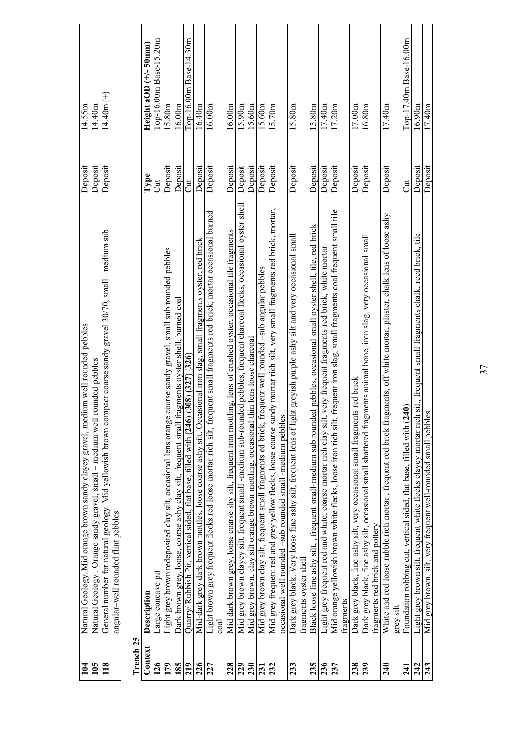| Context | Description | Type | Height aOD |
|---|---|---|---|
| 104 | Natural Geology. Mid orange brown sandy clayey gravel, medium well rounded pebbles | Deposit | 14.55m |
| 105 | Natural Geology . Orange sandy gravel, small – medium well rounded pebbles | Deposit | 14.40m |
| 118 | General number for natural geology. Mid yellowish brown compact coarse sandy gravel 30/70, small –medium sub angular–well rounded flint pebbles | Deposit | 14.40m (+) |

**Trench 25**

| Context | Description | Type | Height aOD (+/- 50mm) |
|---|---|---|---|
| 126 | Large concave pit | Cut | Top-16.00m Base-15.20m |
| 179 | Light grey brown redeposited clay silt, occasional lens orange coarse sandy gravel, small sub rounded pebbles | Deposit | 15.80m |
| 185 | Dark brown grey, loose, coarse ashy clay silt, frequent small fragments oyster shell, burned coal | Deposit | 16.00m |
| 219 | Quarry/ Rubbish Pit, vertical sided, flat base, filled with **(246) (308) (327) (326)** | Cut | Top-16.00m Base-14.30m |
| 226 | Mid-dark grey dark brown mottles, loose coarse ashy silt. Occasional iron slag, small fragments oyster, red brick | Deposit | 16.40m |
| 227 | Light brown grey frequent flecks red loose mortar rich silt, frequent small fragments red brick, mortar occasional burned coal | Deposit | 16.00m |
| 228 | Mid dark brown grey, loose coarse shy silt, frequent iron mottling, lens of crushed oyster, occasional tile fragments | Deposit | 16.00m |
| 229 | Mid grey brown clayey silt, frequent small -medium sub-rounded pebbles, frequent charcoal flecks, occasional oyster shell | Deposit | 15.90m |
| 230 | Mid grey brown, clay silt orange brown mottling, occasional thin lens loose charcoal | Deposit | 15.60m |
| 231 | Mid grey brown clay silt, frequent small fragments ed brick, frequent well rounded –sub angular pebbles | Deposit | 15.60m |
| 232 | Mid grey frequent red and grey yellow flecks, loose coarse sandy mortar rich silt, very small fragments red brick, mortar, occasional well rounded –sub rounded small -medium pebbles | Deposit | 15.70m |
| 233 | Dark grey black. Very loose fine ashy silt, frequent lens of light greyish purple ashy silt and very occasional small fragments oyster shell | Deposit | 15.80m |
| 235 | Black loose fine ashy silt, , frequent small-medium sub rounded pebbles, occasional small oyster shell, tile, red brick | Deposit | 15.80m |
| 236 | Light grey frequent red and white, coarse mortar rich clay silt, very frequent fragments red brick, white mortar | Deposit | 17.40m |
| 237 | Mid orange yellowish brown white flecks, loose iron rich silt, frequent iron slag, small fragments coal frequent small tile fragments | Deposit | 17.20m |
| 238 | Dark grey black, fine ashy silt, very occasional small fragments red brick | Deposit | 17.00m |
| 239 | Dark grey black, fine ashy silt, occasional small shattered fragments animal bone, iron slag, very occasional small fragments red brick and pottery | Deposit | 16.80m |
| 240 | White and red loose rubble rich mortar , frequent red brick fragments, off white mortar, plaster, chalk lens of loose ashy grey silt | Deposit | 17.40m |
| 241 | Foundation robbing cut, vertical sided, flat base, filled with **(240)** | Cut | Top-17.40m Base-16.00m |
| 242 | Light grey brown silt, frequent white flecks clayey mortar rich silt, frequent small fragments chalk, reed brick, tile | Deposit | 16.90m |
| 243 | Mid grey brown, silt, very frequent well-rounded small pebbles | Deposit | 17.40m |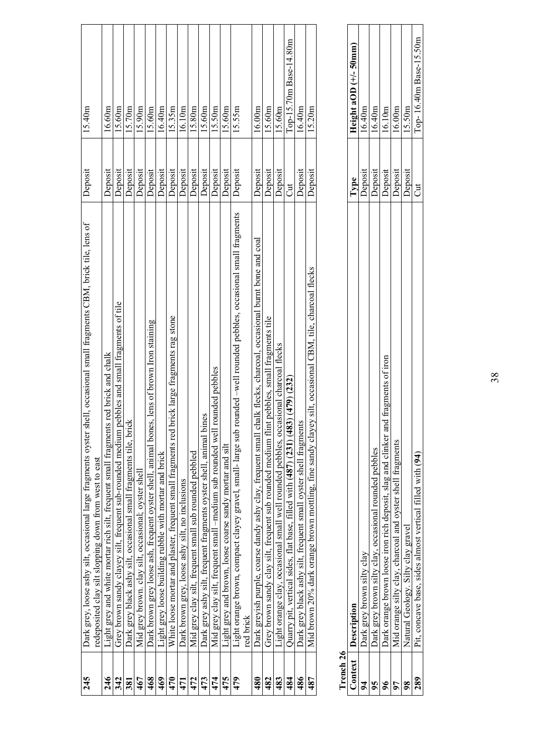| | | | |
|---|---|---|---|
| **245** | Dark grey, loose ashy silt, occasional large fragments oyster shell, occasional small fragments CBM, brick tile, lens of redeposited clay silt slopping down from west to east | Deposit | 15.40m |
| **246** | Light grey and white mortar rich silt, frequent small fragments red brick and chalk | Deposit | 16.60m |
| **342** | Grey brown sandy clayey silt, frequent sub-rounded medium pebbles and small fragments of tile | Deposit | 15.60m |
| **381** | Dark grey black ashy silt, occasional small fragments tile, brick | Deposit | 15.70m |
| **467** | Mid grey brown. clay silt, occasional; oyster shell | Deposit | 15.90m |
| **468** | Dark brown grey loose ash, frequent oyster shell, animal bones, lens of brown Iron staining | Deposit | 15.60m |
| **469** | Light grey loose building rubble with mortar and brick | Deposit | 16.40m |
| **470** | White loose mortar and plaster, frequent small fragments red brick large fragments rag stone | Deposit | 15.35m |
| **471** | Dark brown grey, loose ashy silt, no inclusions | Deposit | 16.10m |
| **472** | Mid grey clay silt, frequent small sub rounded pebbled | Deposit | 15.80m |
| **473** | Dark grey ashy silt, frequent fragments oyster shell, animal bines | Deposit | 15.60m |
| **474** | Mid grey clay silt, frequent small –medium sub rounded well rounded pebbles | Deposit | 15.50m |
| **475** | Light grey and brown, loose coarse sandy mortar and silt | Deposit | 15.60m |
| **479** | Light orange brown, compact clayey gravel, small- large sub rounded –well rounded pebbles, occasional small fragments red brick | Deposit | 15.55m |
| **480** | Dark greyish purple, coarse dandy ashy clay, frequent small chalk flecks, charcoal, occasional burnt bone and coal | Deposit | 16.00m |
| **482** | Grey brown sandy clay silt, frequent sub rounded medium flint pebbles, small fragments tile | Deposit | 15.60m |
| **483** | Light orange clay, occasional small well rounded pebbles, occasional charcoal flecks | Deposit | 15.60m |
| **484** | Quarry pit, vertical sides, flat base, filled with **(487)** **(231)** **(483)** **(479)** **(232)** | Cut | Top-15.70m Base-14.80m |
| **486** | Dark grey black ashy silt, frequent small oyster shell fragments | Deposit | 16.40m |
| **487** | Mid brown 20% dark orange brown mottling, fine sandy clayey silt, occasional CBM, tile, charcoal flecks | Deposit | 15.20m |

**Trench 26**

| Context | Description | Type | Height aOD (+/- 50mm) |
|---|---|---|---|
| **94** | Dark grey brown silty clay | Deposit | 16.40m |
| **95** | Dark grey brown silty clay, occasional rounded pebbles | Deposit | 16.40m |
| **96** | Dark orange brown loose iron rich deposit, slag and clinker and fragments of iron | Deposit | 16.10m |
| **97** | Mid orange silty clay, charcoal and oyster shell fragments | Deposit | 16.00m |
| **98** | Natural Geology. Silty clay gravel | Deposit | 15.50m |
| **289** | Pit, concave base, sides almost vertical filled with **(94)** | Cut | Top- 16.40m Base-15.50m |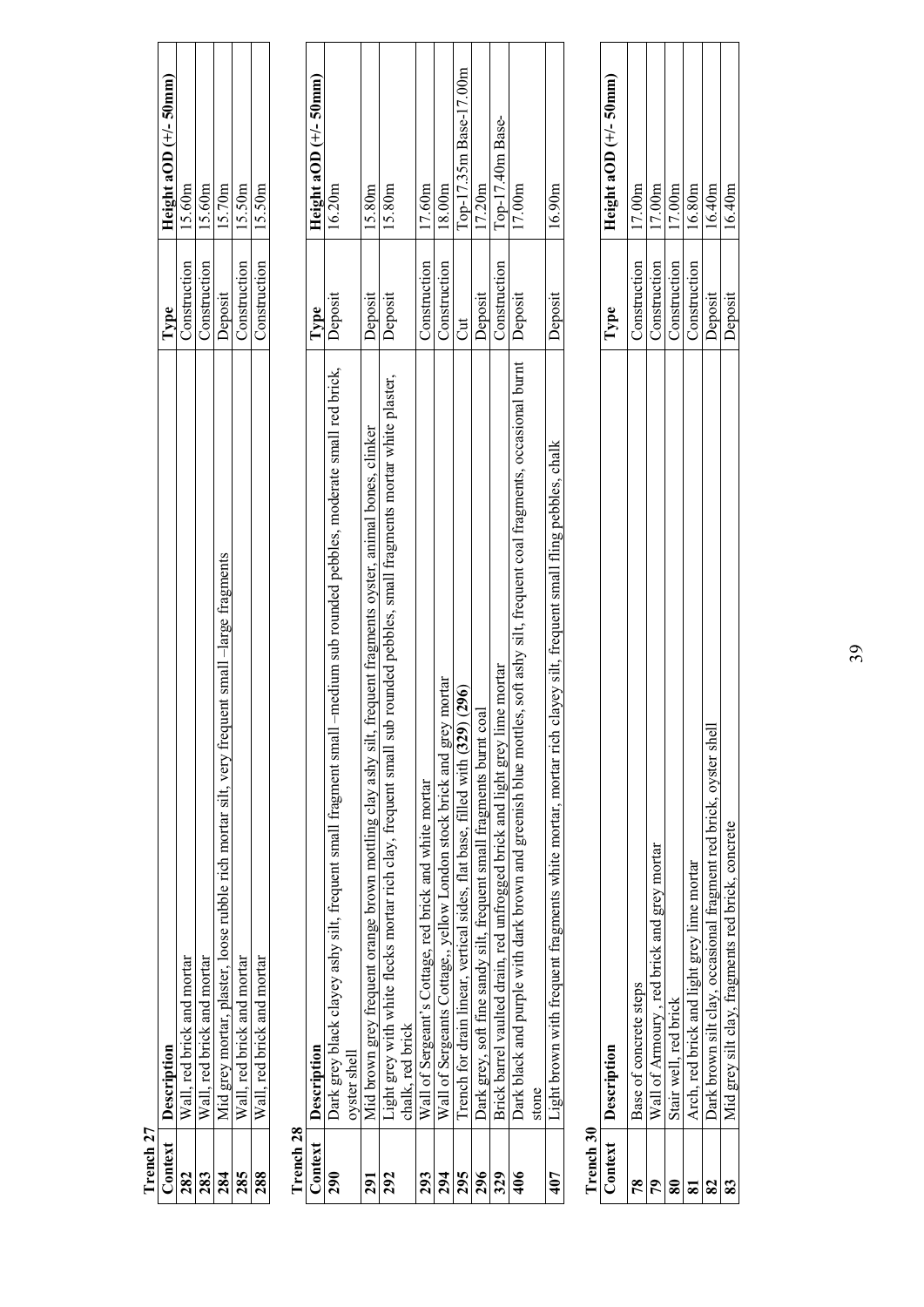**Trench 27**

| Context | Description | Type | Height aOD (+/- 50mm) |
|---|---|---|---|
| **282** | Wall, red brick and mortar | Construction | 15.60m |
| **283** | Wall, red brick and mortar | Construction | 15.60m |
| **284** | Mid grey mortar, plaster, loose rubble rich mortar silt, very frequent small –large fragments | Deposit | 15.70m |
| **285** | Wall, red brick and mortar | Construction | 15.50m |
| **288** | Wall, red brick and mortar | Construction | 15.50m |

**Trench 28**

| Context | Description | Type | Height aOD (+/- 50mm) |
|---|---|---|---|
| **290** | Dark grey black clayey ashy silt, frequent small fragment small –medium sub rounded pebbles, moderate small red brick, oyster shell | Deposit | 16.20m |
| **291** | Mid brown grey frequent orange brown mottling clay ashy silt, frequent fragments oyster, animal bones, clinker | Deposit | 15.80m |
| **292** | Light grey with white flecks mortar rich clay, frequent small sub rounded pebbles, small fragments mortar white plaster, chalk, red brick | Deposit | 15.80m |
| **293** | Wall of Sergeant's Cottage, red brick and white mortar | Construction | 17.60m |
| **294** | Wall of Sergeants Cottage,, yellow London stock brick and grey mortar | Construction | 18.00m |
| **295** | Trench for drain linear, vertical sides, flat base, filled with **(329) (296)** | Cut | Top-17.35m Base-17.00m |
| **296** | Dark grey, soft fine sandy silt, frequent small fragments burnt coal | Deposit | 17.20m |
| **329** | Brick barrel vaulted drain, red unfrogged brick and light grey lime mortar | Construction | Top-17.40m Base- |
| **406** | Dark black and purple with dark brown and greenish blue mottles, soft ashy silt, frequent coal fragments, occasional burnt stone | Deposit | 17.00m |
| **407** | Light brown with frequent fragments white mortar, mortar rich clayey silt, frequent small fling pebbles, chalk | Deposit | 16.90m |

**Trench 30**

| Context | Description | Type | Height aOD (+/- 50mm) |
|---|---|---|---|
| **78** | Base of concrete steps | Construction | 17.00m |
| **79** | Wall of Armoury, red brick and grey mortar | Construction | 17.00m |
| **80** | Stair well, red brick | Construction | 17.00m |
| **81** | Arch, red brick and light grey lime mortar | Construction | 16.80m |
| **82** | Dark brown silt clay, occasional fragment red brick, oyster shell | Deposit | 16.40m |
| **83** | Mid grey silt clay, fragments red brick, concrete | Deposit | 16.40m |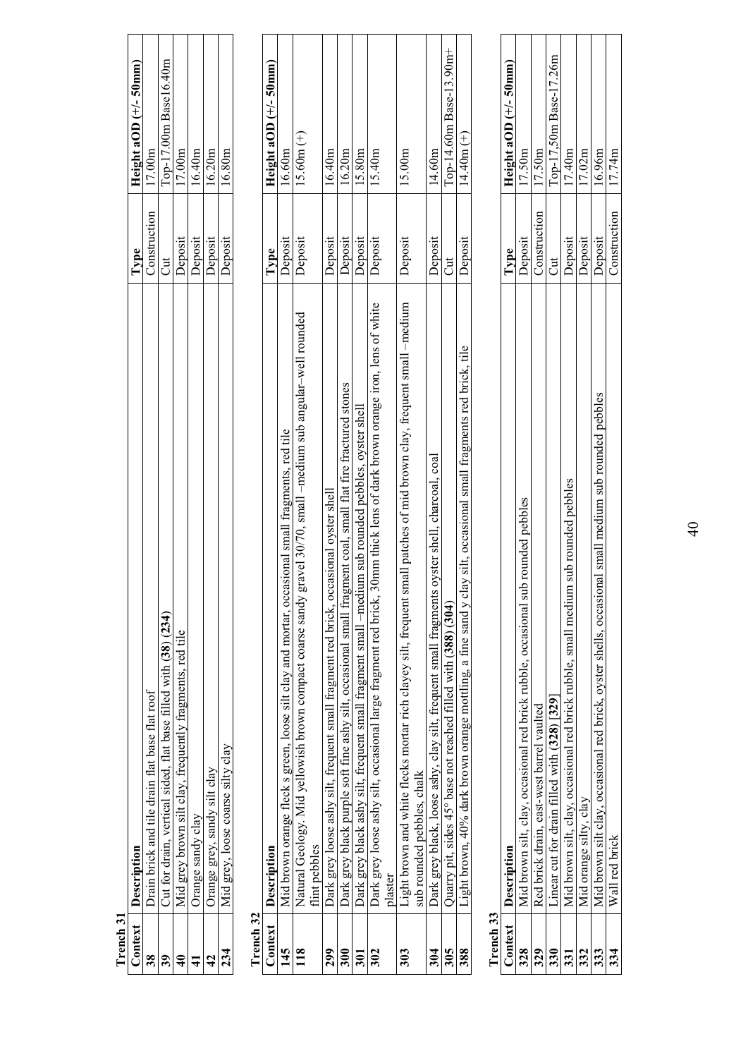**Trench 31**

| Context | Description | Type | Height aOD (+/- 50mm) |
|---|---|---|---|
| **38** | Drain brick and tile drain flat base flat roof | Construction | 17.00m |
| **39** | Cut for drain, vertical sided, flat base filled with **(38) (234)** | Cut | Top-17.00m Base16.40m |
| **40** | Mid grey brown silt clay, frequently fragments, red tile | Deposit | 17.00m |
| **41** | Orange sandy clay | Deposit | 16.40m |
| **42** | Orange grey, sandy silt clay | Deposit | 16.20m |
| **234** | Mid grey, loose coarse silty clay | Deposit | 16.80m |

**Trench 32**

| Context | Description | Type | Height aOD (+/- 50mm) |
|---|---|---|---|
| **145** | Mid brown orange fleck s green, loose silt clay and mortar, occasional small fragments, red tile | Deposit | 16.60m |
| **118** | Natural Geology. Mid yellowish brown compact coarse sandy gravel 30/70, small –medium sub angular–well rounded flint pebbles | Deposit | 15.60m (+) |
| **299** | Dark grey loose ashy silt, frequent small fragment red brick, occasional oyster shell | Deposit | 16.40m |
| **300** | Dark grey black purple soft fine ashy silt, occasional small fragment coal, small flat fire fractured stones | Deposit | 16.20m |
| **301** | Dark grey black ashy silt, frequent small fragment small –medium sub rounded pebbles, oyster shell | Deposit | 15.80m |
| **302** | Dark grey loose ashy silt, occasional large fragment red brick, 30mm thick lens of dark brown orange iron, lens of white plaster | Deposit | 15.40m |
| **303** | Light brown and white flecks mortar rich clayey silt, frequent small patches of mid brown clay, frequent small –medium sub rounded pebbles, chalk | Deposit | 15.00m |
| **304** | Dark grey black, loose ashy, clay silt, frequent small fragments oyster shell, charcoal, coal | Deposit | 14.60m |
| **305** | Quarry pit, sides 45° base not reached filled with **(388) (304)** | Cut | Top-14.60m Base-13.90m+ |
| **388** | Light brown, 40% dark brown orange mottling, a fine sand y clay silt, occasional small fragments red brick, tile | Deposit | 14.40m (+) |

**Trench 33**

| Context | Description | Type | Height aOD (+/- 50mm) |
|---|---|---|---|
| **328** | Mid brown silt, clay, occasional red brick rubble, occasional sub rounded pebbles | Deposit | 17.50m |
| **329** | Red brick drain, east-west barrel vaulted | Construction | 17.50m |
| **330** | Linear cut for drain filled with **(328) [329]** | Cut | Top-17.50m Base-17.26m |
| **331** | Mid brown silt, clay, occasional red brick rubble, small medium sub rounded pebbles | Deposit | 17.40m |
| **332** | Mid orange silty, clay | Deposit | 17.02m |
| **333** | Mid brown silt clay, occasional red brick, oyster shells, occasional small medium sub rounded pebbles | Deposit | 16.96m |
| **334** | Wall red brick | Construction | 17.74m |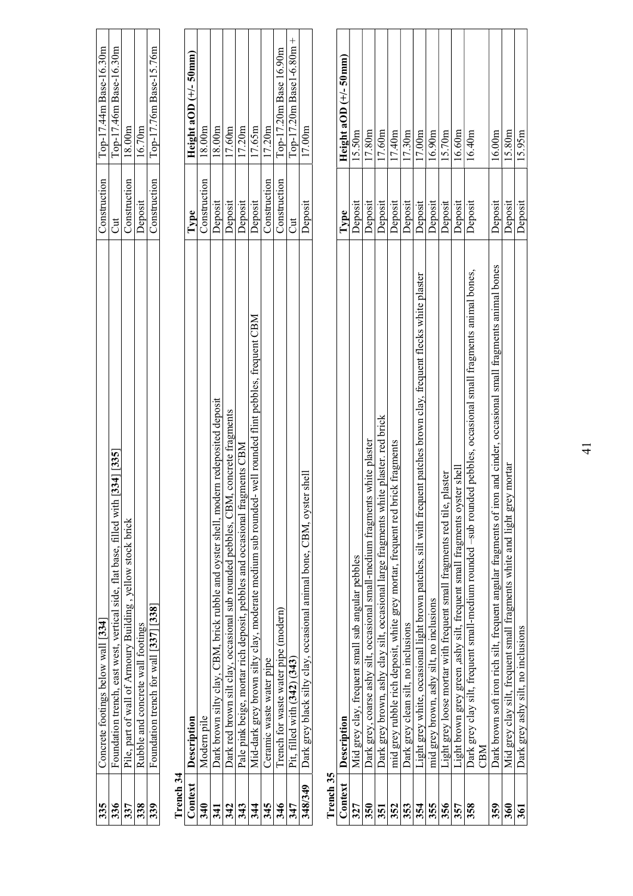| Context | Description | Type | Height aOD (+/- 50mm) |
|---|---|---|---|
| 335 | Concrete footings below wall [334] | Construction | Top-17.44m Base-16.30m |
| 336 | Foundation trench, east west, vertical side, flat base, filled with [334] [335] | Cut | Top-17.46m Base-16.30m |
| 337 | Pile, part of wall of Armoury Building , yellow stock brick | Construction | 18.00m |
| 338 | Rubble and concrete wall footings | Deposit | 16.70m |
| 339 | Foundation trench for wall [337] [338] | Construction | Top-17.76m Base-15.76m |

**Trench 34**

| Context | Description | Type | Height aOD (+/- 50mm) |
|---|---|---|---|
| 340 | Modern pile | Construction | 18.00m |
| 341 | Dark brown silty clay, CBM, brick rubble and oyster shell, modern redeposited deposit | Deposit | 18.00m |
| 342 | Dark red brown silt clay, occasional sub rounded pebbles, CBM, concrete fragments | Deposit | 17.60m |
| 343 | Pale pink beige, mortar rich deposit, pebbles and occasional fragments CBM | Deposit | 17.20m |
| 344 | Mid-dark grey brown silty clay, moderate medium sub rounded- well rounded flint pebbles, frequent CBM | Deposit | 17.65m |
| 345 | Ceramic waste water pipe | Construction | 17.20m |
| 346 | Trench for waste water pipe (modern) | Construction | Top-17.20m Base 16.90m |
| 347 | Pit, filled with (342) (343) | Cut | Top-17.20m Base1-6.80m + |
| 348/349 | Dark grey black silty clay, occasional animal bone, CBM, oyster shell | Deposit | 17.00m |

**Trench 35**

| Context | Description | Type | Height aOD (+/- 50mm) |
|---|---|---|---|
| 327 | Mid grey clay, frequent small sub angular pebbles | Deposit | 15.50m |
| 350 | Dark grey, coarse ashy silt, occasional small-medium fragments white plaster | Deposit | 17.80m |
| 351 | Dark grey brown, ashy clay silt, occasional large fragments white plaster. red brick | Deposit | 17.60m |
| 352 | mid grey rubble rich deposit, white grey mortar, frequent red brick fragments | Deposit | 17.40m |
| 353 | Dark grey clean silt, no inclusions | Deposit | 17.30m |
| 354 | Light grey white, occasional light brown patches, silt with frequent patches brown clay, frequent flecks white plaster | Deposit | 17.00m |
| 355 | mid grey brown, ashy silt, no inclusions | Deposit | 16.90m |
| 356 | Light grey loose mortar with frequent small fragments red tile, plaster | Deposit | 15.70m |
| 357 | Light brown grey green ,ashy silt, frequent small fragments oyster shell | Deposit | 16.60m |
| 358 | Dark grey clay silt, frequent small-medium rounded –sub rounded pebbles, occasional small fragments animal bones, CBM | Deposit | 16.40m |
| 359 | Dark brown soft iron rich silt, frequent angular fragments of iron and cinder, occasional small fragments animal bones | Deposit | 16.00m |
| 360 | Mid grey clay silt, frequent small fragments white and light grey mortar | Deposit | 15.80m |
| 361 | Dark grey ashy silt, no inclusions | Deposit | 15.95m |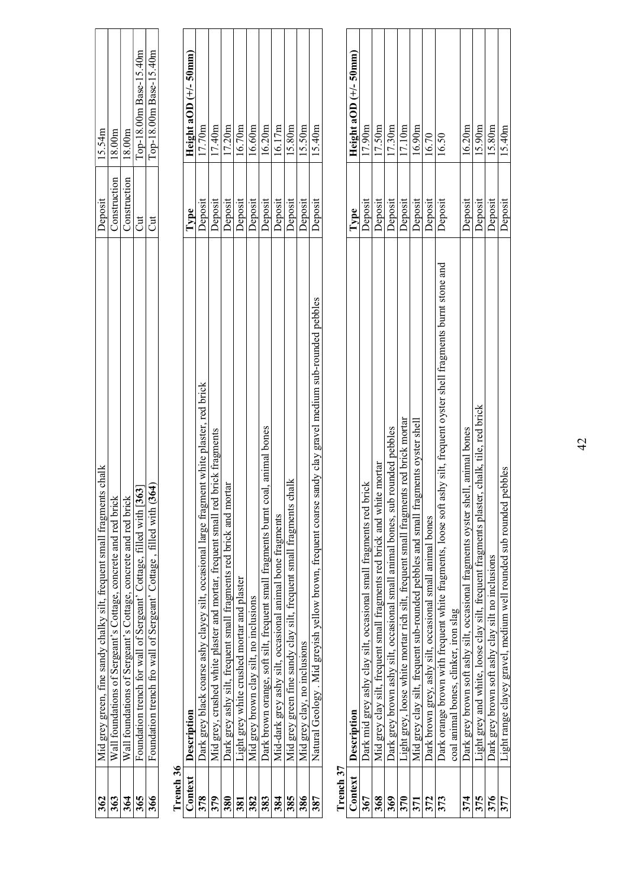| Context | Description | Type | Height aOD (+/- 50mm) |
|---|---|---|---|
| 362 | Mid grey green, fine sandy chalky silt, frequent small fragments chalk | Deposit | 15.54m |
| 363 | Wall foundations of Sergeant's Cottage, concrete and red brick | Construction | 18.00m |
| 364 | Wall foundations of Sergeant's Cottage, concrete and red brick | Construction | 18.00m |
| 365 | Foundation trench for wall of Sergeant' Cottage, filled with [363] | Cut | Top-18.00m Base-15.40m |
| 366 | Foundation trench fro wall of Sergeant' Cottage , filled with (364) | Cut | Top-18.00m Base-15.40m |

**Trench 36**

| Context | Description | Type | Height aOD (+/- 50mm) |
|---|---|---|---|
| 378 | Dark grey black coarse ashy clayey silt, occasional large fragment white plaster, red brick | Deposit | 17.70m |
| 379 | Mid grey, crushed white plaster and mortar, frequent small red brick fragments | Deposit | 17.40m |
| 380 | Dark grey ashy silt, frequent small fragments red brick and mortar | Deposit | 17.20m |
| 381 | Light grey white crushed mortar and plaster | Deposit | 16.70m |
| 382 | Mid grey brown clay silt, no inclusions | Deposit | 16.60m |
| 383 | Dark brown orange, soft silt, frequent small fragments burnt coal, animal bones | Deposit | 16.20m |
| 384 | Mid-dark grey ashy silt, occasional animal bone fragments | Deposit | 16.17m |
| 385 | Mid grey green fine sandy clay silt, frequent small fragments chalk | Deposit | 15.80m |
| 386 | Mid grey clay, no inclusions | Deposit | 15.50m |
| 387 | Natural Geology . Mid greyish yellow brown, frequent coarse sandy clay gravel medium sub-rounded pebbles | Deposit | 15.40m |

**Trench 37**

| Context | Description | Type | Height aOD (+/- 50mm) |
|---|---|---|---|
| 367 | Dark mid grey ashy clay silt, occasional small fragments red brick | Deposit | 17.90m |
| 368 | Mid grey clay silt, frequent small fragments red brick and white mortar | Deposit | 17.50m |
| 369 | Dark grey brown ashy silt, occasional small animal bones, sub rounded pebbles | Deposit | 17.30m |
| 370 | Light grey, loose white mortar rich silt, frequent small fragments red brick mortar | Deposit | 17.10m |
| 371 | Mid grey clay silt, frequent sub-rounded pebbles and small fragments oyster shell | Deposit | 16.90m |
| 372 | Dark brown grey, ashy silt, occasional small animal bones | Deposit | 16.70 |
| 373 | Dark orange brown with frequent white fragments, loose soft ashy silt, frequent oyster shell fragments burnt stone and coal animal bones, clinker, iron slag | Deposit | 16.50 |
| 374 | Dark grey brown soft ashy silt, occasional fragments oyster shell, animal bones | Deposit | 16.20m |
| 375 | Light grey and white, loose clay silt, frequent fragments plaster, chalk, tile, red brick | Deposit | 15.90m |
| 376 | Dark grey brown soft ashy clay silt no inclusions | Deposit | 15.80m |
| 377 | Light range clayey gravel, medium well rounded sub rounded pebbles | Deposit | 15.40m |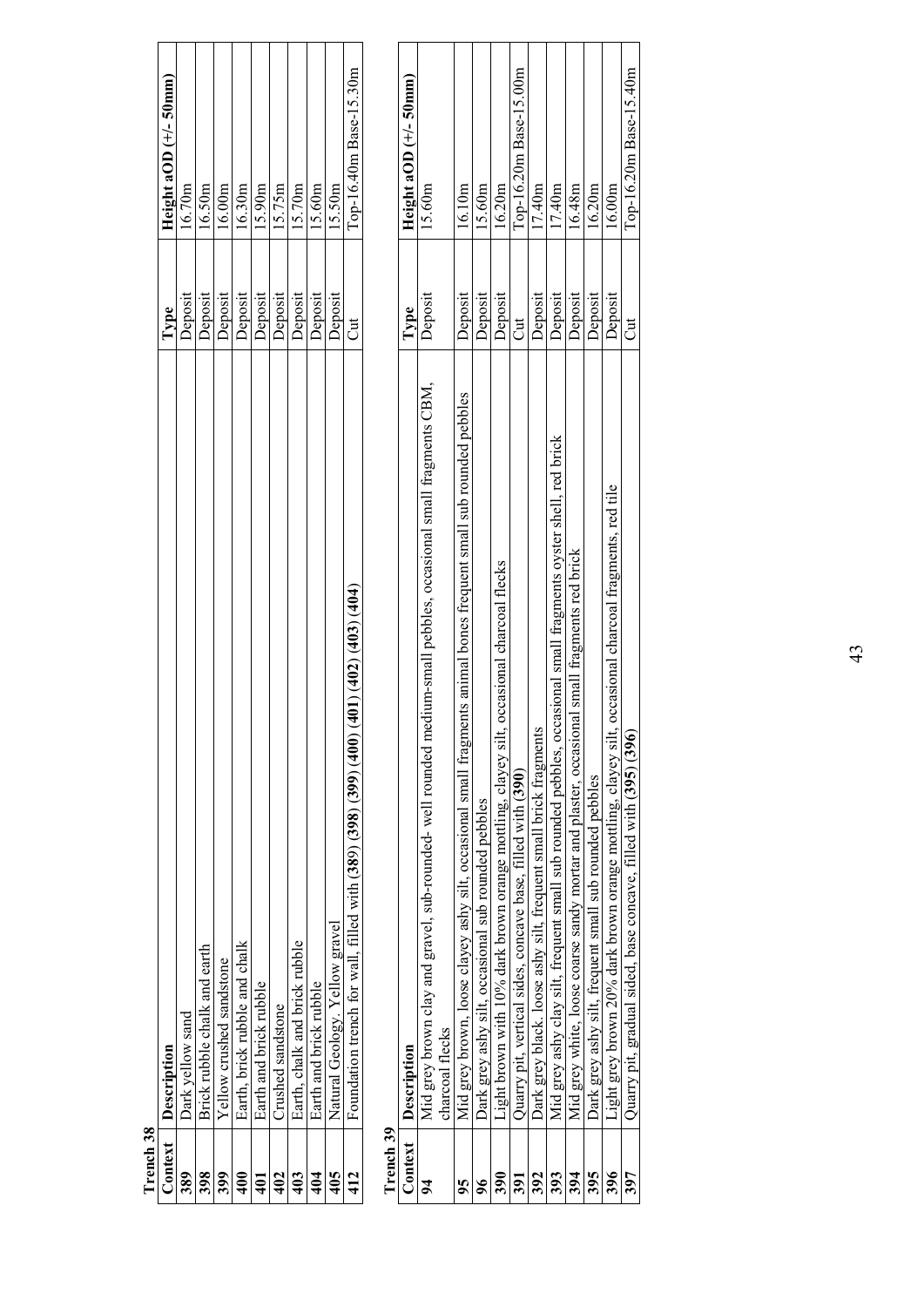**Trench 38**

| Context | Description | Type | Height aOD (+/- 50mm) |
|---|---|---|---|
| **389** | Dark yellow sand | Deposit | 16.70m |
| **398** | Brick rubble chalk and earth | Deposit | 16.50m |
| **399** | Yellow crushed sandstone | Deposit | 16.00m |
| **400** | Earth, brick rubble and chalk | Deposit | 16.30m |
| **401** | Earth and brick rubble | Deposit | 15.90m |
| **402** | Crushed sandstone | Deposit | 15.75m |
| **403** | Earth, chalk and brick rubble | Deposit | 15.70m |
| **404** | Earth and brick rubble | Deposit | 15.60m |
| **405** | Natural Geology. Yellow gravel | Deposit | 15.50m |
| **412** | Foundation trench for wall, filled with **(389) (398) (399) (400) (401) (402) (403) (404)** | Cut | Top-16.40m Base-15.30m |

**Trench 39**

| Context | Description | Type | Height aOD (+/- 50mm) |
|---|---|---|---|
| **94** | Mid grey brown clay and gravel, sub-rounded- well rounded medium-small pebbles, occasional small fragments CBM, charcoal flecks | Deposit | 15.60m |
| **95** | Mid grey brown, loose clayey ashy silt, occasional small fragments animal bones frequent small sub rounded pebbles | Deposit | 16.10m |
| **96** | Dark grey ashy silt, occasional sub rounded pebbles | Deposit | 15.60m |
| **390** | Light brown with 10% dark brown orange mottling, clayey silt, occasional charcoal flecks | Deposit | 16.20m |
| **391** | Quarry pit, vertical sides, concave base, filled with **(390)** | Cut | Top-16.20m Base-15.00m |
| **392** | Dark grey black. loose ashy silt, frequent small brick fragments | Deposit | 17.40m |
| **393** | Mid grey ashy clay silt, frequent small sub rounded pebbles, occasional small fragments oyster shell, red brick | Deposit | 17.40m |
| **394** | Mid grey white, loose coarse sandy mortar and plaster, occasional small fragments red brick | Deposit | 16.48m |
| **395** | Dark grey ashy silt, frequent small sub rounded pebbles | Deposit | 16.20m |
| **396** | Light grey brown 20% dark brown orange mottling, clayey silt, occasional charcoal fragments, red tile | Deposit | 16.00m |
| **397** | Quarry pit, gradual sided, base concave, filled with **(395) (396)** | Cut | Top-16.20m Base-15.40m |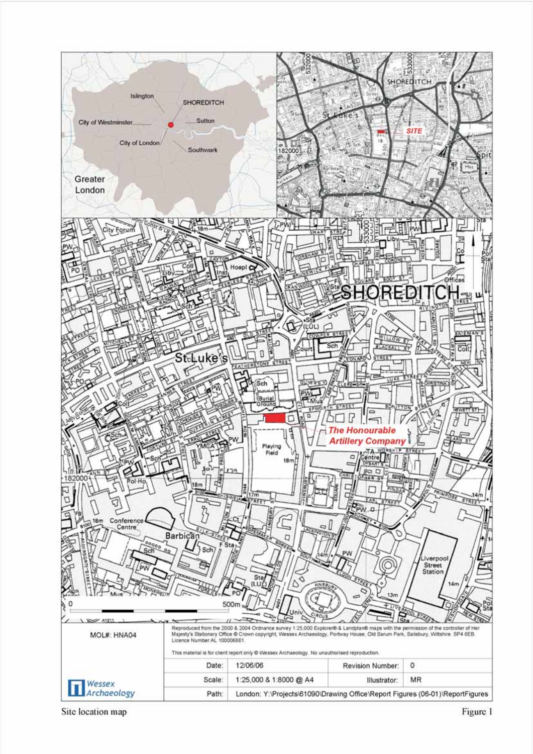| MOL#: HNA04 | Reproduced from the 2000 & 2004 Ordnance survey 1:25,000 Explorer® & Landplan® maps with the permission of the controller of Her Majesty's Stationary Office © Crown copyright, Wessex Archaeology, Portway House, Old Sarum Park, Salisbury, Wiltshire. SP4 6EB. Licence Number AL 100006861. This material is for client report only © Wessex Archaeology. No unauthorised reproduction. | | |
|---|---|---|---|
| | Date: 12/06/06 | Revision Number: | 0 |
| Wessex Archaeology | Scale: 1:25,000 & 1:8000 @ A4 | Illustrator: | MR |
| | Path: London: Y:\Projects\61090\Drawing Office\Report Figures (06-01)\ReportFigures | | |

Site location map

Figure 1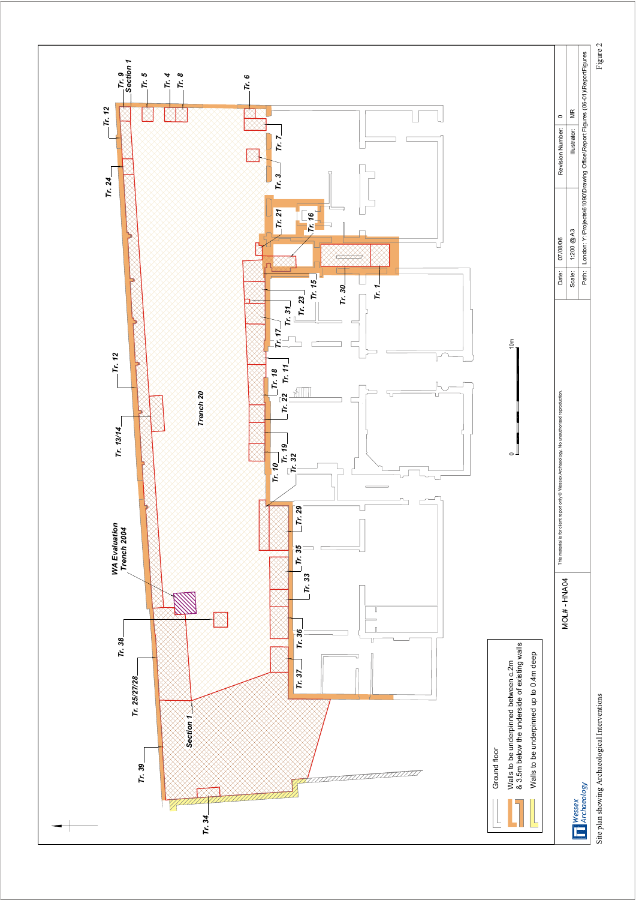Tr. 9
Section 1
Tr. 5
Tr. 4
Tr. 8
Tr. 6
Tr. 12
Tr. 7
Tr. 24
Tr. 3
Tr. 21
Tr. 16
Tr. 15
Tr. 30
Tr. 1
Tr. 23
Tr. 31
Tr. 17
Tr. 12
Tr. 18
Tr. 11
Tr. 22
Trench 20
Tr. 13/14
Tr. 19
Tr. 32
Tr. 10
Tr. 29
WA Evaluation Trench 2004
Tr. 35
Tr. 33
Tr. 38
Tr. 36
Tr. 25/27/28
Tr. 37
Section 1
Tr. 39
Tr. 34

0 10m

Ground floor

Walls to be underpinned between c.2m & 3.5m below the underside of existing walls

Walls to be underpinned up to 0.4m deep

This material is for client report only © Wessex Archaeology. No unauthorised reproduction.

MOL# - HNA04

| Date: | 07/08/06 | Revision Number: | 0 |
|---|---|---|---|
| Scale: | 1:200 @ A3 | Illustrator: | MR |
| Path: | London: Y:\Projects\61090\Drawing Office\Report Figures (06-01)\ReportFigures | | |

Wessex Archaeology

Site plan showing Archaeological Interventions

Figure 2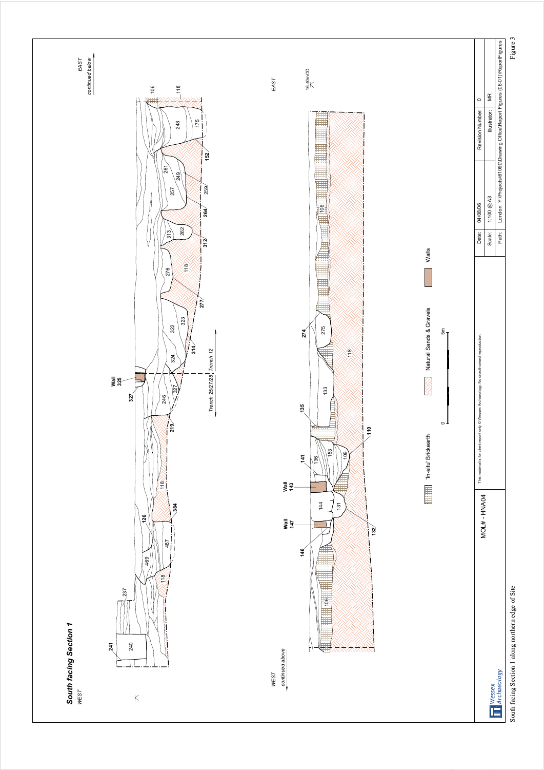## South facing Section 1

WEST

EAST
continued below

WEST
continued above

EAST

16.40m OD

Trench 25/27/28 | Trench 12

Wall 325

Wall 143

Wall 147

'In-situ' Brickearth

Natural Sands & Gravels

Walls

0 5m

This material is for client report only © Wessex Archaeology. No unauthorised reproduction.

| MOL# - HNA04 | Date: | 04/08/06 | Revision Number: | 0 |
|---|---|---|---|---|
| | Scale: | 1:100 @ A3 | Illustrator: | MR |
| | Path: | London: Y:\Projects\61090\Drawing Office\Report Figures (06-01)\ReportFigures | | |

Wessex Archaeology

South facing Section 1 along northern edge of Site

Figure 3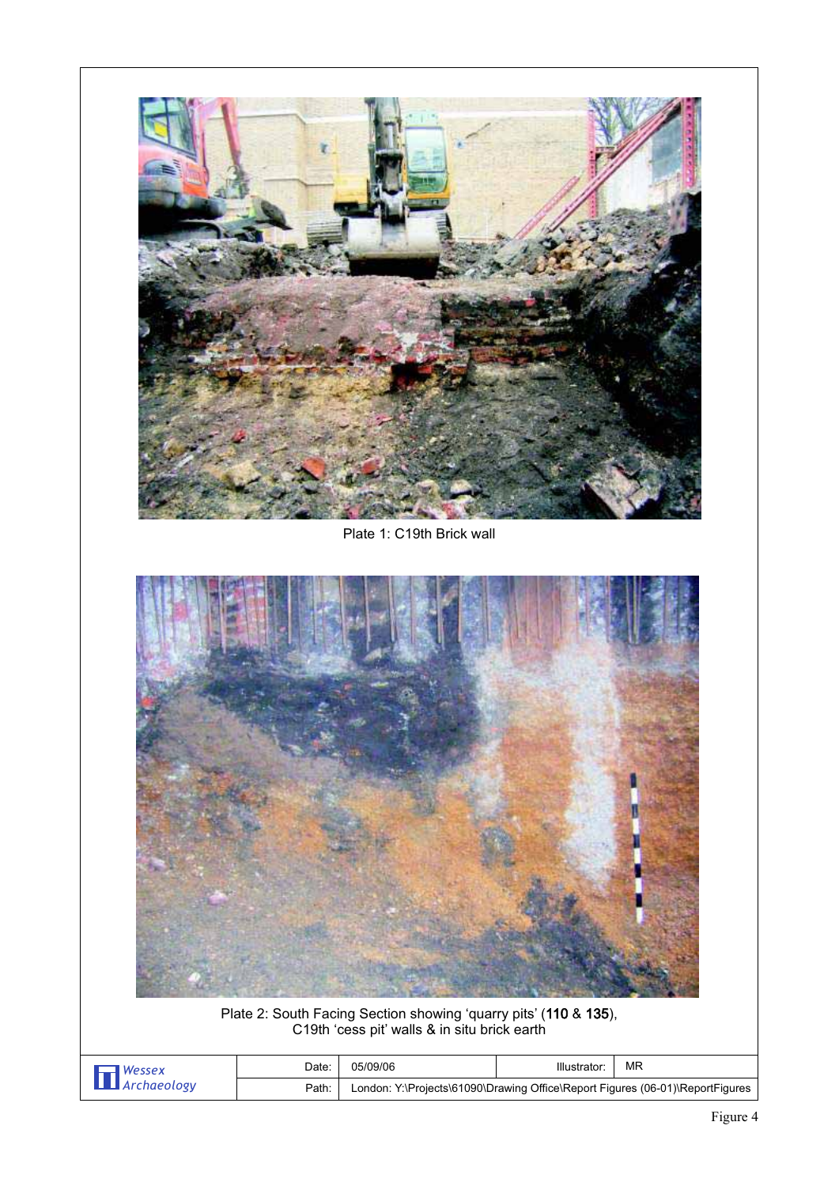Plate 1: C19th Brick wall

Plate 2: South Facing Section showing 'quarry pits' (**110** & **135**), C19th 'cess pit' walls & in situ brick earth

| Wessex Archaeology | Date: | 05/09/06 | Illustrator: | MR |
|---|---|---|---|---|
| | Path: | London: Y:\Projects\61090\Drawing Office\Report Figures (06-01)\ReportFigures | | |

Figure 4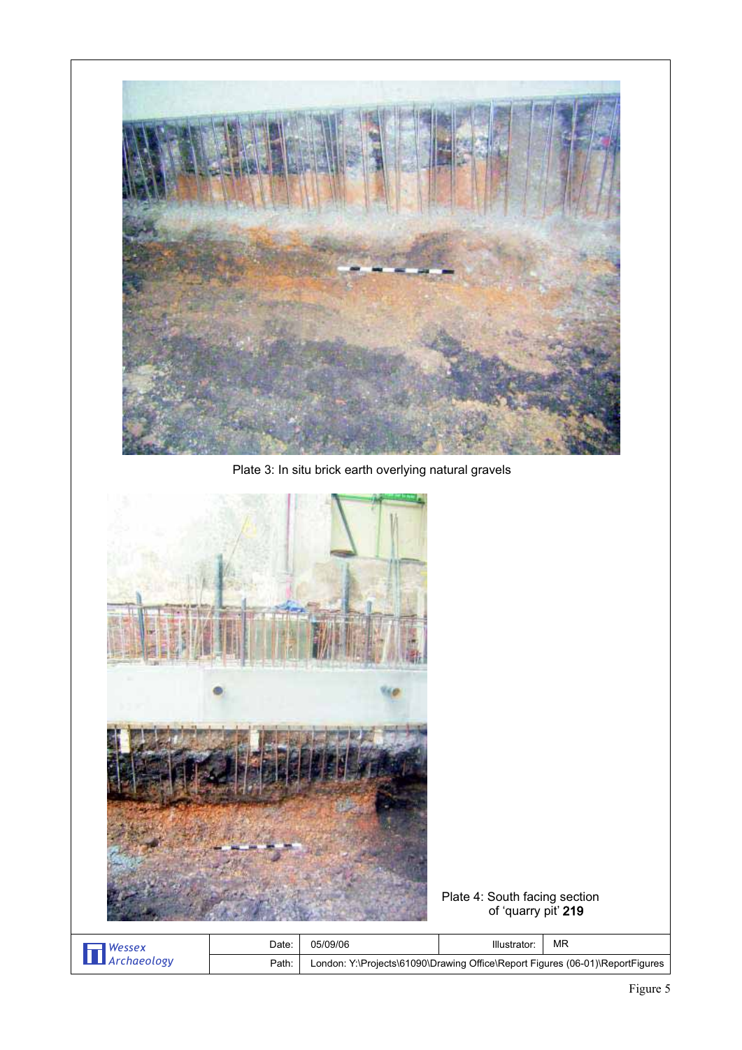Plate 3: In situ brick earth overlying natural gravels

Plate 4: South facing section of 'quarry pit' **219**

| Wessex Archaeology | Date: | 05/09/06 | Illustrator: | MR |
|---|---|---|---|---|
| | Path: | London: Y:\Projects\61090\Drawing Office\Report Figures (06-01)\ReportFigures | | |

Figure 5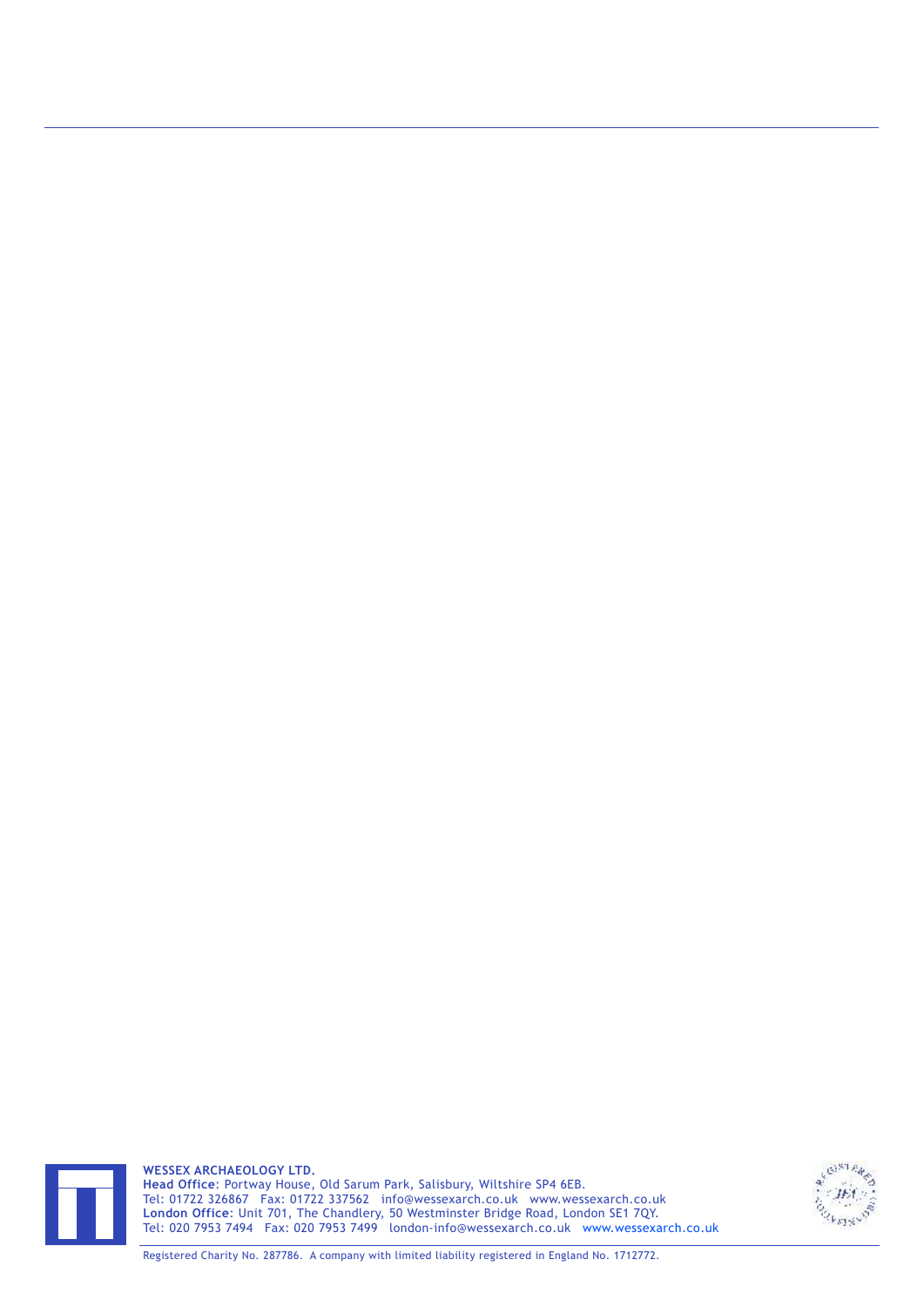**WESSEX ARCHAEOLOGY LTD.**
**Head Office**: Portway House, Old Sarum Park, Salisbury, Wiltshire SP4 6EB.
Tel: 01722 326867 Fax: 01722 337562 info@wessexarch.co.uk www.wessexarch.co.uk
**London Office**: Unit 701, The Chandlery, 50 Westminster Bridge Road, London SE1 7QY.
Tel: 020 7953 7494 Fax: 020 7953 7499 london-info@wessexarch.co.uk www.wessexarch.co.uk

Registered Charity No. 287786. A company with limited liability registered in England No. 1712772.